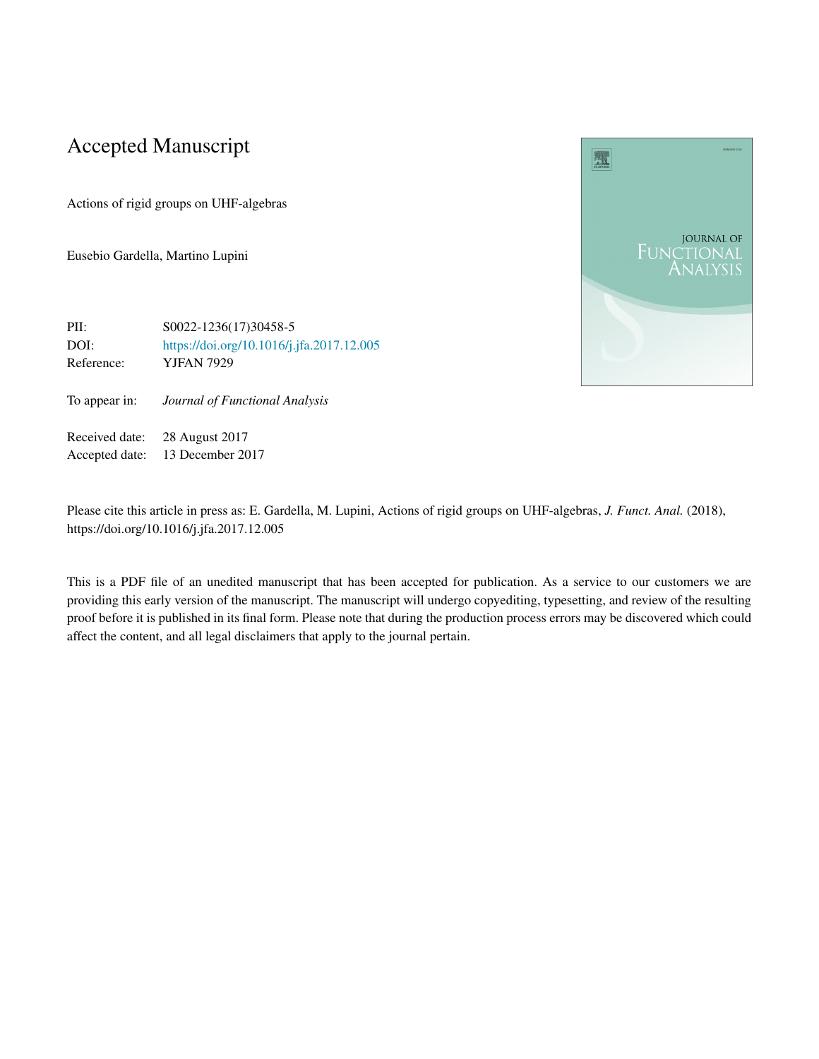# Accepted Manuscript

Actions of rigid groups on UHF-algebras

Eusebio Gardella, Martino Lupini

| | |
|---|---|
| PII: | S0022-1236(17)30458-5 |
| DOI: | https://doi.org/10.1016/j.jfa.2017.12.005 |
| Reference: | YJFAN 7929 |
| | |
| To appear in: | *Journal of Functional Analysis* |
| | |
| Received date: | 28 August 2017 |
| Accepted date: | 13 December 2017 |

Please cite this article in press as: E. Gardella, M. Lupini, Actions of rigid groups on UHF-algebras, *J. Funct. Anal.* (2018), https://doi.org/10.1016/j.jfa.2017.12.005

This is a PDF file of an unedited manuscript that has been accepted for publication. As a service to our customers we are providing this early version of the manuscript. The manuscript will undergo copyediting, typesetting, and review of the resulting proof before it is published in its final form. Please note that during the production process errors may be discovered which could affect the content, and all legal disclaimers that apply to the journal pertain.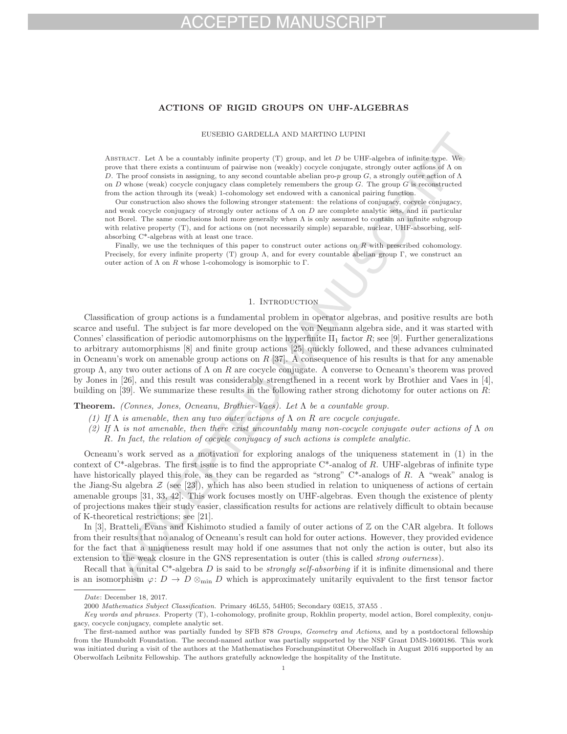**ACCEPTED MANUSCRIPT**

# ACTIONS OF RIGID GROUPS ON UHF-ALGEBRAS

EUSEBIO GARDELLA AND MARTINO LUPINI

Abstract. Let $\Lambda$ be a countably infinite property (T) group, and let $D$ be UHF-algebra of infinite type. We prove that there exists a continuum of pairwise non (weakly) cocycle conjugate, strongly outer actions of $\Lambda$ on $D$. The proof consists in assigning, to any second countable abelian pro-$p$ group $G$, a strongly outer action of $\Lambda$ on $D$ whose (weak) cocycle conjugacy class completely remembers the group $G$. The group $G$ is reconstructed from the action through its (weak) 1-cohomology set endowed with a canonical pairing function.

Our construction also shows the following stronger statement: the relations of conjugacy, cocycle conjugacy, and weak cocycle conjugacy of strongly outer actions of $\Lambda$ on $D$ are complete analytic sets, and in particular not Borel. The same conclusions hold more generally when $\Lambda$ is only assumed to contain an infinite subgroup with relative property (T), and for actions on (not necessarily simple) separable, nuclear, UHF-absorbing, self-absorbing C*-algebras with at least one trace.

Finally, we use the techniques of this paper to construct outer actions on $R$ with prescribed cohomology. Precisely, for every infinite property (T) group $\Lambda$, and for every countable abelian group $\Gamma$, we construct an outer action of $\Lambda$ on $R$ whose 1-cohomology is isomorphic to $\Gamma$.

## 1. Introduction

Classification of group actions is a fundamental problem in operator algebras, and positive results are both scarce and useful. The subject is far more developed on the von Neumann algebra side, and it was started with Connes' classification of periodic automorphisms on the hyperfinite $\mathrm{II}_1$ factor $R$; see [9]. Further generalizations to arbitrary automorphisms [8] and finite group actions [25] quickly followed, and these advances culminated in Ocneanu's work on amenable group actions on $R$ [37]. A consequence of his results is that for any amenable group $\Lambda$, any two outer actions of $\Lambda$ on $R$ are cocycle conjugate. A converse to Ocneanu's theorem was proved by Jones in [26], and this result was considerably strengthened in a recent work by Brothier and Vaes in [4], building on [39]. We summarize these results in the following rather strong dichotomy for outer actions on $R$:

**Theorem.** *(Connes, Jones, Ocneanu, Brothier-Vaes). Let $\Lambda$ be a countable group.*

1. *If $\Lambda$ is amenable, then any two outer actions of $\Lambda$ on $R$ are cocycle conjugate.*
2. *If $\Lambda$ is not amenable, then there exist uncountably many non-cocycle conjugate outer actions of $\Lambda$ on $R$. In fact, the relation of cocycle conjugacy of such actions is complete analytic.*

Ocneanu's work served as a motivation for exploring analogs of the uniqueness statement in (1) in the context of C*-algebras. The first issue is to find the appropriate C*-analog of $R$. UHF-algebras of infinite type have historically played this role, as they can be regarded as "strong" C*-analogs of $R$. A "weak" analog is the Jiang-Su algebra $\mathcal{Z}$ (see [23]), which has also been studied in relation to uniqueness of actions of certain amenable groups [31, 33, 42]. This work focuses mostly on UHF-algebras. Even though the existence of plenty of projections makes their study easier, classification results for actions are relatively difficult to obtain because of K-theoretical restrictions; see [21].

In [3], Bratteli, Evans and Kishimoto studied a family of outer actions of $\mathbb{Z}$ on the CAR algebra. It follows from their results that no analog of Ocneanu's result can hold for outer actions. However, they provided evidence for the fact that a uniqueness result may hold if one assumes that not only the action is outer, but also its extension to the weak closure in the GNS representation is outer (this is called *strong outerness*).

Recall that a unital C*-algebra $D$ is said to be *strongly self-absorbing* if it is infinite dimensional and there is an isomorphism $\varphi\colon D \to D \otimes_{\min} D$ which is approximately unitarily equivalent to the first tensor factor

---

*Date*: December 18, 2017.

2000 *Mathematics Subject Classification.* Primary 46L55, 54H05; Secondary 03E15, 37A55 .

*Key words and phrases.* Property (T), 1-cohomology, profinite group, Rokhlin property, model action, Borel complexity, conjugacy, cocycle conjugacy, complete analytic set.

The first-named author was partially funded by SFB 878 *Groups, Geometry and Actions*, and by a postdoctoral fellowship from the Humboldt Foundation. The second-named author was partially supported by the NSF Grant DMS-1600186. This work was initiated during a visit of the authors at the Mathematisches Forschungsinstitut Oberwolfach in August 2016 supported by an Oberwolfach Leibniz Fellowship. The authors gratefully acknowledge the hospitality of the Institute.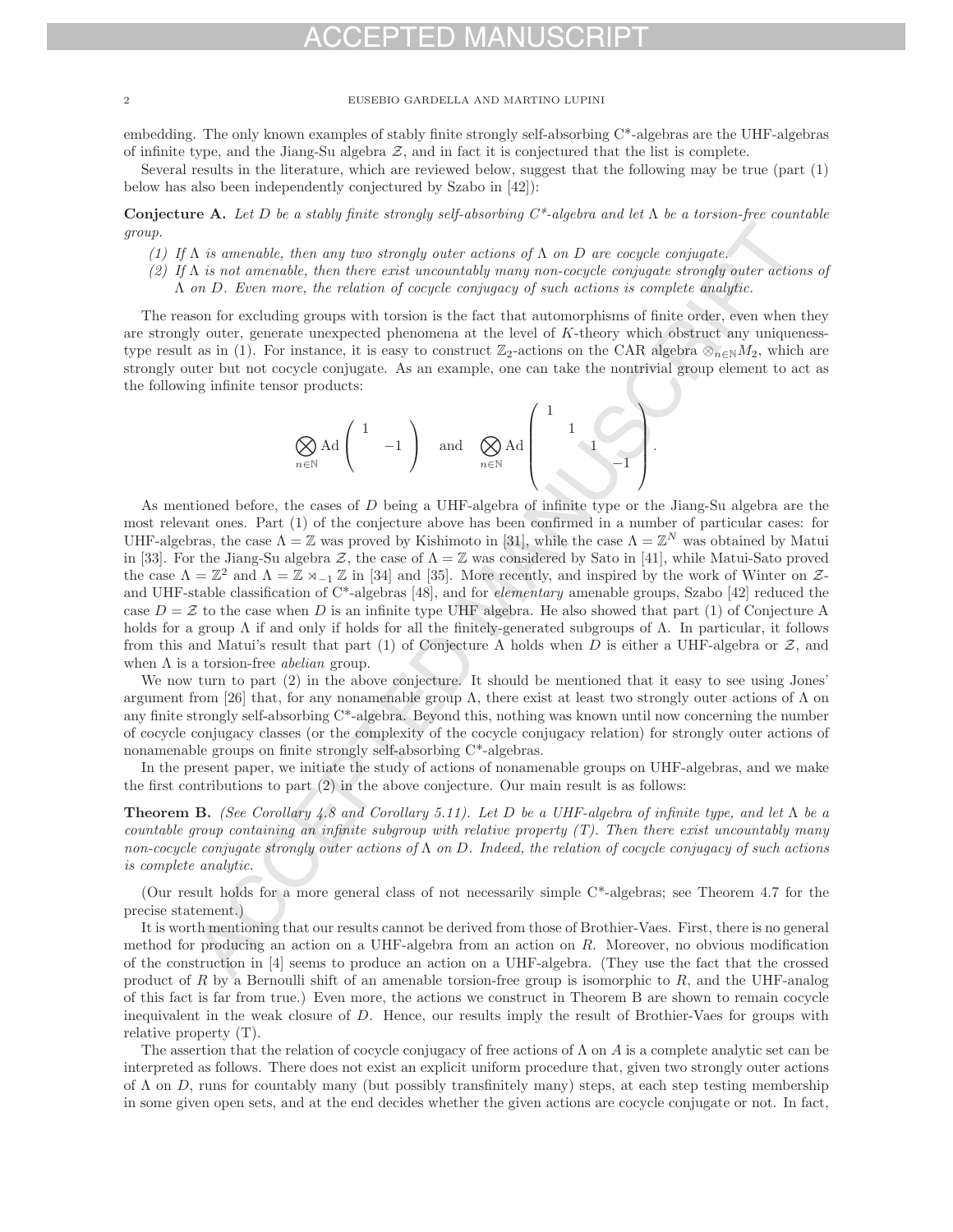embedding. The only known examples of stably finite strongly self-absorbing C*-algebras are the UHF-algebras of infinite type, and the Jiang-Su algebra $\mathcal{Z}$, and in fact it is conjectured that the list is complete.

Several results in the literature, which are reviewed below, suggest that the following may be true (part (1) below has also been independently conjectured by Szabo in [42]):

**Conjecture A.** *Let $D$ be a stably finite strongly self-absorbing C\*-algebra and let $\Lambda$ be a torsion-free countable group.*

*(1) If $\Lambda$ is amenable, then any two strongly outer actions of $\Lambda$ on $D$ are cocycle conjugate.*
*(2) If $\Lambda$ is not amenable, then there exist uncountably many non-cocycle conjugate strongly outer actions of $\Lambda$ on $D$. Even more, the relation of cocycle conjugacy of such actions is complete analytic.*

The reason for excluding groups with torsion is the fact that automorphisms of finite order, even when they are strongly outer, generate unexpected phenomena at the level of $K$-theory which obstruct any uniqueness-type result as in (1). For instance, it is easy to construct $\mathbb{Z}_2$-actions on the CAR algebra $\otimes_{n\in\mathbb{N}} M_2$, which are strongly outer but not cocycle conjugate. As an example, one can take the nontrivial group element to act as the following infinite tensor products:

$$\bigotimes_{n\in\mathbb{N}} \mathrm{Ad}\begin{pmatrix} 1 & \\ & -1 \end{pmatrix} \quad \text{and} \quad \bigotimes_{n\in\mathbb{N}} \mathrm{Ad}\begin{pmatrix} 1 & & & \\ & 1 & & \\ & & 1 & \\ & & & -1 \end{pmatrix}.$$

As mentioned before, the cases of $D$ being a UHF-algebra of infinite type or the Jiang-Su algebra are the most relevant ones. Part (1) of the conjecture above has been confirmed in a number of particular cases: for UHF-algebras, the case $\Lambda = \mathbb{Z}$ was proved by Kishimoto in [31], while the case $\Lambda = \mathbb{Z}^N$ was obtained by Matui in [33]. For the Jiang-Su algebra $\mathcal{Z}$, the case of $\Lambda = \mathbb{Z}$ was considered by Sato in [41], while Matui-Sato proved the case $\Lambda = \mathbb{Z}^2$ and $\Lambda = \mathbb{Z} \rtimes_{-1} \mathbb{Z}$ in [34] and [35]. More recently, and inspired by the work of Winter on $\mathcal{Z}$- and UHF-stable classification of C*-algebras [48], and for *elementary* amenable groups, Szabo [42] reduced the case $D = \mathcal{Z}$ to the case when $D$ is an infinite type UHF algebra. He also showed that part (1) of Conjecture A holds for a group $\Lambda$ if and only if holds for all the finitely-generated subgroups of $\Lambda$. In particular, it follows from this and Matui's result that part (1) of Conjecture A holds when $D$ is either a UHF-algebra or $\mathcal{Z}$, and when $\Lambda$ is a torsion-free *abelian* group.

We now turn to part (2) in the above conjecture. It should be mentioned that it easy to see using Jones' argument from [26] that, for any nonamenable group $\Lambda$, there exist at least two strongly outer actions of $\Lambda$ on any finite strongly self-absorbing C*-algebra. Beyond this, nothing was known until now concerning the number of cocycle conjugacy classes (or the complexity of the cocycle conjugacy relation) for strongly outer actions of nonamenable groups on finite strongly self-absorbing C*-algebras.

In the present paper, we initiate the study of actions of nonamenable groups on UHF-algebras, and we make the first contributions to part (2) in the above conjecture. Our main result is as follows:

**Theorem B.** *(See Corollary 4.8 and Corollary 5.11). Let $D$ be a UHF-algebra of infinite type, and let $\Lambda$ be a countable group containing an infinite subgroup with relative property (T). Then there exist uncountably many non-cocycle conjugate strongly outer actions of $\Lambda$ on $D$. Indeed, the relation of cocycle conjugacy of such actions is complete analytic.*

(Our result holds for a more general class of not necessarily simple C*-algebras; see Theorem 4.7 for the precise statement.)

It is worth mentioning that our results cannot be derived from those of Brothier-Vaes. First, there is no general method for producing an action on a UHF-algebra from an action on $R$. Moreover, no obvious modification of the construction in [4] seems to produce an action on a UHF-algebra. (They use the fact that the crossed product of $R$ by a Bernoulli shift of an amenable torsion-free group is isomorphic to $R$, and the UHF-analog of this fact is far from true.) Even more, the actions we construct in Theorem B are shown to remain cocycle inequivalent in the weak closure of $D$. Hence, our results imply the result of Brothier-Vaes for groups with relative property (T).

The assertion that the relation of cocycle conjugacy of free actions of $\Lambda$ on $A$ is a complete analytic set can be interpreted as follows. There does not exist an explicit uniform procedure that, given two strongly outer actions of $\Lambda$ on $D$, runs for countably many (but possibly transfinitely many) steps, at each step testing membership in some given open sets, and at the end decides whether the given actions are cocycle conjugate or not. In fact,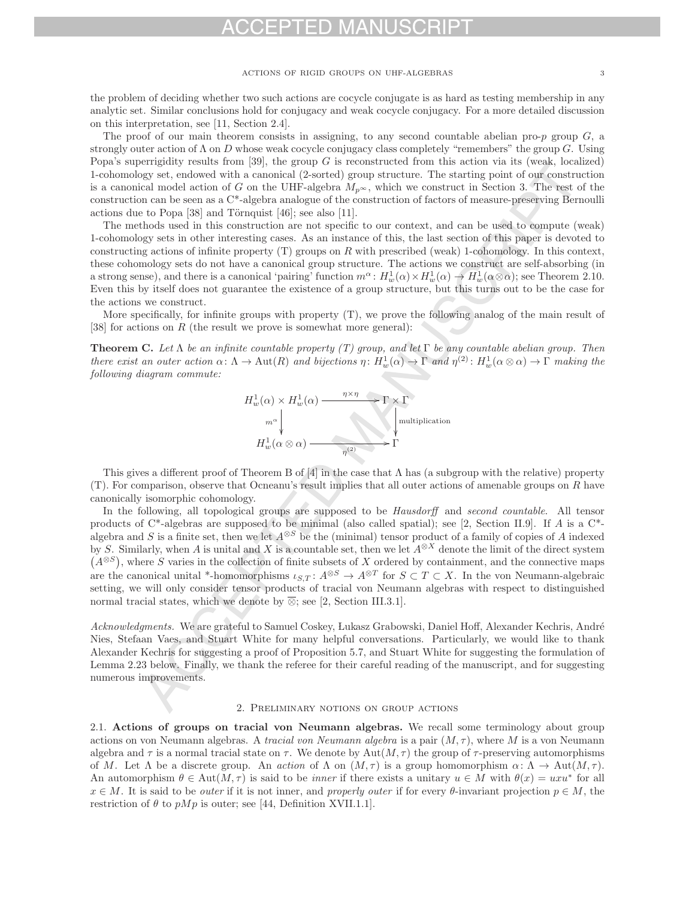the problem of deciding whether two such actions are cocycle conjugate is as hard as testing membership in any analytic set. Similar conclusions hold for conjugacy and weak cocycle conjugacy. For a more detailed discussion on this interpretation, see [11, Section 2.4].

The proof of our main theorem consists in assigning, to any second countable abelian pro-$p$ group $G$, a strongly outer action of $\Lambda$ on $D$ whose weak cocycle conjugacy class completely "remembers" the group $G$. Using Popa's superrigidity results from [39], the group $G$ is reconstructed from this action via its (weak, localized) 1-cohomology set, endowed with a canonical (2-sorted) group structure. The starting point of our construction is a canonical model action of $G$ on the UHF-algebra $M_{p^\infty}$, which we construct in Section 3. The rest of the construction can be seen as a C*-algebra analogue of the construction of factors of measure-preserving Bernoulli actions due to Popa [38] and Törnquist [46]; see also [11].

The methods used in this construction are not specific to our context, and can be used to compute (weak) 1-cohomology sets in other interesting cases. As an instance of this, the last section of this paper is devoted to constructing actions of infinite property (T) groups on $R$ with prescribed (weak) 1-cohomology. In this context, these cohomology sets do not have a canonical group structure. The actions we construct are self-absorbing (in a strong sense), and there is a canonical 'pairing' function $m^\alpha\colon H^1_w(\alpha)\times H^1_w(\alpha)\to H^1_w(\alpha\otimes\alpha)$; see Theorem 2.10. Even this by itself does not guarantee the existence of a group structure, but this turns out to be the case for the actions we construct.

More specifically, for infinite groups with property (T), we prove the following analog of the main result of [38] for actions on $R$ (the result we prove is somewhat more general):

**Theorem C.** *Let $\Lambda$ be an infinite countable property (T) group, and let $\Gamma$ be any countable abelian group. Then there exist an outer action $\alpha\colon\Lambda\to\mathrm{Aut}(R)$ and bijections $\eta\colon H^1_w(\alpha)\to\Gamma$ and $\eta^{(2)}\colon H^1_w(\alpha\otimes\alpha)\to\Gamma$ making the following diagram commute:*

$$\begin{array}{ccc} H^1_w(\alpha)\times H^1_w(\alpha) & \xrightarrow{\eta\times\eta} & \Gamma\times\Gamma \\ {\scriptstyle m^\alpha}\downarrow & & \downarrow{\scriptstyle \text{multiplication}} \\ H^1_w(\alpha\otimes\alpha) & \xrightarrow[\eta^{(2)}]{} & \Gamma \end{array}$$

This gives a different proof of Theorem B of [4] in the case that $\Lambda$ has (a subgroup with the relative) property (T). For comparison, observe that Ocneanu's result implies that all outer actions of amenable groups on $R$ have canonically isomorphic cohomology.

In the following, all topological groups are supposed to be *Hausdorff* and *second countable*. All tensor products of C*-algebras are supposed to be minimal (also called spatial); see [2, Section II.9]. If $A$ is a C*-algebra and $S$ is a finite set, then we let $A^{\otimes S}$ be the (minimal) tensor product of a family of copies of $A$ indexed by $S$. Similarly, when $A$ is unital and $X$ is a countable set, then we let $A^{\otimes X}$ denote the limit of the direct system $\left(A^{\otimes S}\right)$, where $S$ varies in the collection of finite subsets of $X$ ordered by containment, and the connective maps are the canonical unital *-homomorphisms $\iota_{S,T}\colon A^{\otimes S}\to A^{\otimes T}$ for $S\subset T\subset X$. In the von Neumann-algebraic setting, we will only consider tensor products of tracial von Neumann algebras with respect to distinguished normal tracial states, which we denote by $\overline{\otimes}$; see [2, Section III.3.1].

*Acknowledgments.* We are grateful to Samuel Coskey, Łukasz Grabowski, Daniel Hoff, Alexander Kechris, André Nies, Stefaan Vaes, and Stuart White for many helpful conversations. Particularly, we would like to thank Alexander Kechris for suggesting a proof of Proposition 5.7, and Stuart White for suggesting the formulation of Lemma 2.23 below. Finally, we thank the referee for their careful reading of the manuscript, and for suggesting numerous improvements.

## 2. Preliminary notions on group actions

2.1. **Actions of groups on tracial von Neumann algebras.** We recall some terminology about group actions on von Neumann algebras. A *tracial von Neumann algebra* is a pair $(M,\tau)$, where $M$ is a von Neumann algebra and $\tau$ is a normal tracial state on $\tau$. We denote by $\mathrm{Aut}(M,\tau)$ the group of $\tau$-preserving automorphisms of $M$. Let $\Lambda$ be a discrete group. An *action* of $\Lambda$ on $(M,\tau)$ is a group homomorphism $\alpha\colon\Lambda\to\mathrm{Aut}(M,\tau)$. An automorphism $\theta\in\mathrm{Aut}(M,\tau)$ is said to be *inner* if there exists a unitary $u\in M$ with $\theta(x)=uxu^*$ for all $x\in M$. It is said to be *outer* if it is not inner, and *properly outer* if for every $\theta$-invariant projection $p\in M$, the restriction of $\theta$ to $pMp$ is outer; see [44, Definition XVII.1.1].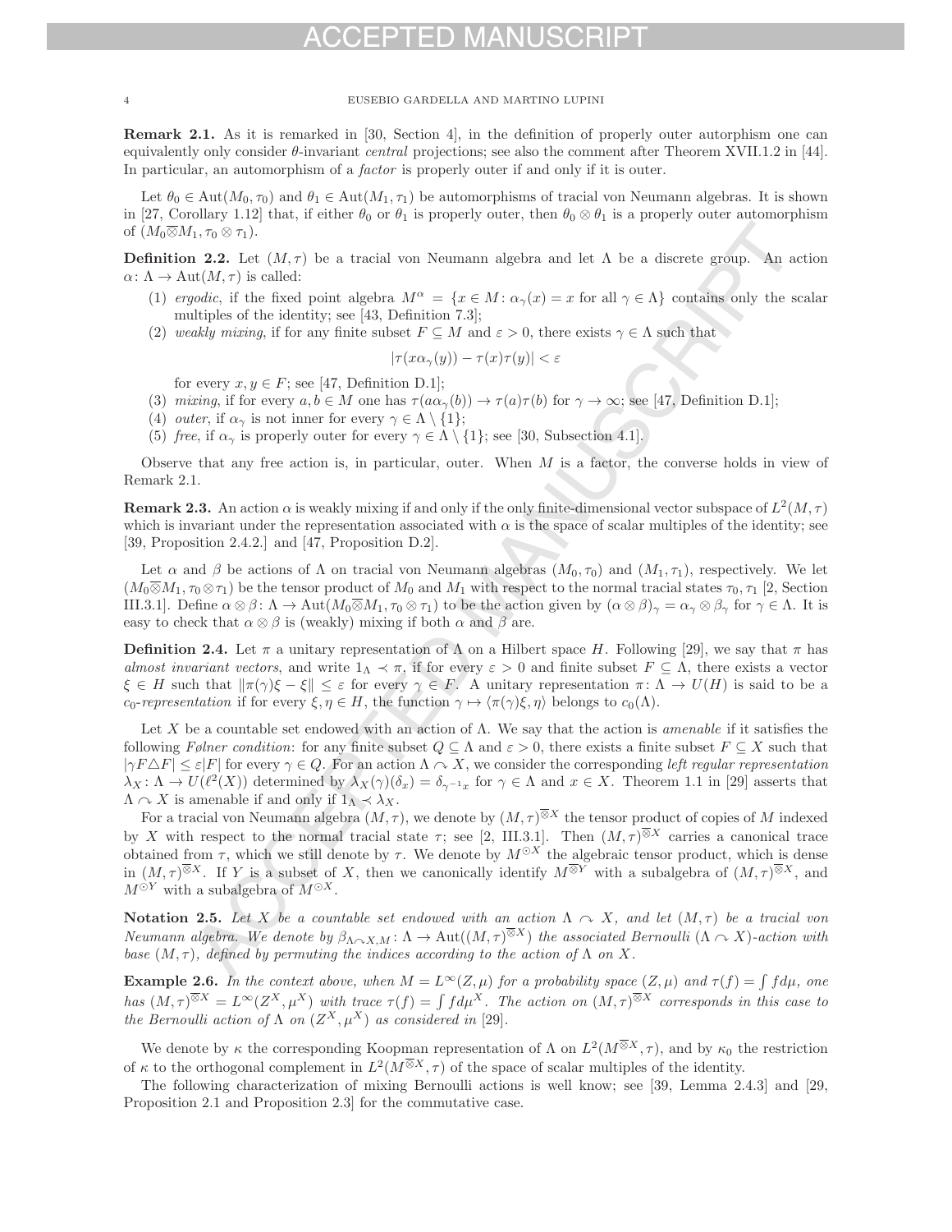**Remark 2.1.** As it is remarked in [30, Section 4], in the definition of properly outer autorphism one can equivalently only consider $\theta$-invariant *central* projections; see also the comment after Theorem XVII.1.2 in [44]. In particular, an automorphism of a *factor* is properly outer if and only if it is outer.

Let $\theta_0 \in \mathrm{Aut}(M_0, \tau_0)$ and $\theta_1 \in \mathrm{Aut}(M_1, \tau_1)$ be automorphisms of tracial von Neumann algebras. It is shown in [27, Corollary 1.12] that, if either $\theta_0$ or $\theta_1$ is properly outer, then $\theta_0 \otimes \theta_1$ is a properly outer automorphism of $(M_0 \overline{\otimes} M_1, \tau_0 \otimes \tau_1)$.

**Definition 2.2.** Let $(M, \tau)$ be a tracial von Neumann algebra and let $\Lambda$ be a discrete group. An action $\alpha \colon \Lambda \to \mathrm{Aut}(M, \tau)$ is called:

1. *ergodic*, if the fixed point algebra $M^\alpha = \{x \in M \colon \alpha_\gamma(x) = x \text{ for all } \gamma \in \Lambda\}$ contains only the scalar multiples of the identity; see [43, Definition 7.3];
2. *weakly mixing*, if for any finite subset $F \subseteq M$ and $\varepsilon > 0$, there exists $\gamma \in \Lambda$ such that
$$|\tau(x\alpha_\gamma(y)) - \tau(x)\tau(y)| < \varepsilon$$
for every $x, y \in F$; see [47, Definition D.1];
3. *mixing*, if for every $a, b \in M$ one has $\tau(a\alpha_\gamma(b)) \to \tau(a)\tau(b)$ for $\gamma \to \infty$; see [47, Definition D.1];
4. *outer*, if $\alpha_\gamma$ is not inner for every $\gamma \in \Lambda \setminus \{1\}$;
5. *free*, if $\alpha_\gamma$ is properly outer for every $\gamma \in \Lambda \setminus \{1\}$; see [30, Subsection 4.1].

Observe that any free action is, in particular, outer. When $M$ is a factor, the converse holds in view of Remark 2.1.

**Remark 2.3.** An action $\alpha$ is weakly mixing if and only if the only finite-dimensional vector subspace of $L^2(M, \tau)$ which is invariant under the representation associated with $\alpha$ is the space of scalar multiples of the identity; see [39, Proposition 2.4.2.] and [47, Proposition D.2].

Let $\alpha$ and $\beta$ be actions of $\Lambda$ on tracial von Neumann algebras $(M_0, \tau_0)$ and $(M_1, \tau_1)$, respectively. We let $(M_0 \overline{\otimes} M_1, \tau_0 \otimes \tau_1)$ be the tensor product of $M_0$ and $M_1$ with respect to the normal tracial states $\tau_0, \tau_1$ [2, Section III.3.1]. Define $\alpha \otimes \beta \colon \Lambda \to \mathrm{Aut}(M_0 \overline{\otimes} M_1, \tau_0 \otimes \tau_1)$ to be the action given by $(\alpha \otimes \beta)_\gamma = \alpha_\gamma \otimes \beta_\gamma$ for $\gamma \in \Lambda$. It is easy to check that $\alpha \otimes \beta$ is (weakly) mixing if both $\alpha$ and $\beta$ are.

**Definition 2.4.** Let $\pi$ a unitary representation of $\Lambda$ on a Hilbert space $H$. Following [29], we say that $\pi$ has *almost invariant vectors*, and write $1_\Lambda \prec \pi$, if for every $\varepsilon > 0$ and finite subset $F \subseteq \Lambda$, there exists a vector $\xi \in H$ such that $\|\pi(\gamma)\xi - \xi\| \le \varepsilon$ for every $\gamma \in F$. A unitary representation $\pi \colon \Lambda \to U(H)$ is said to be a $c_0$*-representation* if for every $\xi, \eta \in H$, the function $\gamma \mapsto \langle \pi(\gamma)\xi, \eta \rangle$ belongs to $c_0(\Lambda)$.

Let $X$ be a countable set endowed with an action of $\Lambda$. We say that the action is *amenable* if it satisfies the following *Følner condition*: for any finite subset $Q \subseteq \Lambda$ and $\varepsilon > 0$, there exists a finite subset $F \subseteq X$ such that $|\gamma F \triangle F| \le \varepsilon |F|$ for every $\gamma \in Q$. For an action $\Lambda \curvearrowright X$, we consider the corresponding *left regular representation* $\lambda_X \colon \Lambda \to U(\ell^2(X))$ determined by $\lambda_X(\gamma)(\delta_x) = \delta_{\gamma^{-1}x}$ for $\gamma \in \Lambda$ and $x \in X$. Theorem 1.1 in [29] asserts that $\Lambda \curvearrowright X$ is amenable if and only if $1_\Lambda \prec \lambda_X$.

For a tracial von Neumann algebra $(M, \tau)$, we denote by $(M, \tau)^{\overline{\otimes} X}$ the tensor product of copies of $M$ indexed by $X$ with respect to the normal tracial state $\tau$; see [2, III.3.1]. Then $(M, \tau)^{\overline{\otimes} X}$ carries a canonical trace obtained from $\tau$, which we still denote by $\tau$. We denote by $M^{\odot X}$ the algebraic tensor product, which is dense in $(M, \tau)^{\overline{\otimes} X}$. If $Y$ is a subset of $X$, then we canonically identify $M^{\overline{\otimes} Y}$ with a subalgebra of $(M, \tau)^{\overline{\otimes} X}$, and $M^{\odot Y}$ with a subalgebra of $M^{\odot X}$.

**Notation 2.5.** *Let $X$ be a countable set endowed with an action $\Lambda \curvearrowright X$, and let $(M, \tau)$ be a tracial von Neumann algebra. We denote by $\beta_{\Lambda \curvearrowright X, M} \colon \Lambda \to \mathrm{Aut}((M, \tau)^{\overline{\otimes} X})$ the associated Bernoulli $(\Lambda \curvearrowright X)$-action with base $(M, \tau)$, defined by permuting the indices according to the action of $\Lambda$ on $X$.*

**Example 2.6.** *In the context above, when $M = L^\infty(Z, \mu)$ for a probability space $(Z, \mu)$ and $\tau(f) = \int f d\mu$, one has $(M, \tau)^{\overline{\otimes} X} = L^\infty(Z^X, \mu^X)$ with trace $\tau(f) = \int f d\mu^X$. The action on $(M, \tau)^{\overline{\otimes} X}$ corresponds in this case to the Bernoulli action of $\Lambda$ on $(Z^X, \mu^X)$ as considered in [29].*

We denote by $\kappa$ the corresponding Koopman representation of $\Lambda$ on $L^2(M^{\overline{\otimes} X}, \tau)$, and by $\kappa_0$ the restriction of $\kappa$ to the orthogonal complement in $L^2(M^{\overline{\otimes} X}, \tau)$ of the space of scalar multiples of the identity.

The following characterization of mixing Bernoulli actions is well know; see [39, Lemma 2.4.3] and [29, Proposition 2.1 and Proposition 2.3] for the commutative case.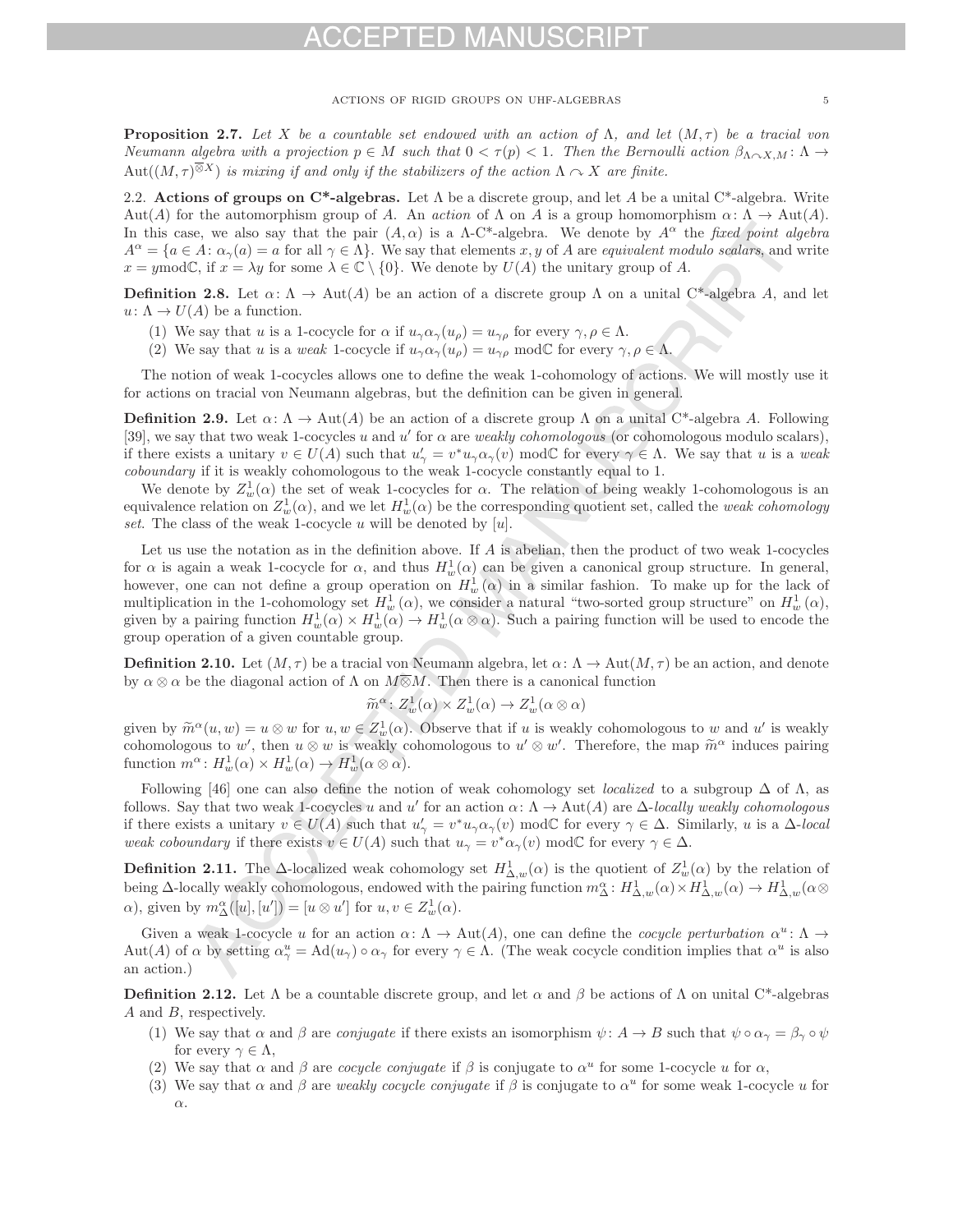**Proposition 2.7.** *Let $X$ be a countable set endowed with an action of $\Lambda$, and let $(M,\tau)$ be a tracial von Neumann algebra with a projection $p \in M$ such that $0 < \tau(p) < 1$. Then the Bernoulli action $\beta_{\Lambda \curvearrowright X, M} \colon \Lambda \to \mathrm{Aut}((M,\tau)^{\overline{\otimes} X})$ is mixing if and only if the stabilizers of the action $\Lambda \curvearrowright X$ are finite.*

2.2. **Actions of groups on C\*-algebras.** Let $\Lambda$ be a discrete group, and let $A$ be a unital C\*-algebra. Write $\mathrm{Aut}(A)$ for the automorphism group of $A$. An *action* of $\Lambda$ on $A$ is a group homomorphism $\alpha \colon \Lambda \to \mathrm{Aut}(A)$. In this case, we also say that the pair $(A, \alpha)$ is a $\Lambda$-C\*-algebra. We denote by $A^\alpha$ the *fixed point algebra* $A^\alpha = \{a \in A \colon \alpha_\gamma(a) = a \text{ for all } \gamma \in \Lambda\}$. We say that elements $x, y$ of $A$ are *equivalent modulo scalars*, and write $x = y \mathrm{mod}\mathbb{C}$, if $x = \lambda y$ for some $\lambda \in \mathbb{C} \setminus \{0\}$. We denote by $U(A)$ the unitary group of $A$.

**Definition 2.8.** Let $\alpha \colon \Lambda \to \mathrm{Aut}(A)$ be an action of a discrete group $\Lambda$ on a unital C\*-algebra $A$, and let $u \colon \Lambda \to U(A)$ be a function.

1. We say that $u$ is a 1-cocycle for $\alpha$ if $u_\gamma \alpha_\gamma(u_\rho) = u_{\gamma\rho}$ for every $\gamma, \rho \in \Lambda$.
2. We say that $u$ is a *weak* 1-cocycle if $u_\gamma \alpha_\gamma(u_\rho) = u_{\gamma\rho} \mod \mathbb{C}$ for every $\gamma, \rho \in \Lambda$.

The notion of weak 1-cocycles allows one to define the weak 1-cohomology of actions. We will mostly use it for actions on tracial von Neumann algebras, but the definition can be given in general.

**Definition 2.9.** Let $\alpha \colon \Lambda \to \mathrm{Aut}(A)$ be an action of a discrete group $\Lambda$ on a unital C\*-algebra $A$. Following [39], we say that two weak 1-cocycles $u$ and $u'$ for $\alpha$ are *weakly cohomologous* (or cohomologous modulo scalars), if there exists a unitary $v \in U(A)$ such that $u'_\gamma = v^* u_\gamma \alpha_\gamma(v) \mod \mathbb{C}$ for every $\gamma \in \Lambda$. We say that $u$ is a *weak coboundary* if it is weakly cohomologous to the weak 1-cocycle constantly equal to 1.

We denote by $Z^1_w(\alpha)$ the set of weak 1-cocycles for $\alpha$. The relation of being weakly 1-cohomologous is an equivalence relation on $Z^1_w(\alpha)$, and we let $H^1_w(\alpha)$ be the corresponding quotient set, called the *weak cohomology set*. The class of the weak 1-cocycle $u$ will be denoted by $[u]$.

Let us use the notation as in the definition above. If $A$ is abelian, then the product of two weak 1-cocycles for $\alpha$ is again a weak 1-cocycle for $\alpha$, and thus $H^1_w(\alpha)$ can be given a canonical group structure. In general, however, one can not define a group operation on $H^1_w(\alpha)$ in a similar fashion. To make up for the lack of multiplication in the 1-cohomology set $H^1_w(\alpha)$, we consider a natural "two-sorted group structure" on $H^1_w(\alpha)$, given by a pairing function $H^1_w(\alpha) \times H^1_w(\alpha) \to H^1_w(\alpha \otimes \alpha)$. Such a pairing function will be used to encode the group operation of a given countable group.

**Definition 2.10.** Let $(M,\tau)$ be a tracial von Neumann algebra, let $\alpha \colon \Lambda \to \mathrm{Aut}(M,\tau)$ be an action, and denote by $\alpha \otimes \alpha$ be the diagonal action of $\Lambda$ on $M \overline{\otimes} M$. Then there is a canonical function

$$\widetilde{m}^\alpha \colon Z^1_w(\alpha) \times Z^1_w(\alpha) \to Z^1_w(\alpha \otimes \alpha)$$

given by $\widetilde{m}^\alpha(u, w) = u \otimes w$ for $u, w \in Z^1_w(\alpha)$. Observe that if $u$ is weakly cohomologous to $w$ and $u'$ is weakly cohomologous to $w'$, then $u \otimes w$ is weakly cohomologous to $u' \otimes w'$. Therefore, the map $\widetilde{m}^\alpha$ induces pairing function $m^\alpha \colon H^1_w(\alpha) \times H^1_w(\alpha) \to H^1_w(\alpha \otimes \alpha)$.

Following [46] one can also define the notion of weak cohomology set *localized* to a subgroup $\Delta$ of $\Lambda$, as follows. Say that two weak 1-cocycles $u$ and $u'$ for an action $\alpha \colon \Lambda \to \mathrm{Aut}(A)$ are $\Delta$-*locally weakly cohomologous* if there exists a unitary $v \in U(A)$ such that $u'_\gamma = v^* u_\gamma \alpha_\gamma(v) \mod \mathbb{C}$ for every $\gamma \in \Delta$. Similarly, $u$ is a $\Delta$-*local weak coboundary* if there exists $v \in U(A)$ such that $u_\gamma = v^* \alpha_\gamma(v) \mod \mathbb{C}$ for every $\gamma \in \Delta$.

**Definition 2.11.** The $\Delta$-localized weak cohomology set $H^1_{\Delta,w}(\alpha)$ is the quotient of $Z^1_w(\alpha)$ by the relation of being $\Delta$-locally weakly cohomologous, endowed with the pairing function $m^\alpha_\Delta \colon H^1_{\Delta,w}(\alpha) \times H^1_{\Delta,w}(\alpha) \to H^1_{\Delta,w}(\alpha \otimes \alpha)$, given by $m^\alpha_\Delta([u],[u']) = [u \otimes u']$ for $u, v \in Z^1_w(\alpha)$.

Given a weak 1-cocycle $u$ for an action $\alpha \colon \Lambda \to \mathrm{Aut}(A)$, one can define the *cocycle perturbation* $\alpha^u \colon \Lambda \to \mathrm{Aut}(A)$ of $\alpha$ by setting $\alpha^u_\gamma = \mathrm{Ad}(u_\gamma) \circ \alpha_\gamma$ for every $\gamma \in \Lambda$. (The weak cocycle condition implies that $\alpha^u$ is also an action.)

**Definition 2.12.** Let $\Lambda$ be a countable discrete group, and let $\alpha$ and $\beta$ be actions of $\Lambda$ on unital C\*-algebras $A$ and $B$, respectively.

1. We say that $\alpha$ and $\beta$ are *conjugate* if there exists an isomorphism $\psi \colon A \to B$ such that $\psi \circ \alpha_\gamma = \beta_\gamma \circ \psi$ for every $\gamma \in \Lambda$,
2. We say that $\alpha$ and $\beta$ are *cocycle conjugate* if $\beta$ is conjugate to $\alpha^u$ for some 1-cocycle $u$ for $\alpha$,
3. We say that $\alpha$ and $\beta$ are *weakly cocycle conjugate* if $\beta$ is conjugate to $\alpha^u$ for some weak 1-cocycle $u$ for $\alpha$.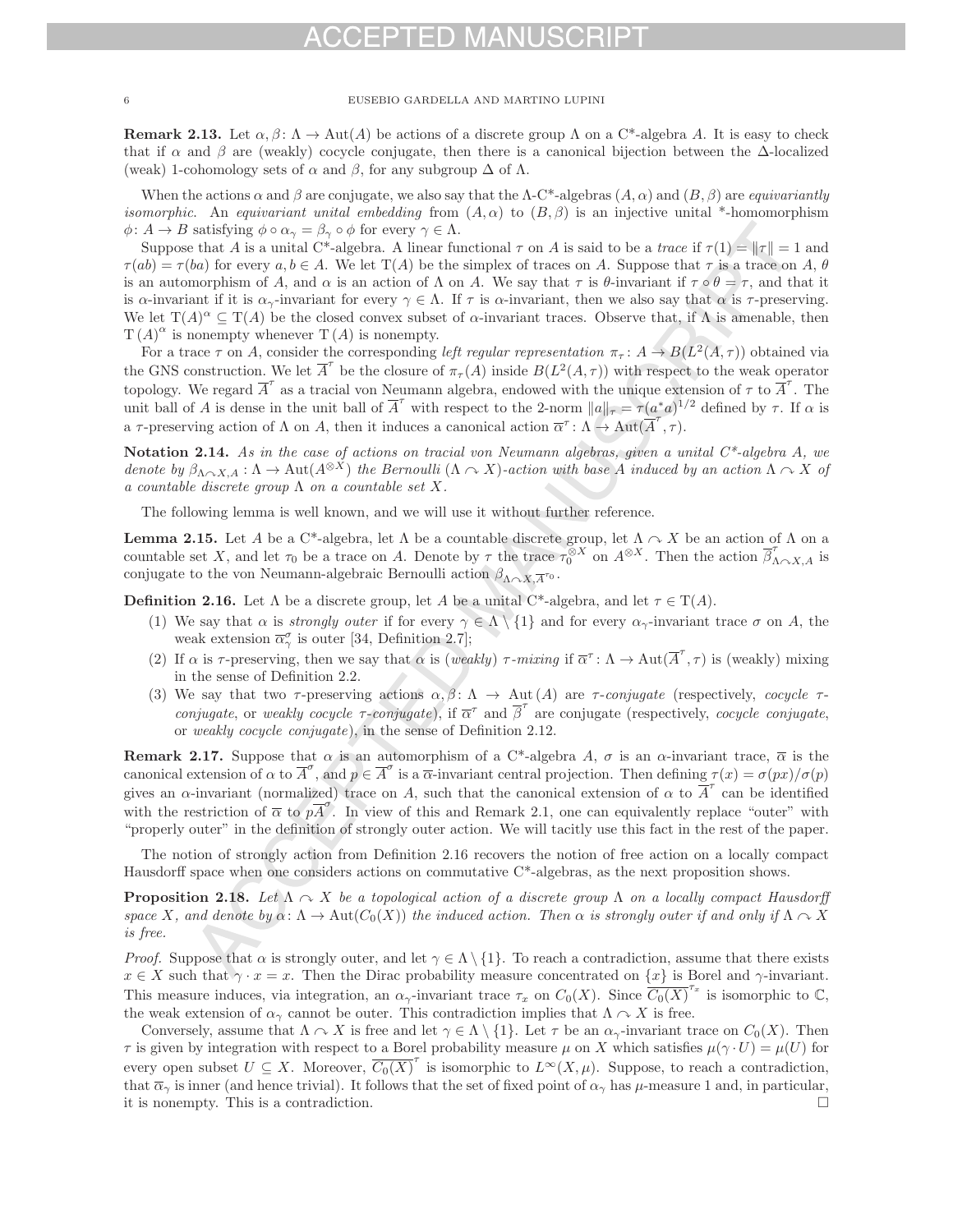**Remark 2.13.** Let $\alpha, \beta \colon \Lambda \to \mathrm{Aut}(A)$ be actions of a discrete group $\Lambda$ on a C*-algebra $A$. It is easy to check that if $\alpha$ and $\beta$ are (weakly) cocycle conjugate, then there is a canonical bijection between the $\Delta$-localized (weak) 1-cohomology sets of $\alpha$ and $\beta$, for any subgroup $\Delta$ of $\Lambda$.

When the actions $\alpha$ and $\beta$ are conjugate, we also say that the $\Lambda$-C*-algebras $(A, \alpha)$ and $(B, \beta)$ are *equivariantly isomorphic*. An *equivariant unital embedding* from $(A, \alpha)$ to $(B, \beta)$ is an injective unital *-homomorphism $\phi \colon A \to B$ satisfying $\phi \circ \alpha_\gamma = \beta_\gamma \circ \phi$ for every $\gamma \in \Lambda$.

Suppose that $A$ is a unital C*-algebra. A linear functional $\tau$ on $A$ is said to be a *trace* if $\tau(1) = \|\tau\| = 1$ and $\tau(ab) = \tau(ba)$ for every $a, b \in A$. We let $\mathrm{T}(A)$ be the simplex of traces on $A$. Suppose that $\tau$ is a trace on $A$, $\theta$ is an automorphism of $A$, and $\alpha$ is an action of $\Lambda$ on $A$. We say that $\tau$ is $\theta$-invariant if $\tau \circ \theta = \tau$, and that it is $\alpha$-invariant if it is $\alpha_\gamma$-invariant for every $\gamma \in \Lambda$. If $\tau$ is $\alpha$-invariant, then we also say that $\alpha$ is $\tau$-preserving. We let $\mathrm{T}(A)^\alpha \subseteq \mathrm{T}(A)$ be the closed convex subset of $\alpha$-invariant traces. Observe that, if $\Lambda$ is amenable, then $\mathrm{T}(A)^\alpha$ is nonempty whenever $\mathrm{T}(A)$ is nonempty.

For a trace $\tau$ on $A$, consider the corresponding *left regular representation* $\pi_\tau \colon A \to B(L^2(A, \tau))$ obtained via the GNS construction. We let $\overline{A}^\tau$ be the closure of $\pi_\tau(A)$ inside $B(L^2(A, \tau))$ with respect to the weak operator topology. We regard $\overline{A}^\tau$ as a tracial von Neumann algebra, endowed with the unique extension of $\tau$ to $\overline{A}^\tau$. The unit ball of $A$ is dense in the unit ball of $\overline{A}^\tau$ with respect to the 2-norm $\|a\|_\tau = \tau(a^*a)^{1/2}$ defined by $\tau$. If $\alpha$ is a $\tau$-preserving action of $\Lambda$ on $A$, then it induces a canonical action $\overline{\alpha}^\tau \colon \Lambda \to \mathrm{Aut}(\overline{A}^\tau, \tau)$.

**Notation 2.14.** *As in the case of actions on tracial von Neumann algebras, given a unital C*-algebra $A$, we denote by $\beta_{\Lambda \curvearrowright X, A} \colon \Lambda \to \mathrm{Aut}(A^{\otimes X})$ the Bernoulli $(\Lambda \curvearrowright X)$-action with base $A$ induced by an action $\Lambda \curvearrowright X$ of a countable discrete group $\Lambda$ on a countable set $X$.*

The following lemma is well known, and we will use it without further reference.

**Lemma 2.15.** Let $A$ be a C*-algebra, let $\Lambda$ be a countable discrete group, let $\Lambda \curvearrowright X$ be an action of $\Lambda$ on a countable set $X$, and let $\tau_0$ be a trace on $A$. Denote by $\tau$ the trace $\tau_0^{\otimes X}$ on $A^{\otimes X}$. Then the action $\overline{\beta}^\tau_{\Lambda \curvearrowright X, A}$ is conjugate to the von Neumann-algebraic Bernoulli action $\beta_{\Lambda \curvearrowright X, \overline{A}^{\tau_0}}$.

**Definition 2.16.** Let $\Lambda$ be a discrete group, let $A$ be a unital C*-algebra, and let $\tau \in \mathrm{T}(A)$.

1. We say that $\alpha$ is *strongly outer* if for every $\gamma \in \Lambda \setminus \{1\}$ and for every $\alpha_\gamma$-invariant trace $\sigma$ on $A$, the weak extension $\overline{\alpha}^\sigma_\gamma$ is outer [34, Definition 2.7];
2. If $\alpha$ is $\tau$-preserving, then we say that $\alpha$ is (*weakly*) $\tau$*-mixing* if $\overline{\alpha}^\tau \colon \Lambda \to \mathrm{Aut}(\overline{A}^\tau, \tau)$ is (weakly) mixing in the sense of Definition 2.2.
3. We say that two $\tau$-preserving actions $\alpha, \beta \colon \Lambda \to \mathrm{Aut}(A)$ are $\tau$*-conjugate* (respectively, *cocycle $\tau$-conjugate*, or *weakly cocycle $\tau$-conjugate*), if $\overline{\alpha}^\tau$ and $\overline{\beta}^\tau$ are conjugate (respectively, *cocycle conjugate*, or *weakly cocycle conjugate*), in the sense of Definition 2.12.

**Remark 2.17.** Suppose that $\alpha$ is an automorphism of a C*-algebra $A$, $\sigma$ is an $\alpha$-invariant trace, $\overline{\alpha}$ is the canonical extension of $\alpha$ to $\overline{A}^\sigma$, and $p \in \overline{A}^\sigma$ is a $\overline{\alpha}$-invariant central projection. Then defining $\tau(x) = \sigma(px)/\sigma(p)$ gives an $\alpha$-invariant (normalized) trace on $A$, such that the canonical extension of $\alpha$ to $\overline{A}^\tau$ can be identified with the restriction of $\overline{\alpha}$ to $p\overline{A}^\sigma$. In view of this and Remark 2.1, one can equivalently replace "outer" with "properly outer" in the definition of strongly outer action. We will tacitly use this fact in the rest of the paper.

The notion of strongly action from Definition 2.16 recovers the notion of free action on a locally compact Hausdorff space when one considers actions on commutative C*-algebras, as the next proposition shows.

**Proposition 2.18.** *Let $\Lambda \curvearrowright X$ be a topological action of a discrete group $\Lambda$ on a locally compact Hausdorff space $X$, and denote by $\alpha \colon \Lambda \to \mathrm{Aut}(C_0(X))$ the induced action. Then $\alpha$ is strongly outer if and only if $\Lambda \curvearrowright X$ is free.*

*Proof.* Suppose that $\alpha$ is strongly outer, and let $\gamma \in \Lambda \setminus \{1\}$. To reach a contradiction, assume that there exists $x \in X$ such that $\gamma \cdot x = x$. Then the Dirac probability measure concentrated on $\{x\}$ is Borel and $\gamma$-invariant. This measure induces, via integration, an $\alpha_\gamma$-invariant trace $\tau_x$ on $C_0(X)$. Since $\overline{C_0(X)}^{\tau_x}$ is isomorphic to $\mathbb{C}$, the weak extension of $\alpha_\gamma$ cannot be outer. This contradiction implies that $\Lambda \curvearrowright X$ is free.

Conversely, assume that $\Lambda \curvearrowright X$ is free and let $\gamma \in \Lambda \setminus \{1\}$. Let $\tau$ be an $\alpha_\gamma$-invariant trace on $C_0(X)$. Then $\tau$ is given by integration with respect to a Borel probability measure $\mu$ on $X$ which satisfies $\mu(\gamma \cdot U) = \mu(U)$ for every open subset $U \subseteq X$. Moreover, $\overline{C_0(X)}^\tau$ is isomorphic to $L^\infty(X, \mu)$. Suppose, to reach a contradiction, that $\overline{\alpha}_\gamma$ is inner (and hence trivial). It follows that the set of fixed point of $\alpha_\gamma$ has $\mu$-measure 1 and, in particular, it is nonempty. This is a contradiction. $\square$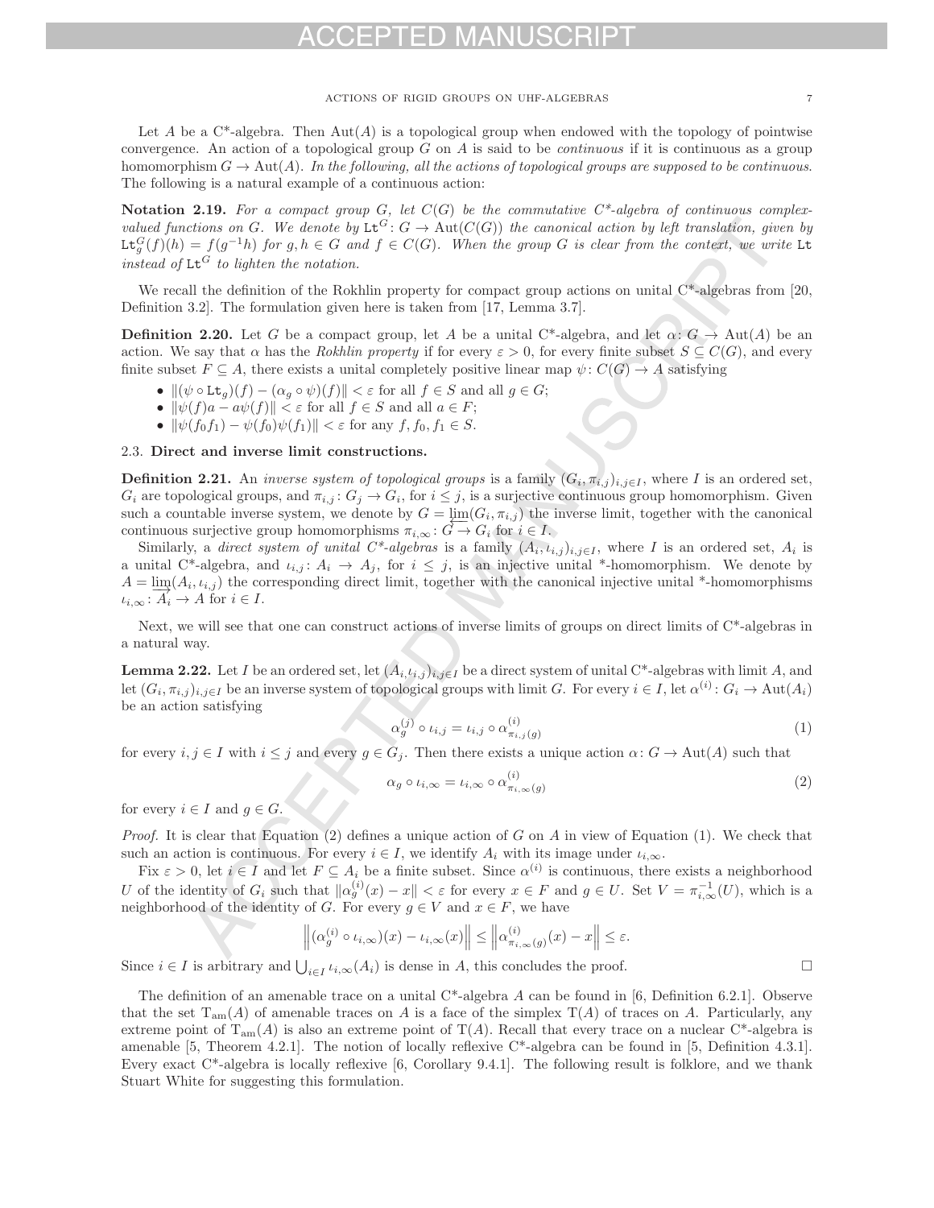Let $A$ be a C*-algebra. Then $\mathrm{Aut}(A)$ is a topological group when endowed with the topology of pointwise convergence. An action of a topological group $G$ on $A$ is said to be *continuous* if it is continuous as a group homomorphism $G \to \mathrm{Aut}(A)$. *In the following, all the actions of topological groups are supposed to be continuous.* The following is a natural example of a continuous action:

**Notation 2.19.** *For a compact group $G$, let $C(G)$ be the commutative C*-algebra of continuous complex-valued functions on $G$. We denote by $\mathtt{Lt}^G \colon G \to \mathrm{Aut}(C(G))$ the canonical action by left translation, given by $\mathtt{Lt}^G_g(f)(h) = f(g^{-1}h)$ for $g, h \in G$ and $f \in C(G)$. When the group $G$ is clear from the context, we write $\mathtt{Lt}$ instead of $\mathtt{Lt}^G$ to lighten the notation.*

We recall the definition of the Rokhlin property for compact group actions on unital C*-algebras from [20, Definition 3.2]. The formulation given here is taken from [17, Lemma 3.7].

**Definition 2.20.** Let $G$ be a compact group, let $A$ be a unital C*-algebra, and let $\alpha \colon G \to \mathrm{Aut}(A)$ be an action. We say that $\alpha$ has the *Rokhlin property* if for every $\varepsilon > 0$, for every finite subset $S \subseteq C(G)$, and every finite subset $F \subseteq A$, there exists a unital completely positive linear map $\psi \colon C(G) \to A$ satisfying

- $\|(\psi \circ \mathtt{Lt}_g)(f) - (\alpha_g \circ \psi)(f)\| < \varepsilon$ for all $f \in S$ and all $g \in G$;
- $\|\psi(f)a - a\psi(f)\| < \varepsilon$ for all $f \in S$ and all $a \in F$;
- $\|\psi(f_0 f_1) - \psi(f_0)\psi(f_1)\| < \varepsilon$ for any $f, f_0, f_1 \in S$.

### 2.3. Direct and inverse limit constructions.

**Definition 2.21.** An *inverse system of topological groups* is a family $(G_i, \pi_{i,j})_{i,j \in I}$, where $I$ is an ordered set, $G_i$ are topological groups, and $\pi_{i,j} \colon G_j \to G_i$, for $i \leq j$, is a surjective continuous group homomorphism. Given such a countable inverse system, we denote by $G = \varprojlim (G_i, \pi_{i,j})$ the inverse limit, together with the canonical continuous surjective group homomorphisms $\pi_{i,\infty} \colon G \to G_i$ for $i \in I$.

Similarly, a *direct system of unital C*-algebras* is a family $(A_i, \iota_{i,j})_{i,j \in I}$, where $I$ is an ordered set, $A_i$ is a unital C*-algebra, and $\iota_{i,j} \colon A_i \to A_j$, for $i \leq j$, is an injective unital *-homomorphism. We denote by $A = \varinjlim (A_i, \iota_{i,j})$ the corresponding direct limit, together with the canonical injective unital *-homomorphisms $\iota_{i,\infty} \colon A_i \to A$ for $i \in I$.

Next, we will see that one can construct actions of inverse limits of groups on direct limits of C*-algebras in a natural way.

**Lemma 2.22.** Let $I$ be an ordered set, let $(A_i, \iota_{i,j})_{i,j \in I}$ be a direct system of unital C*-algebras with limit $A$, and let $(G_i, \pi_{i,j})_{i,j \in I}$ be an inverse system of topological groups with limit $G$. For every $i \in I$, let $\alpha^{(i)} \colon G_i \to \mathrm{Aut}(A_i)$ be an action satisfying

$$\alpha^{(j)}_g \circ \iota_{i,j} = \iota_{i,j} \circ \alpha^{(i)}_{\pi_{i,j}(g)} \tag{1}$$

for every $i, j \in I$ with $i \leq j$ and every $g \in G_j$. Then there exists a unique action $\alpha \colon G \to \mathrm{Aut}(A)$ such that

$$\alpha_g \circ \iota_{i,\infty} = \iota_{i,\infty} \circ \alpha^{(i)}_{\pi_{i,\infty}(g)} \tag{2}$$

for every $i \in I$ and $g \in G$.

*Proof.* It is clear that Equation (2) defines a unique action of $G$ on $A$ in view of Equation (1). We check that such an action is continuous. For every $i \in I$, we identify $A_i$ with its image under $\iota_{i,\infty}$.

Fix $\varepsilon > 0$, let $i \in I$ and let $F \subseteq A_i$ be a finite subset. Since $\alpha^{(i)}$ is continuous, there exists a neighborhood $U$ of the identity of $G_i$ such that $\|\alpha^{(i)}_g(x) - x\| < \varepsilon$ for every $x \in F$ and $g \in U$. Set $V = \pi_{i,\infty}^{-1}(U)$, which is a neighborhood of the identity of $G$. For every $g \in V$ and $x \in F$, we have

$$\left\| (\alpha^{(i)}_g \circ \iota_{i,\infty})(x) - \iota_{i,\infty}(x) \right\| \leq \left\| \alpha^{(i)}_{\pi_{i,\infty}(g)}(x) - x \right\| \leq \varepsilon.$$

Since $i \in I$ is arbitrary and $\bigcup_{i \in I} \iota_{i,\infty}(A_i)$ is dense in $A$, this concludes the proof. $\square$

The definition of an amenable trace on a unital C*-algebra $A$ can be found in [6, Definition 6.2.1]. Observe that the set $\mathrm{T}_{\mathrm{am}}(A)$ of amenable traces on $A$ is a face of the simplex $\mathrm{T}(A)$ of traces on $A$. Particularly, any extreme point of $\mathrm{T}_{\mathrm{am}}(A)$ is also an extreme point of $\mathrm{T}(A)$. Recall that every trace on a nuclear C*-algebra is amenable [5, Theorem 4.2.1]. The notion of locally reflexive C*-algebra can be found in [5, Definition 4.3.1]. Every exact C*-algebra is locally reflexive [6, Corollary 9.4.1]. The following result is folklore, and we thank Stuart White for suggesting this formulation.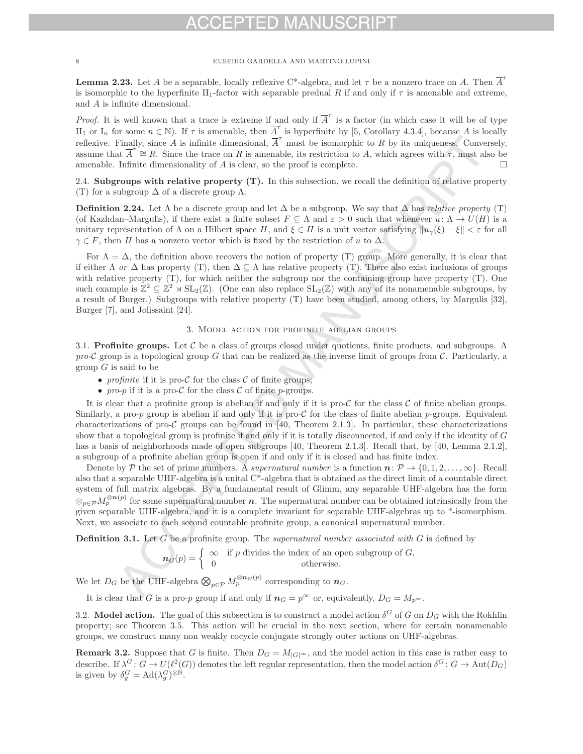**Lemma 2.23.** Let $A$ be a separable, locally reflexive C*-algebra, and let $\tau$ be a nonzero trace on $A$. Then $\overline{A}^{\tau}$ is isomorphic to the hyperfinite II$_1$-factor with separable predual $R$ if and only if $\tau$ is amenable and extreme, and $A$ is infinite dimensional.

*Proof.* It is well known that a trace is extreme if and only if $\overline{A}^{\tau}$ is a factor (in which case it will be of type II$_1$ or I$_n$ for some $n \in \mathbb{N}$). If $\tau$ is amenable, then $\overline{A}^{\tau}$ is hyperfinite by [5, Corollary 4.3.4], because $A$ is locally reflexive. Finally, since $A$ is infinite dimensional, $\overline{A}^{\tau}$ must be isomorphic to $R$ by its uniqueness. Conversely, assume that $\overline{A}^{\tau} \cong R$. Since the trace on $R$ is amenable, its restriction to $A$, which agrees with $\tau$, must also be amenable. Infinite dimensionality of $A$ is clear, so the proof is complete. □

2.4. **Subgroups with relative property (T).** In this subsection, we recall the definition of relative property (T) for a subgroup $\Delta$ of a discrete group $\Lambda$.

**Definition 2.24.** Let $\Lambda$ be a discrete group and let $\Delta$ be a subgroup. We say that $\Delta$ has *relative property* (T) (of Kazhdan–Margulis), if there exist a finite subset $F \subseteq \Lambda$ and $\varepsilon > 0$ such that whenever $u\colon \Lambda \to U(H)$ is a unitary representation of $\Lambda$ on a Hilbert space $H$, and $\xi \in H$ is a unit vector satisfying $\|u_\gamma(\xi) - \xi\| < \varepsilon$ for all $\gamma \in F$, then $H$ has a nonzero vector which is fixed by the restriction of $u$ to $\Delta$.

For $\Lambda = \Delta$, the definition above recovers the notion of property (T) group. More generally, it is clear that if either $\Lambda$ *or* $\Delta$ has property (T), then $\Delta \subseteq \Lambda$ has relative property (T). There also exist inclusions of groups with relative property (T), for which neither the subgroup nor the containing group have property (T). One such example is $\mathbb{Z}^2 \subseteq \mathbb{Z}^2 \rtimes \mathrm{SL}_2(\mathbb{Z})$. (One can also replace $\mathrm{SL}_2(\mathbb{Z})$ with any of its nonamenable subgroups, by a result of Burger.) Subgroups with relative property (T) have been studied, among others, by Margulis [32], Burger [7], and Jolissaint [24].

## 3. Model action for profinite abelian groups

3.1. **Profinite groups.** Let $\mathcal{C}$ be a class of groups closed under quotients, finite products, and subgroups. A *pro-$\mathcal{C}$ group* is a topological group $G$ that can be realized as the inverse limit of groups from $\mathcal{C}$. Particularly, a group $G$ is said to be

- *profinite* if it is pro-$\mathcal{C}$ for the class $\mathcal{C}$ of finite groups;
- *pro-$p$* if it is a pro-$\mathcal{C}$ for the class $\mathcal{C}$ of finite $p$-groups.

It is clear that a profinite group is abelian if and only if it is pro-$\mathcal{C}$ for the class $\mathcal{C}$ of finite abelian groups. Similarly, a pro-$p$ group is abelian if and only if it is pro-$\mathcal{C}$ for the class of finite abelian $p$-groups. Equivalent characterizations of pro-$\mathcal{C}$ groups can be found in [40, Theorem 2.1.3]. In particular, these characterizations show that a topological group is profinite if and only if it is totally disconnected, if and only if the identity of $G$ has a basis of neighborhoods made of open subgroups [40, Theorem 2.1.3]. Recall that, by [40, Lemma 2.1.2], a subgroup of a profinite abelian group is open if and only if it is closed and has finite index.

Denote by $\mathcal{P}$ the set of prime numbers. A *supernatural number* is a function $\boldsymbol{n}\colon \mathcal{P} \to \{0, 1, 2, \ldots, \infty\}$. Recall also that a separable UHF-algebra is a unital C*-algebra that is obtained as the direct limit of a countable direct system of full matrix algebras. By a fundamental result of Glimm, any separable UHF-algebra has the form $\otimes_{p\in\mathcal{P}} M_p^{\otimes \boldsymbol{n}(p)}$ for some supernatural number $\boldsymbol{n}$. The supernatural number can be obtained intrinsically from the given separable UHF-algebra, and it is a complete invariant for separable UHF-algebras up to *-isomorphism. Next, we associate to each second countable profinite group, a canonical supernatural number.

**Definition 3.1.** Let $G$ be a profinite group. The *supernatural number associated with* $G$ is defined by

$$\boldsymbol{n}_G(p) = \begin{cases} \infty & \text{if } p \text{ divides the index of an open subgroup of } G, \\ 0 & \text{otherwise.} \end{cases}$$

We let $D_G$ be the UHF-algebra $\bigotimes_{p\in\mathcal{P}} M_p^{\otimes \boldsymbol{n}_G(p)}$ corresponding to $\boldsymbol{n}_G$.

It is clear that $G$ is a pro-$p$ group if and only if $\boldsymbol{n}_G = p^\infty$ or, equivalently, $D_G = M_{p^\infty}$.

3.2. **Model action.** The goal of this subsection is to construct a model action $\delta^G$ of $G$ on $D_G$ with the Rokhlin property; see Theorem 3.5. This action will be crucial in the next section, where for certain nonamenable groups, we construct many non weakly cocycle conjugate strongly outer actions on UHF-algebras.

**Remark 3.2.** Suppose that $G$ is finite. Then $D_G = M_{|G|^\infty}$, and the model action in this case is rather easy to describe. If $\lambda^G\colon G \to U(\ell^2(G))$ denotes the left regular representation, then the model action $\delta^G\colon G \to \mathrm{Aut}(D_G)$ is given by $\delta^G_g = \mathrm{Ad}(\lambda^G_g)^{\otimes\mathbb{N}}$.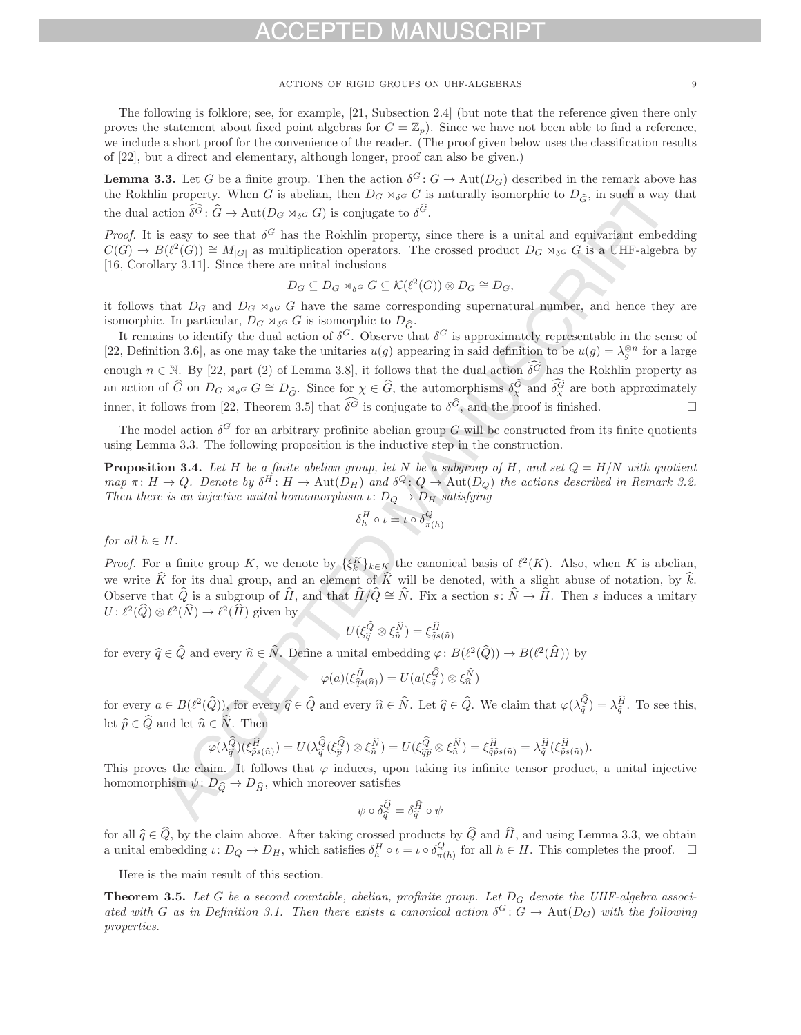The following is folklore; see, for example, [21, Subsection 2.4] (but note that the reference given there only proves the statement about fixed point algebras for $G = \mathbb{Z}_p$). Since we have not been able to find a reference, we include a short proof for the convenience of the reader. (The proof given below uses the classification results of [22], but a direct and elementary, although longer, proof can also be given.)

**Lemma 3.3.** Let $G$ be a finite group. Then the action $\delta^G \colon G \to \mathrm{Aut}(D_G)$ described in the remark above has the Rokhlin property. When $G$ is abelian, then $D_G \rtimes_{\delta^G} G$ is naturally isomorphic to $D_{\widehat{G}}$, in such a way that the dual action $\widehat{\delta^G} \colon \widehat{G} \to \mathrm{Aut}(D_G \rtimes_{\delta^G} G)$ is conjugate to $\delta^{\widehat{G}}$.

*Proof.* It is easy to see that $\delta^G$ has the Rokhlin property, since there is a unital and equivariant embedding $C(G) \to B(\ell^2(G)) \cong M_{|G|}$ as multiplication operators. The crossed product $D_G \rtimes_{\delta^G} G$ is a UHF-algebra by [16, Corollary 3.11]. Since there are unital inclusions

$$D_G \subseteq D_G \rtimes_{\delta^G} G \subseteq \mathcal{K}(\ell^2(G)) \otimes D_G \cong D_G,$$

it follows that $D_G$ and $D_G \rtimes_{\delta^G} G$ have the same corresponding supernatural number, and hence they are isomorphic. In particular, $D_G \rtimes_{\delta^G} G$ is isomorphic to $D_{\widehat{G}}$.

It remains to identify the dual action of $\delta^G$. Observe that $\delta^G$ is approximately representable in the sense of [22, Definition 3.6], as one may take the unitaries $u(g)$ appearing in said definition to be $u(g) = \lambda_g^{\otimes n}$ for a large enough $n \in \mathbb{N}$. By [22, part (2) of Lemma 3.8], it follows that the dual action $\widehat{\delta^G}$ has the Rokhlin property as an action of $\widehat{G}$ on $D_G \rtimes_{\delta^G} G \cong D_{\widehat{G}}$. Since for $\chi \in \widehat{G}$, the automorphisms $\delta^{\widehat{G}}_\chi$ and $\widehat{\delta^G_\chi}$ are both approximately inner, it follows from [22, Theorem 3.5] that $\widehat{\delta^G}$ is conjugate to $\delta^{\widehat{G}}$, and the proof is finished. $\square$

The model action $\delta^G$ for an arbitrary profinite abelian group $G$ will be constructed from its finite quotients using Lemma 3.3. The following proposition is the inductive step in the construction.

**Proposition 3.4.** *Let $H$ be a finite abelian group, let $N$ be a subgroup of $H$, and set $Q = H/N$ with quotient map $\pi \colon H \to Q$. Denote by $\delta^H \colon H \to \mathrm{Aut}(D_H)$ and $\delta^Q \colon Q \to \mathrm{Aut}(D_Q)$ the actions described in Remark 3.2. Then there is an injective unital homomorphism $\iota \colon D_Q \to D_H$ satisfying*

$$\delta^H_h \circ \iota = \iota \circ \delta^Q_{\pi(h)}$$

*for all $h \in H$.*

*Proof.* For a finite group $K$, we denote by $\{\xi^K_k\}_{k\in K}$ the canonical basis of $\ell^2(K)$. Also, when $K$ is abelian, we write $\widehat{K}$ for its dual group, and an element of $\widehat{K}$ will be denoted, with a slight abuse of notation, by $\widehat{k}$. Observe that $\widehat{Q}$ is a subgroup of $\widehat{H}$, and that $\widehat{H}/\widehat{Q} \cong \widehat{N}$. Fix a section $s \colon \widehat{N} \to \widehat{H}$. Then $s$ induces a unitary $U \colon \ell^2(\widehat{Q}) \otimes \ell^2(\widehat{N}) \to \ell^2(\widehat{H})$ given by

$$U(\xi^{\widehat{Q}}_{\widehat{q}} \otimes \xi^{\widehat{N}}_{\widehat{n}}) = \xi^{\widehat{H}}_{\widehat{q}s(\widehat{n})}$$

for every $\widehat{q} \in \widehat{Q}$ and every $\widehat{n} \in \widehat{N}$. Define a unital embedding $\varphi \colon B(\ell^2(\widehat{Q})) \to B(\ell^2(\widehat{H}))$ by

$$\varphi(a)(\xi^{\widehat{H}}_{\widehat{q}s(\widehat{n})}) = U(a(\xi^{\widehat{Q}}_{\widehat{q}}) \otimes \xi^{\widehat{N}}_{\widehat{n}})$$

for every $a \in B(\ell^2(\widehat{Q}))$, for every $\widehat{q} \in \widehat{Q}$ and every $\widehat{n} \in \widehat{N}$. Let $\widehat{q} \in \widehat{Q}$. We claim that $\varphi(\lambda^{\widehat{Q}}_{\widehat{q}}) = \lambda^{\widehat{H}}_{\widehat{q}}$. To see this, let $\widehat{p} \in \widehat{Q}$ and let $\widehat{n} \in \widehat{N}$. Then

$$\varphi(\lambda^{\widehat{Q}}_{\widehat{q}})(\xi^{\widehat{H}}_{\widehat{p}s(\widehat{n})}) = U(\lambda^{\widehat{Q}}_{\widehat{q}}(\xi^{\widehat{Q}}_{\widehat{p}}) \otimes \xi^{\widehat{N}}_{\widehat{n}}) = U(\xi^{\widehat{Q}}_{\widehat{q}\widehat{p}} \otimes \xi^{\widehat{N}}_{\widehat{n}}) = \xi^{\widehat{H}}_{\widehat{q}\widehat{p}s(\widehat{n})} = \lambda^{\widehat{H}}_{\widehat{q}}(\xi^{\widehat{H}}_{\widehat{p}s(\widehat{n})}).$$

This proves the claim. It follows that $\varphi$ induces, upon taking its infinite tensor product, a unital injective homomorphism $\psi \colon D_{\widehat{Q}} \to D_{\widehat{H}}$, which moreover satisfies

$$\psi \circ \delta^{\widehat{Q}}_{\widehat{q}} = \delta^{\widehat{H}}_{\widehat{q}} \circ \psi$$

for all $\widehat{q} \in \widehat{Q}$, by the claim above. After taking crossed products by $\widehat{Q}$ and $\widehat{H}$, and using Lemma 3.3, we obtain a unital embedding $\iota \colon D_Q \to D_H$, which satisfies $\delta^H_h \circ \iota = \iota \circ \delta^Q_{\pi(h)}$ for all $h \in H$. This completes the proof. $\square$

Here is the main result of this section.

**Theorem 3.5.** *Let $G$ be a second countable, abelian, profinite group. Let $D_G$ denote the UHF-algebra associated with $G$ as in Definition 3.1. Then there exists a canonical action $\delta^G \colon G \to \mathrm{Aut}(D_G)$ with the following properties.*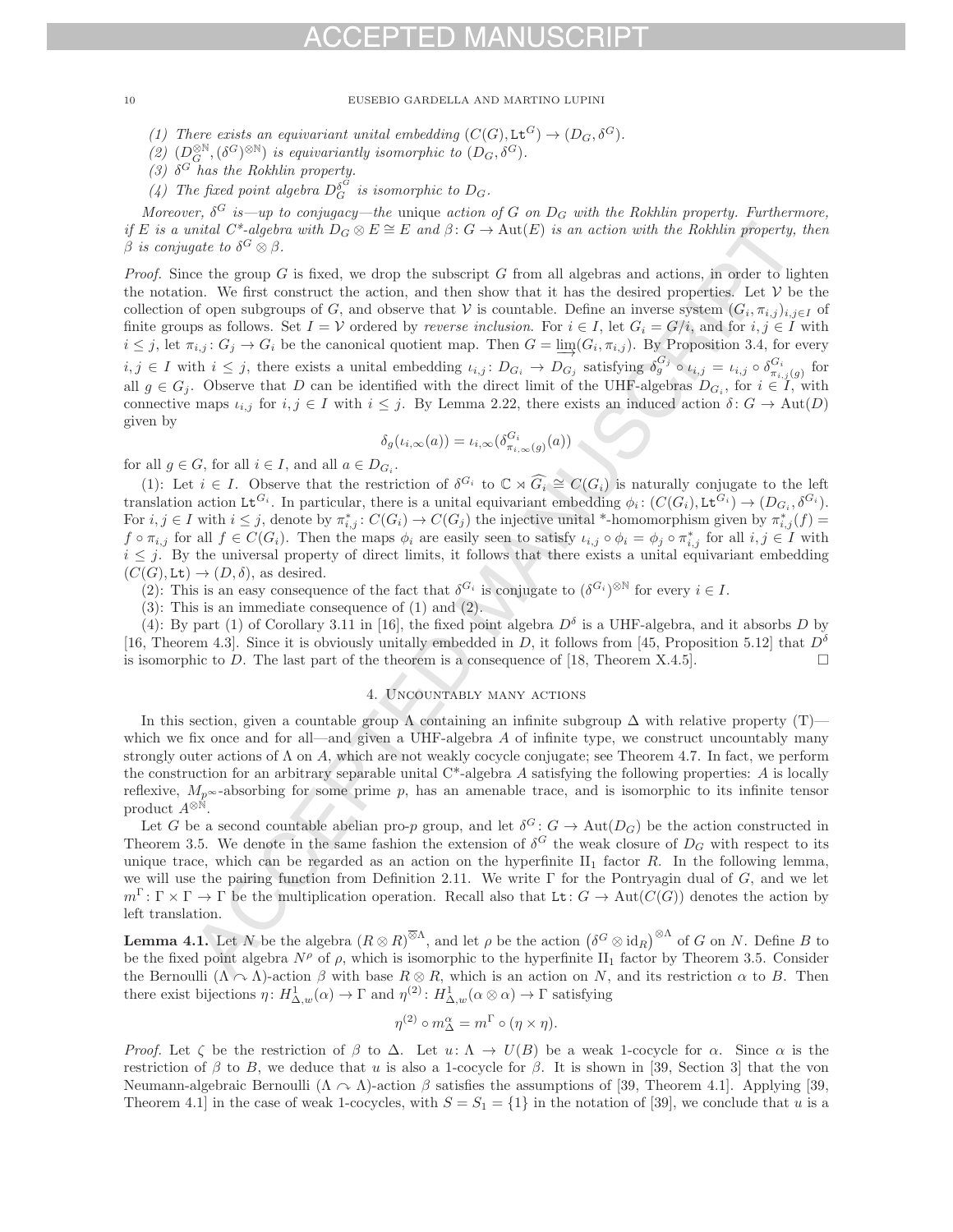(1) *There exists an equivariant unital embedding* $(C(G), \mathtt{Lt}^G) \to (D_G, \delta^G)$.

(2) $(D_G^{\otimes \mathbb{N}}, (\delta^G)^{\otimes \mathbb{N}})$ *is equivariantly isomorphic to* $(D_G, \delta^G)$.

(3) $\delta^G$ *has the Rokhlin property.*

(4) *The fixed point algebra* $D_G^{\delta^G}$ *is isomorphic to* $D_G$.

*Moreover,* $\delta^G$ *is—up to conjugacy—the* unique *action of* $G$ *on* $D_G$ *with the Rokhlin property. Furthermore, if* $E$ *is a unital C\*-algebra with* $D_G \otimes E \cong E$ *and* $\beta\colon G \to \mathrm{Aut}(E)$ *is an action with the Rokhlin property, then* $\beta$ *is conjugate to* $\delta^G \otimes \beta$.

*Proof.* Since the group $G$ is fixed, we drop the subscript $G$ from all algebras and actions, in order to lighten the notation. We first construct the action, and then show that it has the desired properties. Let $\mathcal{V}$ be the collection of open subgroups of $G$, and observe that $\mathcal{V}$ is countable. Define an inverse system $(G_i, \pi_{i,j})_{i,j \in I}$ of finite groups as follows. Set $I = \mathcal{V}$ ordered by *reverse inclusion*. For $i \in I$, let $G_i = G/i$, and for $i, j \in I$ with $i \leq j$, let $\pi_{i,j}\colon G_j \to G_i$ be the canonical quotient map. Then $G = \varprojlim(G_i, \pi_{i,j})$. By Proposition 3.4, for every $i, j \in I$ with $i \leq j$, there exists a unital embedding $\iota_{i,j}\colon D_{G_i} \to D_{G_j}$ satisfying $\delta_g^{G_j} \circ \iota_{i,j} = \iota_{i,j} \circ \delta^{G_i}_{\pi_{i,j}(g)}$ for all $g \in G_j$. Observe that $D$ can be identified with the direct limit of the UHF-algebras $D_{G_i}$, for $i \in I$, with connective maps $\iota_{i,j}$ for $i, j \in I$ with $i \leq j$. By Lemma 2.22, there exists an induced action $\delta\colon G \to \mathrm{Aut}(D)$ given by

$$\delta_g(\iota_{i,\infty}(a)) = \iota_{i,\infty}(\delta^{G_i}_{\pi_{i,\infty}(g)}(a))$$

for all $g \in G$, for all $i \in I$, and all $a \in D_{G_i}$.

(1): Let $i \in I$. Observe that the restriction of $\delta^{G_i}$ to $\mathbb{C} \rtimes \widehat{G_i} \cong C(G_i)$ is naturally conjugate to the left translation action $\mathtt{Lt}^{G_i}$. In particular, there is a unital equivariant embedding $\phi_i\colon (C(G_i), \mathtt{Lt}^{G_i}) \to (D_{G_i}, \delta^{G_i})$. For $i, j \in I$ with $i \leq j$, denote by $\pi_{i,j}^*\colon C(G_i) \to C(G_j)$ the injective unital \*-homomorphism given by $\pi_{i,j}^*(f) = f \circ \pi_{i,j}$ for all $f \in C(G_i)$. Then the maps $\phi_i$ are easily seen to satisfy $\iota_{i,j} \circ \phi_i = \phi_j \circ \pi^*_{i,j}$ for all $i, j \in I$ with $i \leq j$. By the universal property of direct limits, it follows that there exists a unital equivariant embedding $(C(G), \mathtt{Lt}) \to (D, \delta)$, as desired.

(2): This is an easy consequence of the fact that $\delta^{G_i}$ is conjugate to $(\delta^{G_i})^{\otimes \mathbb{N}}$ for every $i \in I$.

(3): This is an immediate consequence of (1) and (2).

(4): By part (1) of Corollary 3.11 in [16], the fixed point algebra $D^\delta$ is a UHF-algebra, and it absorbs $D$ by [16, Theorem 4.3]. Since it is obviously unitally embedded in $D$, it follows from [45, Proposition 5.12] that $D^\delta$ is isomorphic to $D$. The last part of the theorem is a consequence of [18, Theorem X.4.5]. $\square$

## 4. Uncountably many actions

In this section, given a countable group $\Lambda$ containing an infinite subgroup $\Delta$ with relative property (T)—which we fix once and for all—and given a UHF-algebra $A$ of infinite type, we construct uncountably many strongly outer actions of $\Lambda$ on $A$, which are not weakly cocycle conjugate; see Theorem 4.7. In fact, we perform the construction for an arbitrary separable unital C\*-algebra $A$ satisfying the following properties: $A$ is locally reflexive, $M_{p^\infty}$-absorbing for some prime $p$, has an amenable trace, and is isomorphic to its infinite tensor product $A^{\otimes \mathbb{N}}$.

Let $G$ be a second countable abelian pro-$p$ group, and let $\delta^G\colon G \to \mathrm{Aut}(D_G)$ be the action constructed in Theorem 3.5. We denote in the same fashion the extension of $\delta^G$ the weak closure of $D_G$ with respect to its unique trace, which can be regarded as an action on the hyperfinite II$_1$ factor $R$. In the following lemma, we will use the pairing function from Definition 2.11. We write $\Gamma$ for the Pontryagin dual of $G$, and we let $m^\Gamma\colon \Gamma \times \Gamma \to \Gamma$ be the multiplication operation. Recall also that $\mathtt{Lt}\colon G \to \mathrm{Aut}(C(G))$ denotes the action by left translation.

**Lemma 4.1.** *Let* $N$ *be the algebra* $(R \otimes R)^{\overline{\otimes}\Lambda}$*, and let* $\rho$ *be the action* $\left(\delta^G \otimes \mathrm{id}_R\right)^{\otimes \Lambda}$ *of* $G$ *on* $N$*. Define* $B$ *to be the fixed point algebra* $N^\rho$ *of* $\rho$*, which is isomorphic to the hyperfinite II*$_1$ *factor by Theorem 3.5. Consider the Bernoulli* $(\Lambda \curvearrowright \Lambda)$*-action* $\beta$ *with base* $R \otimes R$*, which is an action on* $N$*, and its restriction* $\alpha$ *to* $B$*. Then there exist bijections* $\eta\colon H^1_{\Delta,w}(\alpha) \to \Gamma$ *and* $\eta^{(2)}\colon H^1_{\Delta,w}(\alpha \otimes \alpha) \to \Gamma$ *satisfying*

$$\eta^{(2)} \circ m^\alpha_\Delta = m^\Gamma \circ (\eta \times \eta).$$

*Proof.* Let $\zeta$ be the restriction of $\beta$ to $\Delta$. Let $u\colon \Lambda \to U(B)$ be a weak 1-cocycle for $\alpha$. Since $\alpha$ is the restriction of $\beta$ to $B$, we deduce that $u$ is also a 1-cocycle for $\beta$. It is shown in [39, Section 3] that the von Neumann-algebraic Bernoulli $(\Lambda \curvearrowright \Lambda)$-action $\beta$ satisfies the assumptions of [39, Theorem 4.1]. Applying [39, Theorem 4.1] in the case of weak 1-cocycles, with $S = S_1 = \{1\}$ in the notation of [39], we conclude that $u$ is a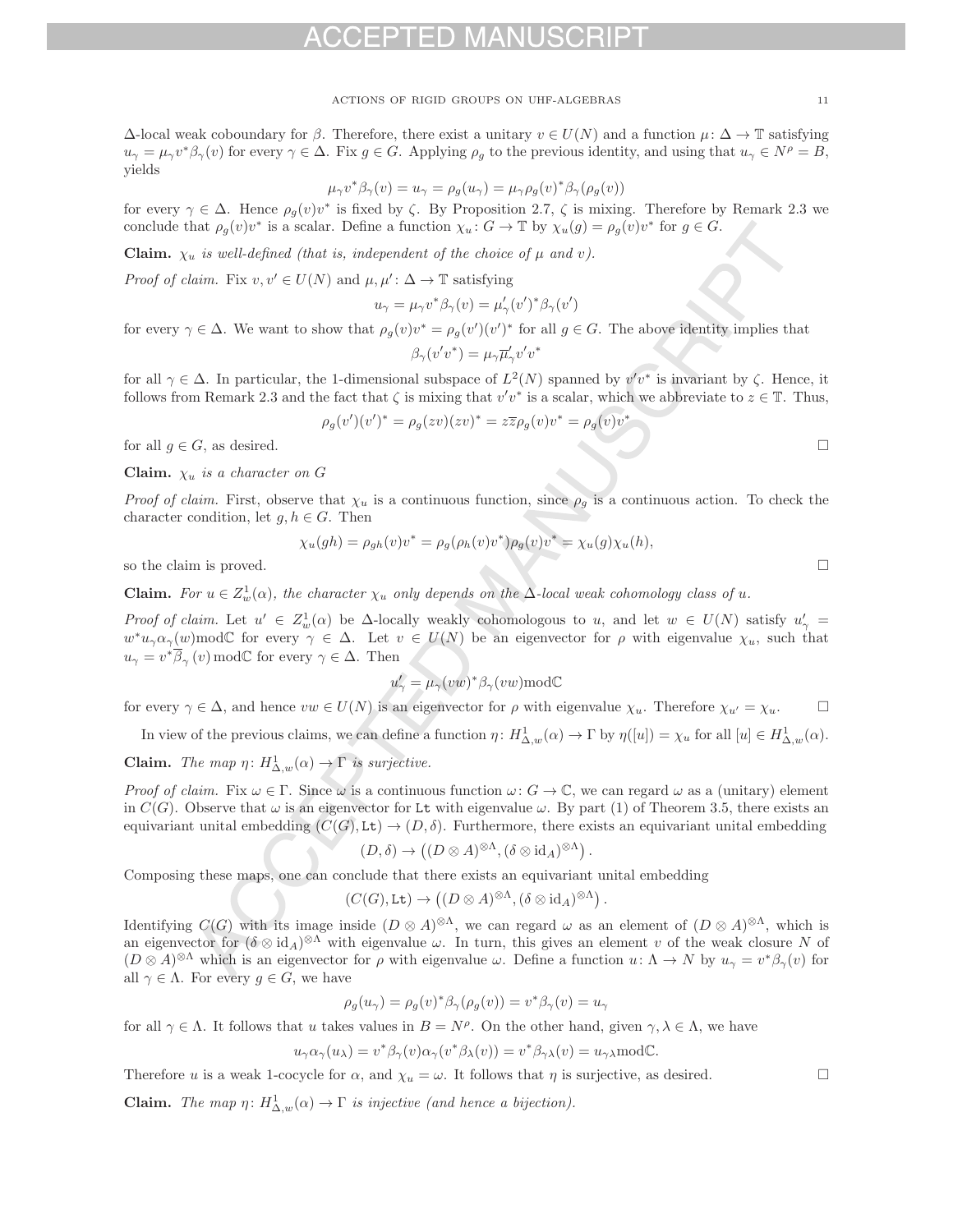$\Delta$-local weak coboundary for $\beta$. Therefore, there exist a unitary $v \in U(N)$ and a function $\mu\colon \Delta \to \mathbb{T}$ satisfying $u_\gamma = \mu_\gamma v^* \beta_\gamma(v)$ for every $\gamma \in \Delta$. Fix $g \in G$. Applying $\rho_g$ to the previous identity, and using that $u_\gamma \in N^\rho = B$, yields

$$\mu_\gamma v^* \beta_\gamma(v) = u_\gamma = \rho_g(u_\gamma) = \mu_\gamma \rho_g(v)^* \beta_\gamma(\rho_g(v))$$

for every $\gamma \in \Delta$. Hence $\rho_g(v)v^*$ is fixed by $\zeta$. By Proposition 2.7, $\zeta$ is mixing. Therefore by Remark 2.3 we conclude that $\rho_g(v)v^*$ is a scalar. Define a function $\chi_u\colon G \to \mathbb{T}$ by $\chi_u(g) = \rho_g(v)v^*$ for $g \in G$.

**Claim.** *$\chi_u$ is well-defined (that is, independent of the choice of $\mu$ and $v$).*

*Proof of claim.* Fix $v, v' \in U(N)$ and $\mu, \mu'\colon \Delta \to \mathbb{T}$ satisfying

$$u_\gamma = \mu_\gamma v^* \beta_\gamma(v) = \mu'_\gamma (v')^* \beta_\gamma(v')$$

for every $\gamma \in \Delta$. We want to show that $\rho_g(v)v^* = \rho_g(v')(v')^*$ for all $g \in G$. The above identity implies that

$$\beta_\gamma(v'v^*) = \mu_\gamma \overline{\mu}'_\gamma v'v^*$$

for all $\gamma \in \Delta$. In particular, the 1-dimensional subspace of $L^2(N)$ spanned by $v'v^*$ is invariant by $\zeta$. Hence, it follows from Remark 2.3 and the fact that $\zeta$ is mixing that $v'v^*$ is a scalar, which we abbreviate to $z \in \mathbb{T}$. Thus,

$$\rho_g(v')(v')^* = \rho_g(zv)(zv)^* = z\overline{z}\rho_g(v)v^* = \rho_g(v)v^*$$

for all $g \in G$, as desired. □

**Claim.** *$\chi_u$ is a character on $G$*

*Proof of claim.* First, observe that $\chi_u$ is a continuous function, since $\rho_g$ is a continuous action. To check the character condition, let $g, h \in G$. Then

$$\chi_u(gh) = \rho_{gh}(v)v^* = \rho_g(\rho_h(v)v^*)\rho_g(v)v^* = \chi_u(g)\chi_u(h),$$

so the claim is proved. □

**Claim.** *For $u \in Z^1_w(\alpha)$, the character $\chi_u$ only depends on the $\Delta$-local weak cohomology class of $u$.*

*Proof of claim.* Let $u' \in Z^1_w(\alpha)$ be $\Delta$-locally weakly cohomologous to $u$, and let $w \in U(N)$ satisfy $u'_\gamma = w^* u_\gamma \alpha_\gamma(w) \mathrm{mod}\mathbb{C}$ for every $\gamma \in \Delta$. Let $v \in U(N)$ be an eigenvector for $\rho$ with eigenvalue $\chi_u$, such that $u_\gamma = v^* \overline{\beta}_\gamma(v) \,\mathrm{mod}\mathbb{C}$ for every $\gamma \in \Delta$. Then

$$u'_\gamma = \mu_\gamma (vw)^* \beta_\gamma(vw) \mathrm{mod}\mathbb{C}$$

for every $\gamma \in \Delta$, and hence $vw \in U(N)$ is an eigenvector for $\rho$ with eigenvalue $\chi_u$. Therefore $\chi_{u'} = \chi_u$. □

In view of the previous claims, we can define a function $\eta\colon H^1_{\Delta,w}(\alpha) \to \Gamma$ by $\eta([u]) = \chi_u$ for all $[u] \in H^1_{\Delta,w}(\alpha)$.

**Claim.** *The map $\eta\colon H^1_{\Delta,w}(\alpha) \to \Gamma$ is surjective.*

*Proof of claim.* Fix $\omega \in \Gamma$. Since $\omega$ is a continuous function $\omega\colon G \to \mathbb{C}$, we can regard $\omega$ as a (unitary) element in $C(G)$. Observe that $\omega$ is an eigenvector for $\mathtt{Lt}$ with eigenvalue $\omega$. By part (1) of Theorem 3.5, there exists an equivariant unital embedding $(C(G), \mathtt{Lt}) \to (D, \delta)$. Furthermore, there exists an equivariant unital embedding

$$(D, \delta) \to \left((D \otimes A)^{\otimes \Lambda}, (\delta \otimes \mathrm{id}_A)^{\otimes \Lambda}\right).$$

Composing these maps, one can conclude that there exists an equivariant unital embedding

$$(C(G), \mathtt{Lt}) \to \left((D \otimes A)^{\otimes \Lambda}, (\delta \otimes \mathrm{id}_A)^{\otimes \Lambda}\right).$$

Identifying $C(G)$ with its image inside $(D \otimes A)^{\otimes \Lambda}$, we can regard $\omega$ as an element of $(D \otimes A)^{\otimes \Lambda}$, which is an eigenvector for $(\delta \otimes \mathrm{id}_A)^{\otimes \Lambda}$ with eigenvalue $\omega$. In turn, this gives an element $v$ of the weak closure $N$ of $(D \otimes A)^{\otimes \Lambda}$ which is an eigenvector for $\rho$ with eigenvalue $\omega$. Define a function $u\colon \Lambda \to N$ by $u_\gamma = v^* \beta_\gamma(v)$ for all $\gamma \in \Lambda$. For every $g \in G$, we have

$$\rho_g(u_\gamma) = \rho_g(v)^* \beta_\gamma(\rho_g(v)) = v^* \beta_\gamma(v) = u_\gamma$$

for all $\gamma \in \Lambda$. It follows that $u$ takes values in $B = N^\rho$. On the other hand, given $\gamma, \lambda \in \Lambda$, we have

$$u_\gamma \alpha_\gamma(u_\lambda) = v^* \beta_\gamma(v) \alpha_\gamma(v^* \beta_\lambda(v)) = v^* \beta_{\gamma\lambda}(v) = u_{\gamma\lambda} \mathrm{mod}\mathbb{C}.$$

Therefore $u$ is a weak 1-cocycle for $\alpha$, and $\chi_u = \omega$. It follows that $\eta$ is surjective, as desired. □

**Claim.** *The map $\eta\colon H^1_{\Delta,w}(\alpha) \to \Gamma$ is injective (and hence a bijection).*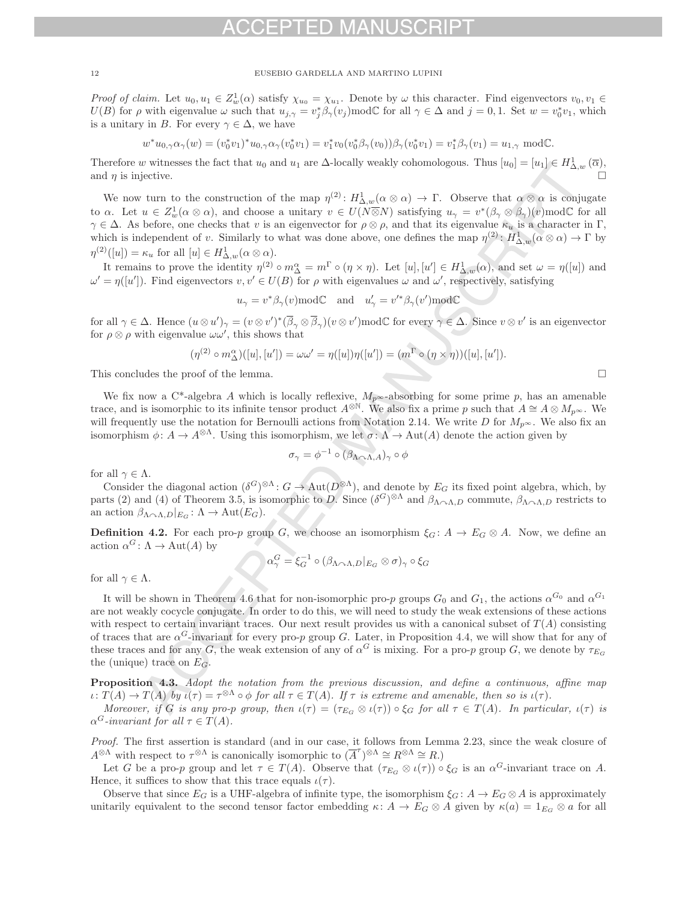*Proof of claim.* Let $u_0, u_1 \in Z^1_w(\alpha)$ satisfy $\chi_{u_0} = \chi_{u_1}$. Denote by $\omega$ this character. Find eigenvectors $v_0, v_1 \in U(B)$ for $\rho$ with eigenvalue $\omega$ such that $u_{j,\gamma} = v_j^* \beta_\gamma(v_j) \text{mod}\mathbb{C}$ for all $\gamma \in \Delta$ and $j = 0, 1$. Set $w = v_0^* v_1$, which is a unitary in $B$. For every $\gamma \in \Delta$, we have

$$w^* u_{0,\gamma} \alpha_\gamma(w) = (v_0^* v_1)^* u_{0,\gamma} \alpha_\gamma(v_0^* v_1) = v_1^* v_0 (v_0^* \beta_\gamma(v_0)) \beta_\gamma(v_0^* v_1) = v_1^* \beta_\gamma(v_1) = u_{1,\gamma} \text{ mod}\mathbb{C}.$$

Therefore $w$ witnesses the fact that $u_0$ and $u_1$ are $\Delta$-locally weakly cohomologous. Thus $[u_0] = [u_1] \in H^1_{\Delta,w}(\overline{\alpha})$, and $\eta$ is injective. $\square$

We now turn to the construction of the map $\eta^{(2)} \colon H^1_{\Delta,w}(\alpha \otimes \alpha) \to \Gamma$. Observe that $\alpha \otimes \alpha$ is conjugate to $\alpha$. Let $u \in Z^1_w(\alpha \otimes \alpha)$, and choose a unitary $v \in U(N \overline{\otimes} N)$ satisfying $u_\gamma = v^*(\beta_\gamma \otimes \beta_\gamma)(v) \text{mod}\mathbb{C}$ for all $\gamma \in \Delta$. As before, one checks that $v$ is an eigenvector for $\rho \otimes \rho$, and that its eigenvalue $\kappa_u$ is a character in $\Gamma$, which is independent of $v$. Similarly to what was done above, one defines the map $\eta^{(2)} \colon H^1_{\Delta,w}(\alpha \otimes \alpha) \to \Gamma$ by $\eta^{(2)}([u]) = \kappa_u$ for all $[u] \in H^1_{\Delta,w}(\alpha \otimes \alpha)$.

It remains to prove the identity $\eta^{(2)} \circ m^\alpha_\Delta = m^\Gamma \circ (\eta \times \eta)$. Let $[u], [u'] \in H^1_{\Delta,w}(\alpha)$, and set $\omega = \eta([u])$ and $\omega' = \eta([u'])$. Find eigenvectors $v, v' \in U(B)$ for $\rho$ with eigenvalues $\omega$ and $\omega'$, respectively, satisfying

$$u_\gamma = v^* \beta_\gamma(v) \text{mod}\mathbb{C} \quad \text{and} \quad u'_\gamma = v'^* \beta_\gamma(v') \text{mod}\mathbb{C}$$

for all $\gamma \in \Delta$. Hence $(u \otimes u')_\gamma = (v \otimes v')^* (\overline{\beta}_\gamma \otimes \overline{\beta}_\gamma)(v \otimes v') \text{mod}\mathbb{C}$ for every $\gamma \in \Delta$. Since $v \otimes v'$ is an eigenvector for $\rho \otimes \rho$ with eigenvalue $\omega\omega'$, this shows that

$$(\eta^{(2)} \circ m^\alpha_\Delta)([u], [u']) = \omega\omega' = \eta([u])\eta([u']) = (m^\Gamma \circ (\eta \times \eta))([u], [u']).$$

This concludes the proof of the lemma. $\square$

We fix now a C*-algebra $A$ which is locally reflexive, $M_{p^\infty}$-absorbing for some prime $p$, has an amenable trace, and is isomorphic to its infinite tensor product $A^{\otimes \mathbb{N}}$. We also fix a prime $p$ such that $A \cong A \otimes M_{p^\infty}$. We will frequently use the notation for Bernoulli actions from Notation 2.14. We write $D$ for $M_{p^\infty}$. We also fix an isomorphism $\phi \colon A \to A^{\otimes \Lambda}$. Using this isomorphism, we let $\sigma \colon \Lambda \to \text{Aut}(A)$ denote the action given by

$$\sigma_\gamma = \phi^{-1} \circ (\beta_{\Lambda \curvearrowright \Lambda, A})_\gamma \circ \phi$$

for all $\gamma \in \Lambda$.

Consider the diagonal action $(\delta^G)^{\otimes \Lambda} \colon G \to \text{Aut}(D^{\otimes \Lambda})$, and denote by $E_G$ its fixed point algebra, which, by parts (2) and (4) of Theorem 3.5, is isomorphic to $D$. Since $(\delta^G)^{\otimes \Lambda}$ and $\beta_{\Lambda \curvearrowright \Lambda, D}$ commute, $\beta_{\Lambda \curvearrowright \Lambda, D}$ restricts to an action $\beta_{\Lambda \curvearrowright \Lambda, D}|_{E_G} \colon \Lambda \to \text{Aut}(E_G)$.

**Definition 4.2.** For each pro-$p$ group $G$, we choose an isomorphism $\xi_G \colon A \to E_G \otimes A$. Now, we define an action $\alpha^G \colon \Lambda \to \text{Aut}(A)$ by

$$\alpha^G_\gamma = \xi_G^{-1} \circ (\beta_{\Lambda \curvearrowright \Lambda, D}|_{E_G} \otimes \sigma)_\gamma \circ \xi_G$$

for all $\gamma \in \Lambda$.

It will be shown in Theorem 4.6 that for non-isomorphic pro-$p$ groups $G_0$ and $G_1$, the actions $\alpha^{G_0}$ and $\alpha^{G_1}$ are not weakly cocycle conjugate. In order to do this, we will need to study the weak extensions of these actions with respect to certain invariant traces. Our next result provides us with a canonical subset of $T(A)$ consisting of traces that are $\alpha^G$-invariant for every pro-$p$ group $G$. Later, in Proposition 4.4, we will show that for any of these traces and for any $G$, the weak extension of any of $\alpha^G$ is mixing. For a pro-$p$ group $G$, we denote by $\tau_{E_G}$ the (unique) trace on $E_G$.

**Proposition 4.3.** *Adopt the notation from the previous discussion, and define a continuous, affine map $\iota \colon T(A) \to T(A)$ by $\iota(\tau) = \tau^{\otimes \Lambda} \circ \phi$ for all $\tau \in T(A)$. If $\tau$ is extreme and amenable, then so is $\iota(\tau)$.*

*Moreover, if $G$ is any pro-$p$ group, then $\iota(\tau) = (\tau_{E_G} \otimes \iota(\tau)) \circ \xi_G$ for all $\tau \in T(A)$. In particular, $\iota(\tau)$ is $\alpha^G$-invariant for all $\tau \in T(A)$.*

*Proof.* The first assertion is standard (and in our case, it follows from Lemma 2.23, since the weak closure of $A^{\otimes \Lambda}$ with respect to $\tau^{\otimes \Lambda}$ is canonically isomorphic to $(\overline{A}^\tau)^{\otimes \Lambda} \cong R^{\otimes \Lambda} \cong R$.)

Let $G$ be a pro-$p$ group and let $\tau \in T(A)$. Observe that $(\tau_{E_G} \otimes \iota(\tau)) \circ \xi_G$ is an $\alpha^G$-invariant trace on $A$. Hence, it suffices to show that this trace equals $\iota(\tau)$.

Observe that since $E_G$ is a UHF-algebra of infinite type, the isomorphism $\xi_G \colon A \to E_G \otimes A$ is approximately unitarily equivalent to the second tensor factor embedding $\kappa \colon A \to E_G \otimes A$ given by $\kappa(a) = 1_{E_G} \otimes a$ for all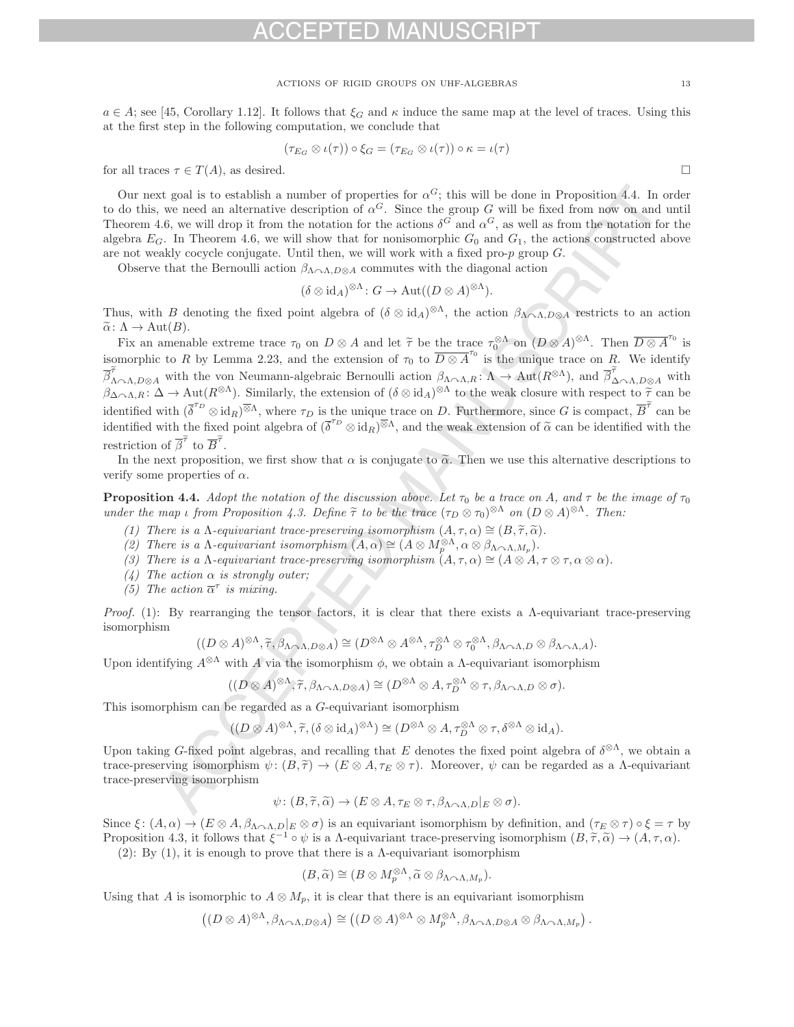$a \in A$; see [45, Corollary 1.12]. It follows that $\xi_G$ and $\kappa$ induce the same map at the level of traces. Using this at the first step in the following computation, we conclude that

$$(\tau_{E_G} \otimes \iota(\tau)) \circ \xi_G = (\tau_{E_G} \otimes \iota(\tau)) \circ \kappa = \iota(\tau)$$

for all traces $\tau \in T(A)$, as desired. □

Our next goal is to establish a number of properties for $\alpha^G$; this will be done in Proposition 4.4. In order to do this, we need an alternative description of $\alpha^G$. Since the group $G$ will be fixed from now on and until Theorem 4.6, we will drop it from the notation for the actions $\delta^G$ and $\alpha^G$, as well as from the notation for the algebra $E_G$. In Theorem 4.6, we will show that for nonisomorphic $G_0$ and $G_1$, the actions constructed above are not weakly cocycle conjugate. Until then, we will work with a fixed pro-$p$ group $G$.

Observe that the Bernoulli action $\beta_{\Lambda \curvearrowright \Lambda, D\otimes A}$ commutes with the diagonal action

$$(\delta \otimes \mathrm{id}_A)^{\otimes \Lambda} \colon G \to \mathrm{Aut}((D \otimes A)^{\otimes \Lambda}).$$

Thus, with $B$ denoting the fixed point algebra of $(\delta \otimes \mathrm{id}_A)^{\otimes \Lambda}$, the action $\beta_{\Lambda \curvearrowright \Lambda, D\otimes A}$ restricts to an action $\widetilde{\alpha} \colon \Lambda \to \mathrm{Aut}(B)$.

Fix an amenable extreme trace $\tau_0$ on $D \otimes A$ and let $\widetilde{\tau}$ be the trace $\tau_0^{\otimes \Lambda}$ on $(D \otimes A)^{\otimes \Lambda}$. Then $\overline{D \otimes A}^{\tau_0}$ is isomorphic to $R$ by Lemma 2.23, and the extension of $\tau_0$ to $\overline{D \otimes A}^{\tau_0}$ is the unique trace on $R$. We identify $\overline{\beta}^{\widetilde{\tau}}_{\Lambda \curvearrowright \Lambda, D\otimes A}$ with the von Neumann-algebraic Bernoulli action $\beta_{\Lambda \curvearrowright \Lambda, R} \colon \Lambda \to \mathrm{Aut}(R^{\overline{\otimes} \Lambda})$, and $\overline{\beta}^{\widetilde{\tau}}_{\Delta \curvearrowright \Lambda, D\otimes A}$ with $\beta_{\Delta \curvearrowright \Lambda, R} \colon \Delta \to \mathrm{Aut}(R^{\overline{\otimes} \Lambda})$. Similarly, the extension of $(\delta \otimes \mathrm{id}_A)^{\otimes \Lambda}$ to the weak closure with respect to $\widetilde{\tau}$ can be identified with $(\overline{\delta}^{\tau_D} \otimes \mathrm{id}_R)^{\overline{\otimes} \Lambda}$, where $\tau_D$ is the unique trace on $D$. Furthermore, since $G$ is compact, $\overline{B}^{\widetilde{\tau}}$ can be identified with the fixed point algebra of $(\overline{\delta}^{\tau_D} \otimes \mathrm{id}_R)^{\overline{\otimes} \Lambda}$, and the weak extension of $\widetilde{\alpha}$ can be identified with the restriction of $\overline{\beta}^{\widetilde{\tau}}$ to $\overline{B}^{\widetilde{\tau}}$.

In the next proposition, we first show that $\alpha$ is conjugate to $\widetilde{\alpha}$. Then we use this alternative descriptions to verify some properties of $\alpha$.

**Proposition 4.4.** *Adopt the notation of the discussion above. Let $\tau_0$ be a trace on $A$, and $\tau$ be the image of $\tau_0$ under the map $\iota$ from Proposition 4.3. Define $\widetilde{\tau}$ to be the trace $(\tau_D \otimes \tau_0)^{\otimes \Lambda}$ on $(D \otimes A)^{\otimes \Lambda}$. Then:*

1. *There is a $\Lambda$-equivariant trace-preserving isomorphism $(A, \tau, \alpha) \cong (B, \widetilde{\tau}, \widetilde{\alpha})$.*
2. *There is a $\Lambda$-equivariant isomorphism $(A, \alpha) \cong (A \otimes M_p^{\otimes \Lambda}, \alpha \otimes \beta_{\Lambda \curvearrowright \Lambda, M_p})$.*
3. *There is a $\Lambda$-equivariant trace-preserving isomorphism $(A, \tau, \alpha) \cong (A \otimes A, \tau \otimes \tau, \alpha \otimes \alpha)$.*
4. *The action $\alpha$ is strongly outer;*
5. *The action $\overline{\alpha}^{\tau}$ is mixing.*

*Proof.* (1): By rearranging the tensor factors, it is clear that there exists a $\Lambda$-equivariant trace-preserving isomorphism

$$((D \otimes A)^{\otimes \Lambda}, \widetilde{\tau}, \beta_{\Lambda \curvearrowright \Lambda, D\otimes A}) \cong (D^{\otimes \Lambda} \otimes A^{\otimes \Lambda}, \tau_D^{\otimes \Lambda} \otimes \tau_0^{\otimes \Lambda}, \beta_{\Lambda \curvearrowright \Lambda, D} \otimes \beta_{\Lambda \curvearrowright \Lambda, A}).$$

Upon identifying $A^{\otimes \Lambda}$ with $A$ via the isomorphism $\phi$, we obtain a $\Lambda$-equivariant isomorphism

$$((D \otimes A)^{\otimes \Lambda}, \widetilde{\tau}, \beta_{\Lambda \curvearrowright \Lambda, D\otimes A}) \cong (D^{\otimes \Lambda} \otimes A, \tau_D^{\otimes \Lambda} \otimes \tau, \beta_{\Lambda \curvearrowright \Lambda, D} \otimes \sigma).$$

This isomorphism can be regarded as a $G$-equivariant isomorphism

$$((D \otimes A)^{\otimes \Lambda}, \widetilde{\tau}, (\delta \otimes \mathrm{id}_A)^{\otimes \Lambda}) \cong (D^{\otimes \Lambda} \otimes A, \tau_D^{\otimes \Lambda} \otimes \tau, \delta^{\otimes \Lambda} \otimes \mathrm{id}_A).$$

Upon taking $G$-fixed point algebras, and recalling that $E$ denotes the fixed point algebra of $\delta^{\otimes \Lambda}$, we obtain a trace-preserving isomorphism $\psi \colon (B, \widetilde{\tau}) \to (E \otimes A, \tau_E \otimes \tau)$. Moreover, $\psi$ can be regarded as a $\Lambda$-equivariant trace-preserving isomorphism

$$\psi \colon (B, \widetilde{\tau}, \widetilde{\alpha}) \to (E \otimes A, \tau_E \otimes \tau, \beta_{\Lambda \curvearrowright \Lambda, D}|_E \otimes \sigma).$$

Since $\xi \colon (A, \alpha) \to (E \otimes A, \beta_{\Lambda \curvearrowright \Lambda, D}|_E \otimes \sigma)$ is an equivariant isomorphism by definition, and $(\tau_E \otimes \tau) \circ \xi = \tau$ by Proposition 4.3, it follows that $\xi^{-1} \circ \psi$ is a $\Lambda$-equivariant trace-preserving isomorphism $(B, \widetilde{\tau}, \widetilde{\alpha}) \to (A, \tau, \alpha)$.

(2): By (1), it is enough to prove that there is a $\Lambda$-equivariant isomorphism

$$(B, \widetilde{\alpha}) \cong (B \otimes M_p^{\otimes \Lambda}, \widetilde{\alpha} \otimes \beta_{\Lambda \curvearrowright \Lambda, M_p}).$$

Using that $A$ is isomorphic to $A \otimes M_p$, it is clear that there is an equivariant isomorphism

$$\left((D \otimes A)^{\otimes \Lambda}, \beta_{\Lambda \curvearrowright \Lambda, D\otimes A}\right) \cong \left((D \otimes A)^{\otimes \Lambda} \otimes M_p^{\otimes \Lambda}, \beta_{\Lambda \curvearrowright \Lambda, D\otimes A} \otimes \beta_{\Lambda \curvearrowright \Lambda, M_p}\right).$$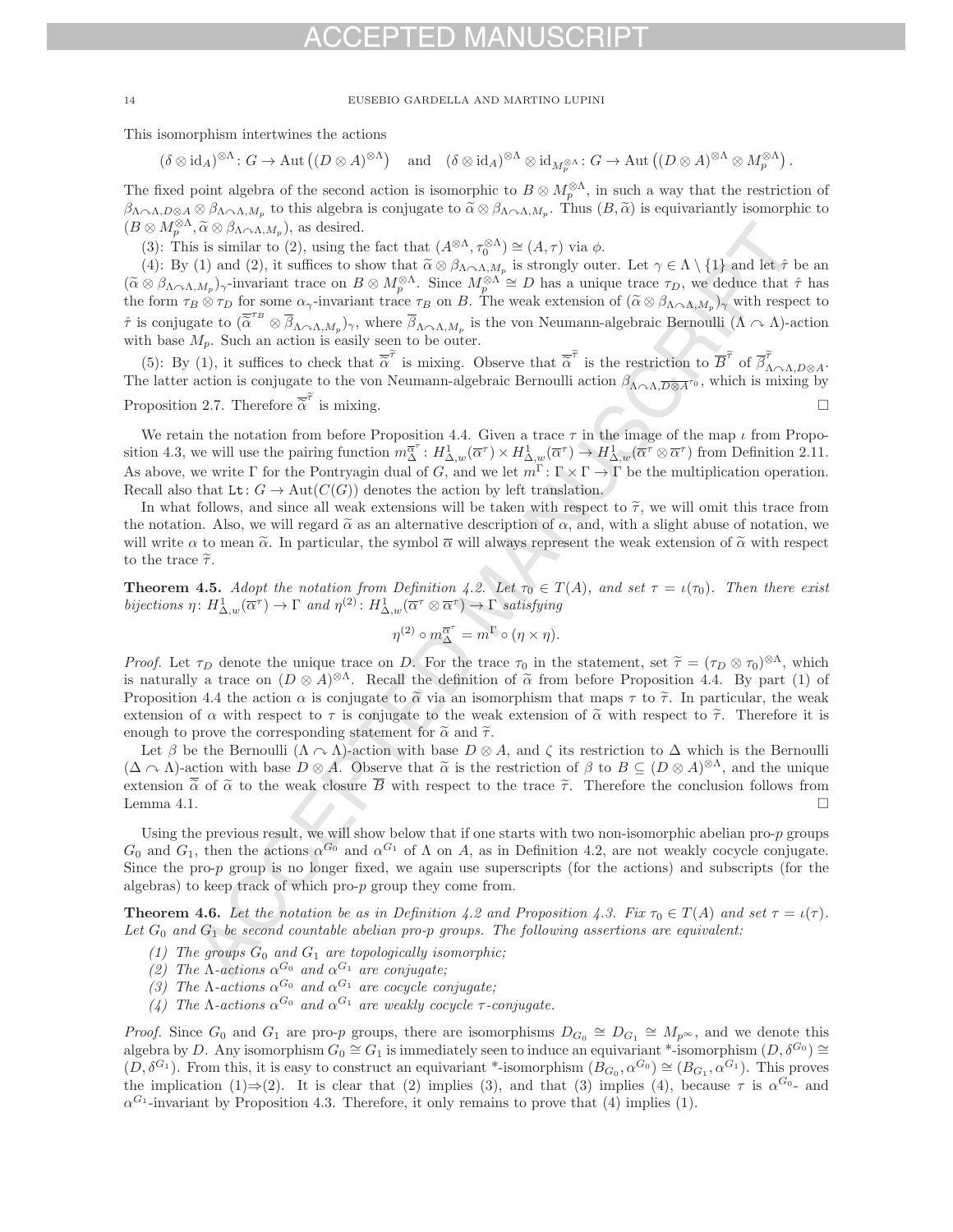This isomorphism intertwines the actions

$$(\delta \otimes \mathrm{id}_A)^{\otimes\Lambda} \colon G \to \mathrm{Aut}\left((D\otimes A)^{\otimes\Lambda}\right) \quad \text{and} \quad (\delta \otimes \mathrm{id}_A)^{\otimes\Lambda} \otimes \mathrm{id}_{M_p^{\otimes\Lambda}} \colon G \to \mathrm{Aut}\left((D\otimes A)^{\otimes\Lambda} \otimes M_p^{\otimes\Lambda}\right).$$

The fixed point algebra of the second action is isomorphic to $B \otimes M_p^{\otimes\Lambda}$, in such a way that the restriction of $\beta_{\Lambda\curvearrowright\Lambda,D\otimes A} \otimes \beta_{\Lambda\curvearrowright\Lambda,M_p}$ to this algebra is conjugate to $\widetilde{\alpha} \otimes \beta_{\Lambda\curvearrowright\Lambda,M_p}$. Thus $(B,\widetilde{\alpha})$ is equivariantly isomorphic to $(B\otimes M_p^{\otimes\Lambda}, \widetilde{\alpha}\otimes\beta_{\Lambda\curvearrowright\Lambda,M_p})$, as desired.

(3): This is similar to (2), using the fact that $(A^{\otimes\Lambda}, \tau_0^{\otimes\Lambda}) \cong (A,\tau)$ via $\phi$.

(4): By (1) and (2), it suffices to show that $\widetilde{\alpha}\otimes\beta_{\Lambda\curvearrowright\Lambda,M_p}$ is strongly outer. Let $\gamma \in \Lambda\setminus\{1\}$ and let $\hat{\tau}$ be an $(\widetilde{\alpha}\otimes\beta_{\Lambda\curvearrowright\Lambda,M_p})_\gamma$-invariant trace on $B\otimes M_p^{\otimes\Lambda}$. Since $M_p^{\otimes\Lambda}\cong D$ has a unique trace $\tau_D$, we deduce that $\hat{\tau}$ has the form $\tau_B\otimes\tau_D$ for some $\alpha_\gamma$-invariant trace $\tau_B$ on $B$. The weak extension of $(\widetilde{\alpha}\otimes\beta_{\Lambda\curvearrowright\Lambda,M_p})_\gamma$ with respect to $\hat{\tau}$ is conjugate to $(\overline{\widetilde{\alpha}}^{\tau_B}\otimes\overline{\beta}_{\Lambda\curvearrowright\Lambda,M_p})_\gamma$, where $\overline{\beta}_{\Lambda\curvearrowright\Lambda,M_p}$ is the von Neumann-algebraic Bernoulli $(\Lambda\curvearrowright\Lambda)$-action with base $M_p$. Such an action is easily seen to be outer.

(5): By (1), it suffices to check that $\overline{\widetilde{\alpha}}^{\widetilde{\tau}}$ is mixing. Observe that $\overline{\widetilde{\alpha}}^{\widetilde{\tau}}$ is the restriction to $\overline{B}^{\widetilde{\tau}}$ of $\overline{\beta}^{\widetilde{\tau}}_{\Lambda\curvearrowright\Lambda,D\otimes A}$. The latter action is conjugate to the von Neumann-algebraic Bernoulli action $\beta_{\Lambda\curvearrowright\Lambda,\overline{D\otimes A}^{\tau_0}}$, which is mixing by Proposition 2.7. Therefore $\overline{\widetilde{\alpha}}^{\widetilde{\tau}}$ is mixing. $\square$

We retain the notation from before Proposition 4.4. Given a trace $\tau$ in the image of the map $\iota$ from Proposition 4.3, we will use the pairing function $m_\Delta^{\overline{\alpha}^\tau}\colon H^1_{\Delta,w}(\overline{\alpha}^\tau)\times H^1_{\Delta,w}(\overline{\alpha}^\tau)\to H^1_{\Delta,w}(\overline{\alpha}^\tau\otimes\overline{\alpha}^\tau)$ from Definition 2.11. As above, we write $\Gamma$ for the Pontryagin dual of $G$, and we let $m^\Gamma\colon\Gamma\times\Gamma\to\Gamma$ be the multiplication operation. Recall also that $\mathtt{Lt}\colon G\to\mathrm{Aut}(C(G))$ denotes the action by left translation.

In what follows, and since all weak extensions will be taken with respect to $\widetilde{\tau}$, we will omit this trace from the notation. Also, we will regard $\widetilde{\alpha}$ as an alternative description of $\alpha$, and, with a slight abuse of notation, we will write $\alpha$ to mean $\widetilde{\alpha}$. In particular, the symbol $\overline{\alpha}$ will always represent the weak extension of $\widetilde{\alpha}$ with respect to the trace $\widetilde{\tau}$.

**Theorem 4.5.** *Adopt the notation from Definition 4.2. Let $\tau_0\in T(A)$, and set $\tau=\iota(\tau_0)$. Then there exist bijections $\eta\colon H^1_{\Delta,w}(\overline{\alpha}^\tau)\to\Gamma$ and $\eta^{(2)}\colon H^1_{\Delta,w}(\overline{\alpha}^\tau\otimes\overline{\alpha}^\tau)\to\Gamma$ satisfying*

$$\eta^{(2)}\circ m_\Delta^{\overline{\alpha}^\tau} = m^\Gamma\circ(\eta\times\eta).$$

*Proof.* Let $\tau_D$ denote the unique trace on $D$. For the trace $\tau_0$ in the statement, set $\widetilde{\tau}=(\tau_D\otimes\tau_0)^{\otimes\Lambda}$, which is naturally a trace on $(D\otimes A)^{\otimes\Lambda}$. Recall the definition of $\widetilde{\alpha}$ from before Proposition 4.4. By part (1) of Proposition 4.4 the action $\alpha$ is conjugate to $\widetilde{\alpha}$ via an isomorphism that maps $\tau$ to $\widetilde{\tau}$. In particular, the weak extension of $\alpha$ with respect to $\tau$ is conjugate to the weak extension of $\widetilde{\alpha}$ with respect to $\widetilde{\tau}$. Therefore it is enough to prove the corresponding statement for $\widetilde{\alpha}$ and $\widetilde{\tau}$.

Let $\beta$ be the Bernoulli $(\Lambda\curvearrowright\Lambda)$-action with base $D\otimes A$, and $\zeta$ its restriction to $\Delta$ which is the Bernoulli $(\Delta\curvearrowright\Lambda)$-action with base $D\otimes A$. Observe that $\widetilde{\alpha}$ is the restriction of $\beta$ to $B\subseteq(D\otimes A)^{\otimes\Lambda}$, and the unique extension $\overline{\widetilde{\alpha}}$ of $\widetilde{\alpha}$ to the weak closure $\overline{B}$ with respect to the trace $\widetilde{\tau}$. Therefore the conclusion follows from Lemma 4.1. $\square$

Using the previous result, we will show below that if one starts with two non-isomorphic abelian pro-$p$ groups $G_0$ and $G_1$, then the actions $\alpha^{G_0}$ and $\alpha^{G_1}$ of $\Lambda$ on $A$, as in Definition 4.2, are not weakly cocycle conjugate. Since the pro-$p$ group is no longer fixed, we again use superscripts (for the actions) and subscripts (for the algebras) to keep track of which pro-$p$ group they come from.

**Theorem 4.6.** *Let the notation be as in Definition 4.2 and Proposition 4.3. Fix $\tau_0\in T(A)$ and set $\tau=\iota(\tau)$. Let $G_0$ and $G_1$ be second countable abelian pro-$p$ groups. The following assertions are equivalent:*

1. *The groups $G_0$ and $G_1$ are topologically isomorphic;*
2. *The $\Lambda$-actions $\alpha^{G_0}$ and $\alpha^{G_1}$ are conjugate;*
3. *The $\Lambda$-actions $\alpha^{G_0}$ and $\alpha^{G_1}$ are cocycle conjugate;*
4. *The $\Lambda$-actions $\alpha^{G_0}$ and $\alpha^{G_1}$ are weakly cocycle $\tau$-conjugate.*

*Proof.* Since $G_0$ and $G_1$ are pro-$p$ groups, there are isomorphisms $D_{G_0}\cong D_{G_1}\cong M_{p^\infty}$, and we denote this algebra by $D$. Any isomorphism $G_0\cong G_1$ is immediately seen to induce an equivariant \*-isomorphism $(D,\delta^{G_0})\cong(D,\delta^{G_1})$. From this, it is easy to construct an equivariant \*-isomorphism $(B_{G_0},\alpha^{G_0})\cong(B_{G_1},\alpha^{G_1})$. This proves the implication (1)⇒(2). It is clear that (2) implies (3), and that (3) implies (4), because $\tau$ is $\alpha^{G_0}$- and $\alpha^{G_1}$-invariant by Proposition 4.3. Therefore, it only remains to prove that (4) implies (1).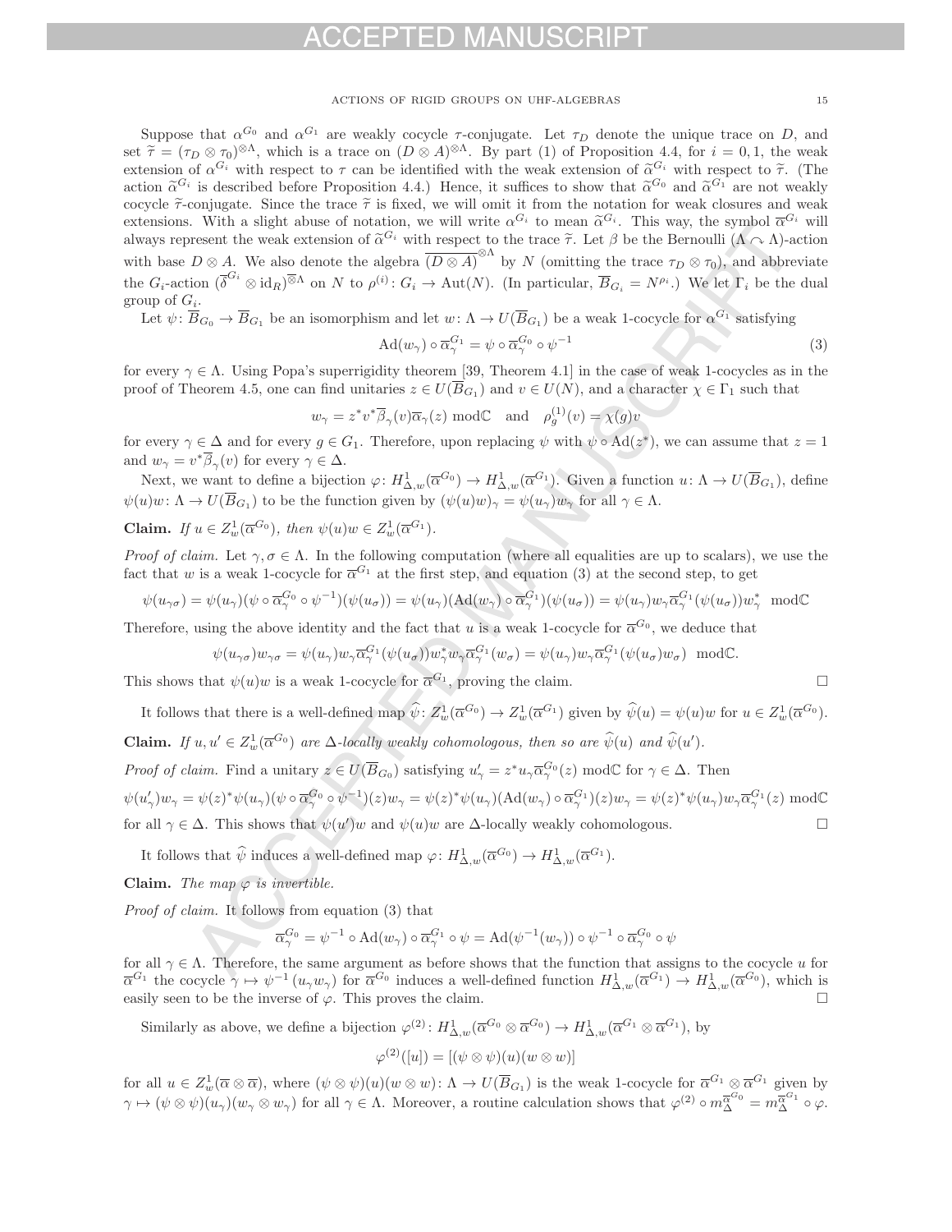Suppose that $\alpha^{G_0}$ and $\alpha^{G_1}$ are weakly cocycle $\tau$-conjugate. Let $\tau_D$ denote the unique trace on $D$, and set $\widetilde{\tau} = (\tau_D \otimes \tau_0)^{\otimes\Lambda}$, which is a trace on $(D \otimes A)^{\otimes\Lambda}$. By part (1) of Proposition 4.4, for $i = 0, 1$, the weak extension of $\alpha^{G_i}$ with respect to $\tau$ can be identified with the weak extension of $\widetilde{\alpha}^{G_i}$ with respect to $\widetilde{\tau}$. (The action $\widetilde{\alpha}^{G_i}$ is described before Proposition 4.4.) Hence, it suffices to show that $\widetilde{\alpha}^{G_0}$ and $\widetilde{\alpha}^{G_1}$ are not weakly cocycle $\widetilde{\tau}$-conjugate. Since the trace $\widetilde{\tau}$ is fixed, we will omit it from the notation for weak closures and weak extensions. With a slight abuse of notation, we will write $\alpha^{G_i}$ to mean $\widetilde{\alpha}^{G_i}$. This way, the symbol $\overline{\alpha}^{G_i}$ will always represent the weak extension of $\widetilde{\alpha}^{G_i}$ with respect to the trace $\widetilde{\tau}$. Let $\beta$ be the Bernoulli $(\Lambda \curvearrowright \Lambda)$-action with base $D \otimes A$. We also denote the algebra $\overline{(D \otimes A)}^{\otimes\Lambda}$ by $N$ (omitting the trace $\tau_D \otimes \tau_0$), and abbreviate the $G_i$-action $(\overline{\delta}^{G_i} \otimes \mathrm{id}_R)^{\overline{\otimes}\Lambda}$ on $N$ to $\rho^{(i)} \colon G_i \to \mathrm{Aut}(N)$. (In particular, $\overline{B}_{G_i} = N^{\rho_i}$.) We let $\Gamma_i$ be the dual group of $G_i$.

Let $\psi \colon \overline{B}_{G_0} \to \overline{B}_{G_1}$ be an isomorphism and let $w \colon \Lambda \to U(\overline{B}_{G_1})$ be a weak 1-cocycle for $\alpha^{G_1}$ satisfying

$$\mathrm{Ad}(w_\gamma) \circ \overline{\alpha}^{G_1}_\gamma = \psi \circ \overline{\alpha}^{G_0}_\gamma \circ \psi^{-1} \tag{3}$$

for every $\gamma \in \Lambda$. Using Popa's superrigidity theorem [39, Theorem 4.1] in the case of weak 1-cocycles as in the proof of Theorem 4.5, one can find unitaries $z \in U(\overline{B}_{G_1})$ and $v \in U(N)$, and a character $\chi \in \Gamma_1$ such that

$$w_\gamma = z^* v^* \overline{\beta}_\gamma(v)\overline{\alpha}_\gamma(z) \bmod \mathbb{C} \quad \text{and} \quad \rho^{(1)}_g(v) = \chi(g)v$$

for every $\gamma \in \Delta$ and for every $g \in G_1$. Therefore, upon replacing $\psi$ with $\psi \circ \mathrm{Ad}(z^*)$, we can assume that $z = 1$ and $w_\gamma = v^* \overline{\beta}_\gamma(v)$ for every $\gamma \in \Delta$.

Next, we want to define a bijection $\varphi \colon H^1_{\Delta,w}(\overline{\alpha}^{G_0}) \to H^1_{\Delta,w}(\overline{\alpha}^{G_1})$. Given a function $u \colon \Lambda \to U(\overline{B}_{G_0})$, define $\psi(u)w \colon \Lambda \to U(\overline{B}_{G_1})$ to be the function given by $(\psi(u)w)_\gamma = \psi(u_\gamma)w_\gamma$ for all $\gamma \in \Lambda$.

**Claim.** *If $u \in Z^1_w(\overline{\alpha}^{G_0})$, then $\psi(u)w \in Z^1_w(\overline{\alpha}^{G_1})$.*

*Proof of claim.* Let $\gamma, \sigma \in \Lambda$. In the following computation (where all equalities are up to scalars), we use the fact that $w$ is a weak 1-cocycle for $\overline{\alpha}^{G_1}$ at the first step, and equation (3) at the second step, to get

$$\psi(u_{\gamma\sigma}) = \psi(u_\gamma)(\psi \circ \overline{\alpha}^{G_0}_\gamma \circ \psi^{-1})(\psi(u_\sigma)) = \psi(u_\gamma)(\mathrm{Ad}(w_\gamma) \circ \overline{\alpha}^{G_1}_\gamma)(\psi(u_\sigma)) = \psi(u_\gamma)w_\gamma \overline{\alpha}^{G_1}_\gamma(\psi(u_\sigma))w^*_\gamma \mod \mathbb{C}$$

Therefore, using the above identity and the fact that $u$ is a weak 1-cocycle for $\overline{\alpha}^{G_0}$, we deduce that

$$\psi(u_{\gamma\sigma})w_{\gamma\sigma} = \psi(u_\gamma)w_\gamma \overline{\alpha}^{G_1}_\gamma(\psi(u_\sigma))w^*_\gamma w_\gamma \overline{\alpha}^{G_1}_\gamma(w_\sigma) = \psi(u_\gamma)w_\gamma \overline{\alpha}^{G_1}_\gamma(\psi(u_\sigma)w_\sigma) \mod \mathbb{C}.$$

This shows that $\psi(u)w$ is a weak 1-cocycle for $\overline{\alpha}^{G_1}$, proving the claim. □

It follows that there is a well-defined map $\widehat{\psi} \colon Z^1_w(\overline{\alpha}^{G_0}) \to Z^1_w(\overline{\alpha}^{G_1})$ given by $\widehat{\psi}(u) = \psi(u)w$ for $u \in Z^1_w(\overline{\alpha}^{G_0})$.

**Claim.** *If $u, u' \in Z^1_w(\overline{\alpha}^{G_0})$ are $\Delta$-locally weakly cohomologous, then so are $\widehat{\psi}(u)$ and $\widehat{\psi}(u')$.*

*Proof of claim.* Find a unitary $z \in U(\overline{B}_{G_0})$ satisfying $u'_\gamma = z^* u_\gamma \overline{\alpha}^{G_0}_\gamma(z) \bmod \mathbb{C}$ for $\gamma \in \Delta$. Then

$$\psi(u'_\gamma)w_\gamma = \psi(z)^*\psi(u_\gamma)(\psi \circ \overline{\alpha}^{G_0}_\gamma \circ \psi^{-1})(z)w_\gamma = \psi(z)^*\psi(u_\gamma)(\mathrm{Ad}(w_\gamma) \circ \overline{\alpha}^{G_1}_\gamma)(z)w_\gamma = \psi(z)^*\psi(u_\gamma)w_\gamma \overline{\alpha}^{G_1}_\gamma(z) \bmod \mathbb{C}$$

for all $\gamma \in \Delta$. This shows that $\psi(u')w$ and $\psi(u)w$ are $\Delta$-locally weakly cohomologous. □

It follows that $\widehat{\psi}$ induces a well-defined map $\varphi \colon H^1_{\Delta,w}(\overline{\alpha}^{G_0}) \to H^1_{\Delta,w}(\overline{\alpha}^{G_1})$.

**Claim.** *The map $\varphi$ is invertible.*

*Proof of claim.* It follows from equation (3) that

$$\overline{\alpha}^{G_0}_\gamma = \psi^{-1} \circ \mathrm{Ad}(w_\gamma) \circ \overline{\alpha}^{G_1}_\gamma \circ \psi = \mathrm{Ad}(\psi^{-1}(w_\gamma)) \circ \psi^{-1} \circ \overline{\alpha}^{G_0}_\gamma \circ \psi$$

for all $\gamma \in \Lambda$. Therefore, the same argument as before shows that the function that assigns to the cocycle $u$ for $\overline{\alpha}^{G_1}$ the cocycle $\gamma \mapsto \psi^{-1}(u_\gamma w_\gamma)$ for $\overline{\alpha}^{G_0}$ induces a well-defined function $H^1_{\Delta,w}(\overline{\alpha}^{G_1}) \to H^1_{\Delta,w}(\overline{\alpha}^{G_0})$, which is easily seen to be the inverse of $\varphi$. This proves the claim. □

Similarly as above, we define a bijection $\varphi^{(2)} \colon H^1_{\Delta,w}(\overline{\alpha}^{G_0} \otimes \overline{\alpha}^{G_0}) \to H^1_{\Delta,w}(\overline{\alpha}^{G_1} \otimes \overline{\alpha}^{G_1})$, by

$$\varphi^{(2)}([u]) = [(\psi \otimes \psi)(u)(w \otimes w)]$$

for all $u \in Z^1_w(\overline{\alpha} \otimes \overline{\alpha})$, where $(\psi \otimes \psi)(u)(w \otimes w) \colon \Lambda \to U(\overline{B}_{G_1})$ is the weak 1-cocycle for $\overline{\alpha}^{G_1} \otimes \overline{\alpha}^{G_1}$ given by $\gamma \mapsto (\psi \otimes \psi)(u_\gamma)(w_\gamma \otimes w_\gamma)$ for all $\gamma \in \Lambda$. Moreover, a routine calculation shows that $\varphi^{(2)} \circ m^{\overline{\alpha}^{G_0}}_\Delta = m^{\overline{\alpha}^{G_1}}_\Delta \circ \varphi$.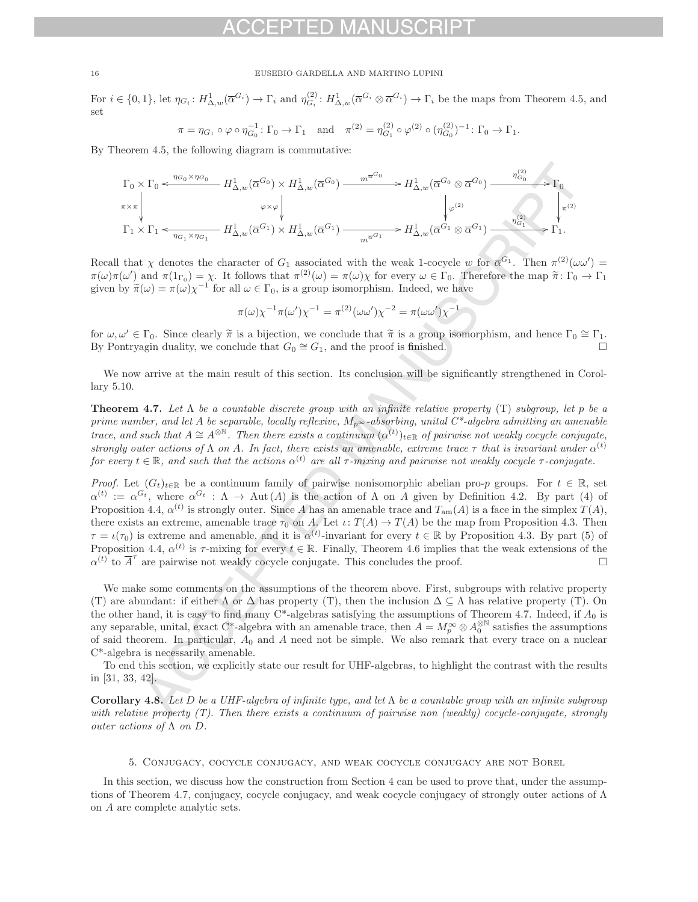For $i \in \{0,1\}$, let $\eta_{G_i}\colon H^1_{\Delta,w}(\overline{\alpha}^{G_i}) \to \Gamma_i$ and $\eta^{(2)}_{G_i}\colon H^1_{\Delta,w}(\overline{\alpha}^{G_i} \otimes \overline{\alpha}^{G_i}) \to \Gamma_i$ be the maps from Theorem 4.5, and set

$$\pi = \eta_{G_1} \circ \varphi \circ \eta_{G_0}^{-1}\colon \Gamma_0 \to \Gamma_1 \quad \text{and} \quad \pi^{(2)} = \eta^{(2)}_{G_1} \circ \varphi^{(2)} \circ (\eta^{(2)}_{G_0})^{-1}\colon \Gamma_0 \to \Gamma_1.$$

By Theorem 4.5, the following diagram is commutative:

$$\begin{array}{ccccccc}
\Gamma_0 \times \Gamma_0 & \xleftarrow{\eta_{G_0}\times\eta_{G_0}} & H^1_{\Delta,w}(\overline{\alpha}^{G_0}) \times H^1_{\Delta,w}(\overline{\alpha}^{G_0}) & \xrightarrow{m^{\overline{\alpha}^{G_0}}} & H^1_{\Delta,w}(\overline{\alpha}^{G_0} \otimes \overline{\alpha}^{G_0}) & \xrightarrow{\eta^{(2)}_{G_0}} & \Gamma_0 \\
\downarrow{\scriptstyle \pi\times\pi} & & \downarrow{\scriptstyle \varphi\times\varphi} & & \downarrow{\scriptstyle \varphi^{(2)}} & & \downarrow{\scriptstyle \pi^{(2)}} \\
\Gamma_1 \times \Gamma_1 & \xleftarrow{\eta_{G_1}\times\eta_{G_1}} & H^1_{\Delta,w}(\overline{\alpha}^{G_1}) \times H^1_{\Delta,w}(\overline{\alpha}^{G_1}) & \xrightarrow{m^{\overline{\alpha}^{G_1}}} & H^1_{\Delta,w}(\overline{\alpha}^{G_1} \otimes \overline{\alpha}^{G_1}) & \xrightarrow{\eta^{(2)}_{G_1}} & \Gamma_1.
\end{array}$$

Recall that $\chi$ denotes the character of $G_1$ associated with the weak 1-cocycle $w$ for $\overline{\alpha}^{G_1}$. Then $\pi^{(2)}(\omega\omega') = \pi(\omega)\pi(\omega')$ and $\pi(1_{\Gamma_0}) = \chi$. It follows that $\pi^{(2)}(\omega) = \pi(\omega)\chi$ for every $\omega \in \Gamma_0$. Therefore the map $\widetilde{\pi}\colon \Gamma_0 \to \Gamma_1$ given by $\widetilde{\pi}(\omega) = \pi(\omega)\chi^{-1}$ for all $\omega \in \Gamma_0$, is a group isomorphism. Indeed, we have

$$\pi(\omega)\chi^{-1}\pi(\omega')\chi^{-1} = \pi^{(2)}(\omega\omega')\chi^{-2} = \pi(\omega\omega')\chi^{-1}$$

for $\omega, \omega' \in \Gamma_0$. Since clearly $\widetilde{\pi}$ is a bijection, we conclude that $\widetilde{\pi}$ is a group isomorphism, and hence $\Gamma_0 \cong \Gamma_1$. By Pontryagin duality, we conclude that $G_0 \cong G_1$, and the proof is finished. $\square$

We now arrive at the main result of this section. Its conclusion will be significantly strengthened in Corollary 5.10.

**Theorem 4.7.** *Let $\Lambda$ be a countable discrete group with an infinite relative property* (T) *subgroup, let $p$ be a prime number, and let $A$ be separable, locally reflexive, $M_{p^\infty}$-absorbing, unital C\*-algebra admitting an amenable trace, and such that $A \cong A^{\otimes \mathbb{N}}$. Then there exists a continuum $(\alpha^{(t)})_{t\in\mathbb{R}}$ of pairwise not weakly cocycle conjugate, strongly outer actions of $\Lambda$ on $A$. In fact, there exists an amenable, extreme trace $\tau$ that is invariant under $\alpha^{(t)}$ for every $t \in \mathbb{R}$, and such that the actions $\alpha^{(t)}$ are all $\tau$-mixing and pairwise not weakly cocycle $\tau$-conjugate.*

*Proof.* Let $(G_t)_{t\in\mathbb{R}}$ be a continuum family of pairwise nonisomorphic abelian pro-$p$ groups. For $t \in \mathbb{R}$, set $\alpha^{(t)} := \alpha^{G_t}$, where $\alpha^{G_t} : \Lambda \to \mathrm{Aut}(A)$ is the action of $\Lambda$ on $A$ given by Definition 4.2. By part (4) of Proposition 4.4, $\alpha^{(t)}$ is strongly outer. Since $A$ has an amenable trace and $T_{\mathrm{am}}(A)$ is a face in the simplex $T(A)$, there exists an extreme, amenable trace $\tau_0$ on $A$. Let $\iota\colon T(A) \to T(A)$ be the map from Proposition 4.3. Then $\tau = \iota(\tau_0)$ is extreme and amenable, and it is $\alpha^{(t)}$-invariant for every $t \in \mathbb{R}$ by Proposition 4.3. By part (5) of Proposition 4.4, $\alpha^{(t)}$ is $\tau$-mixing for every $t \in \mathbb{R}$. Finally, Theorem 4.6 implies that the weak extensions of the $\alpha^{(t)}$ to $\overline{A}^\tau$ are pairwise not weakly cocycle conjugate. This concludes the proof. $\square$

We make some comments on the assumptions of the theorem above. First, subgroups with relative property (T) are abundant: if either $\Lambda$ or $\Delta$ has property (T), then the inclusion $\Delta \subseteq \Lambda$ has relative property (T). On the other hand, it is easy to find many C\*-algebras satisfying the assumptions of Theorem 4.7. Indeed, if $A_0$ is any separable, unital, exact C\*-algebra with an amenable trace, then $A = M_p^\infty \otimes A_0^{\otimes\mathbb{N}}$ satisfies the assumptions of said theorem. In particular, $A_0$ and $A$ need not be simple. We also remark that every trace on a nuclear C\*-algebra is necessarily amenable.

To end this section, we explicitly state our result for UHF-algebras, to highlight the contrast with the results in [31, 33, 42].

**Corollary 4.8.** *Let $D$ be a UHF-algebra of infinite type, and let $\Lambda$ be a countable group with an infinite subgroup with relative property (T). Then there exists a continuum of pairwise non (weakly) cocycle-conjugate, strongly outer actions of $\Lambda$ on $D$.*

## 5. Conjugacy, cocycle conjugacy, and weak cocycle conjugacy are not Borel

In this section, we discuss how the construction from Section 4 can be used to prove that, under the assumptions of Theorem 4.7, conjugacy, cocycle conjugacy, and weak cocycle conjugacy of strongly outer actions of $\Lambda$ on $A$ are complete analytic sets.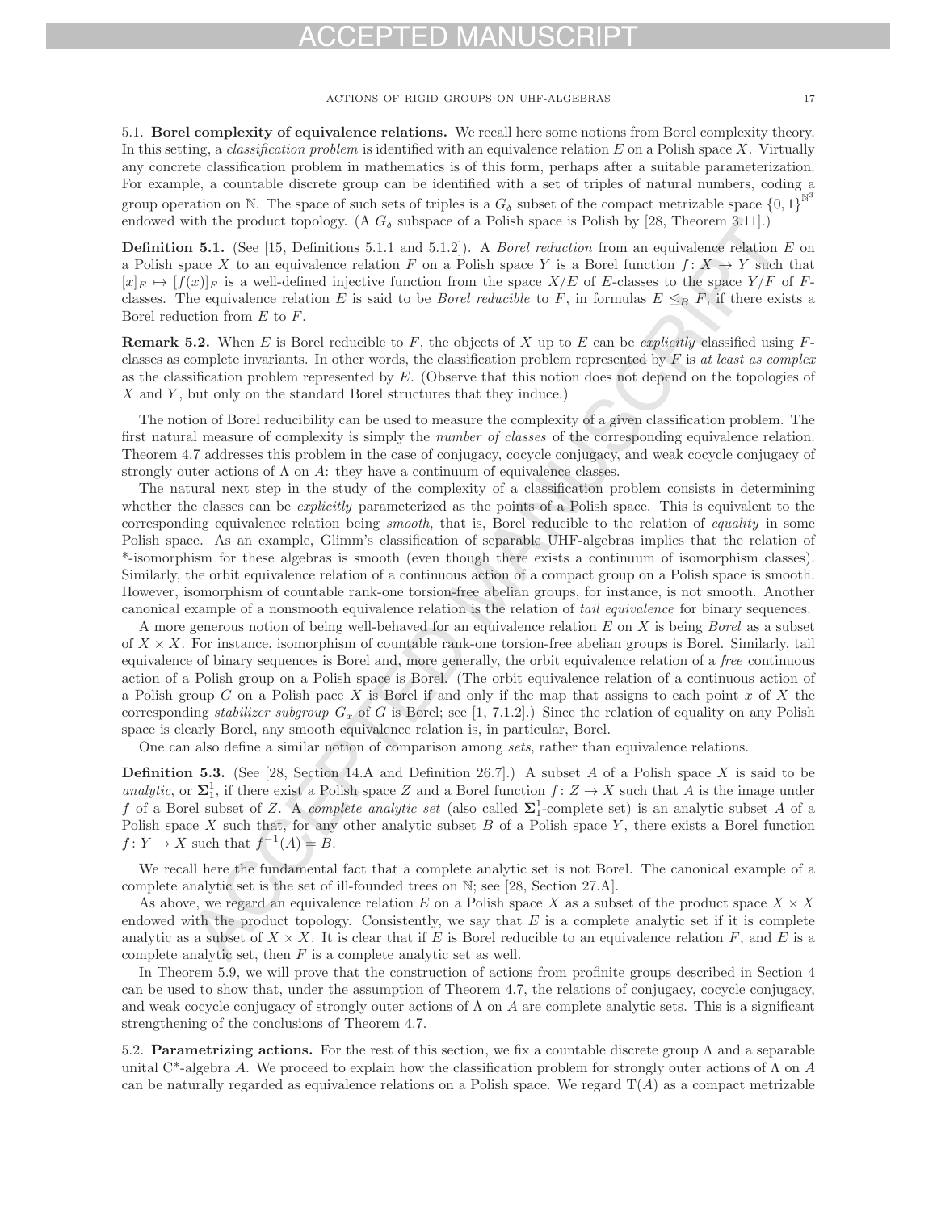5.1. **Borel complexity of equivalence relations.** We recall here some notions from Borel complexity theory. In this setting, a *classification problem* is identified with an equivalence relation $E$ on a Polish space $X$. Virtually any concrete classification problem in mathematics is of this form, perhaps after a suitable parameterization. For example, a countable discrete group can be identified with a set of triples of natural numbers, coding a group operation on $\mathbb{N}$. The space of such sets of triples is a $G_\delta$ subset of the compact metrizable space $\{0,1\}^{\mathbb{N}^3}$ endowed with the product topology. (A $G_\delta$ subspace of a Polish space is Polish by [28, Theorem 3.11].)

**Definition 5.1.** (See [15, Definitions 5.1.1 and 5.1.2]). A *Borel reduction* from an equivalence relation $E$ on a Polish space $X$ to an equivalence relation $F$ on a Polish space $Y$ is a Borel function $f\colon X \to Y$ such that $[x]_E \mapsto [f(x)]_F$ is a well-defined injective function from the space $X/E$ of $E$-classes to the space $Y/F$ of $F$-classes. The equivalence relation $E$ is said to be *Borel reducible* to $F$, in formulas $E \leq_B F$, if there exists a Borel reduction from $E$ to $F$.

**Remark 5.2.** When $E$ is Borel reducible to $F$, the objects of $X$ up to $E$ can be *explicitly* classified using $F$-classes as complete invariants. In other words, the classification problem represented by $F$ is *at least as complex* as the classification problem represented by $E$. (Observe that this notion does not depend on the topologies of $X$ and $Y$, but only on the standard Borel structures that they induce.)

The notion of Borel reducibility can be used to measure the complexity of a given classification problem. The first natural measure of complexity is simply the *number of classes* of the corresponding equivalence relation. Theorem 4.7 addresses this problem in the case of conjugacy, cocycle conjugacy, and weak cocycle conjugacy of strongly outer actions of $\Lambda$ on $A$: they have a continuum of equivalence classes.

The natural next step in the study of the complexity of a classification problem consists in determining whether the classes can be *explicitly* parameterized as the points of a Polish space. This is equivalent to the corresponding equivalence relation being *smooth*, that is, Borel reducible to the relation of *equality* in some Polish space. As an example, Glimm's classification of separable UHF-algebras implies that the relation of *-isomorphism for these algebras is smooth (even though there exists a continuum of isomorphism classes). Similarly, the orbit equivalence relation of a continuous action of a compact group on a Polish space is smooth. However, isomorphism of countable rank-one torsion-free abelian groups, for instance, is not smooth. Another canonical example of a nonsmooth equivalence relation is the relation of *tail equivalence* for binary sequences.

A more generous notion of being well-behaved for an equivalence relation $E$ on $X$ is being *Borel* as a subset of $X \times X$. For instance, isomorphism of countable rank-one torsion-free abelian groups is Borel. Similarly, tail equivalence of binary sequences is Borel and, more generally, the orbit equivalence relation of a *free* continuous action of a Polish group on a Polish space is Borel. (The orbit equivalence relation of a continuous action of a Polish group $G$ on a Polish pace $X$ is Borel if and only if the map that assigns to each point $x$ of $X$ the corresponding *stabilizer subgroup* $G_x$ of $G$ is Borel; see [1, 7.1.2].) Since the relation of equality on any Polish space is clearly Borel, any smooth equivalence relation is, in particular, Borel.

One can also define a similar notion of comparison among *sets*, rather than equivalence relations.

**Definition 5.3.** (See [28, Section 14.A and Definition 26.7].) A subset $A$ of a Polish space $X$ is said to be *analytic*, or $\boldsymbol{\Sigma}_1^1$, if there exist a Polish space $Z$ and a Borel function $f\colon Z \to X$ such that $A$ is the image under $f$ of a Borel subset of $Z$. A *complete analytic set* (also called $\boldsymbol{\Sigma}_1^1$-complete set) is an analytic subset $A$ of a Polish space $X$ such that, for any other analytic subset $B$ of a Polish space $Y$, there exists a Borel function $f\colon Y \to X$ such that $f^{-1}(A) = B$.

We recall here the fundamental fact that a complete analytic set is not Borel. The canonical example of a complete analytic set is the set of ill-founded trees on $\mathbb{N}$; see [28, Section 27.A].

As above, we regard an equivalence relation $E$ on a Polish space $X$ as a subset of the product space $X \times X$ endowed with the product topology. Consistently, we say that $E$ is a complete analytic set if it is complete analytic as a subset of $X \times X$. It is clear that if $E$ is Borel reducible to an equivalence relation $F$, and $E$ is a complete analytic set, then $F$ is a complete analytic set as well.

In Theorem 5.9, we will prove that the construction of actions from profinite groups described in Section 4 can be used to show that, under the assumption of Theorem 4.7, the relations of conjugacy, cocycle conjugacy, and weak cocycle conjugacy of strongly outer actions of $\Lambda$ on $A$ are complete analytic sets. This is a significant strengthening of the conclusions of Theorem 4.7.

5.2. **Parametrizing actions.** For the rest of this section, we fix a countable discrete group $\Lambda$ and a separable unital C*-algebra $A$. We proceed to explain how the classification problem for strongly outer actions of $\Lambda$ on $A$ can be naturally regarded as equivalence relations on a Polish space. We regard $\mathrm{T}(A)$ as a compact metrizable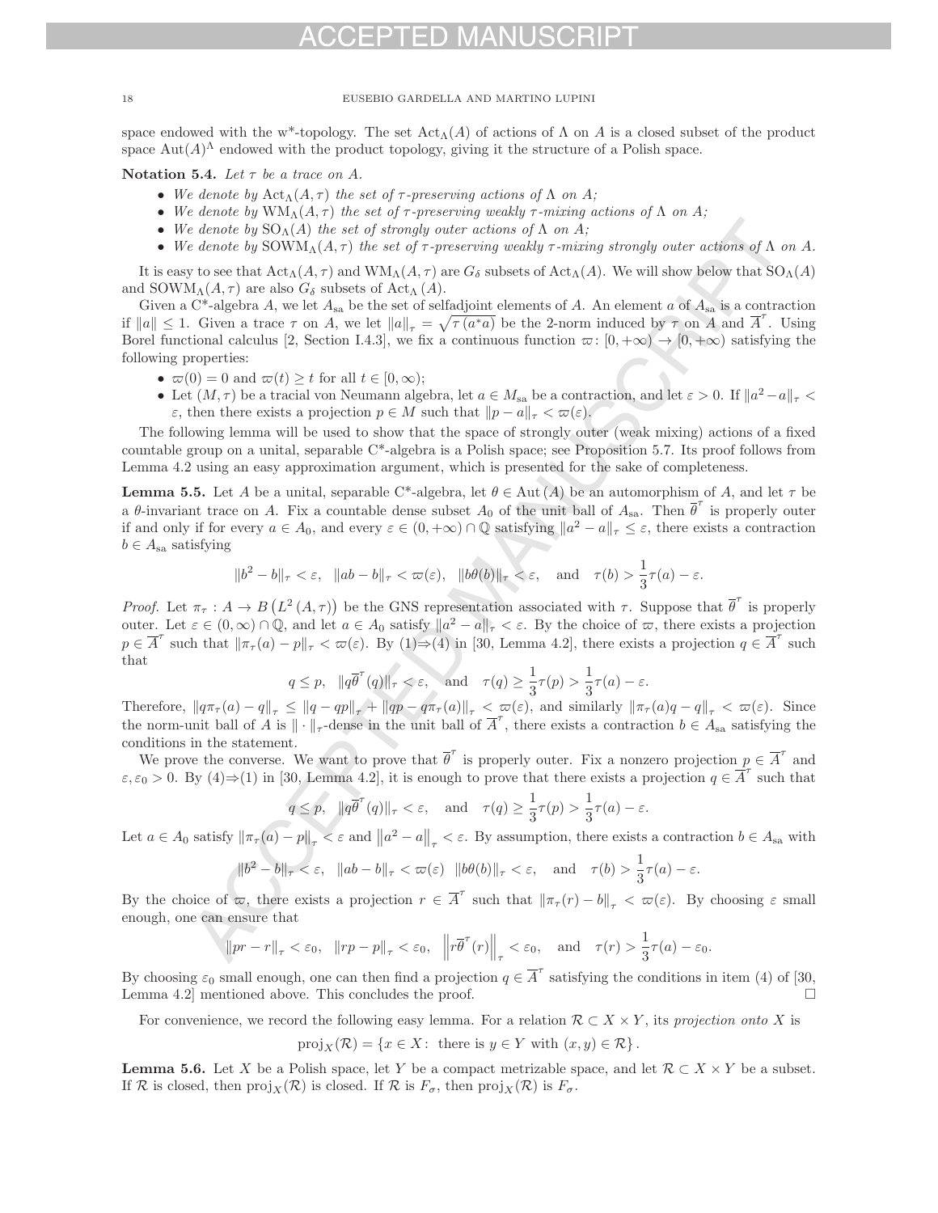space endowed with the w*-topology. The set $\mathrm{Act}_\Lambda(A)$ of actions of $\Lambda$ on $A$ is a closed subset of the product space $\mathrm{Aut}(A)^\Lambda$ endowed with the product topology, giving it the structure of a Polish space.

**Notation 5.4.** *Let $\tau$ be a trace on $A$.*

- *We denote by $\mathrm{Act}_\Lambda(A,\tau)$ the set of $\tau$-preserving actions of $\Lambda$ on $A$;*
- *We denote by $\mathrm{WM}_\Lambda(A,\tau)$ the set of $\tau$-preserving weakly $\tau$-mixing actions of $\Lambda$ on $A$;*
- *We denote by $\mathrm{SO}_\Lambda(A)$ the set of strongly outer actions of $\Lambda$ on $A$;*
- *We denote by $\mathrm{SOWM}_\Lambda(A,\tau)$ the set of $\tau$-preserving weakly $\tau$-mixing strongly outer actions of $\Lambda$ on $A$.*

It is easy to see that $\mathrm{Act}_\Lambda(A,\tau)$ and $\mathrm{WM}_\Lambda(A,\tau)$ are $G_\delta$ subsets of $\mathrm{Act}_\Lambda(A)$. We will show below that $\mathrm{SO}_\Lambda(A)$ and $\mathrm{SOWM}_\Lambda(A,\tau)$ are also $G_\delta$ subsets of $\mathrm{Act}_\Lambda(A)$.

Given a C*-algebra $A$, we let $A_{\mathrm{sa}}$ be the set of selfadjoint elements of $A$. An element $a$ of $A_{\mathrm{sa}}$ is a contraction if $\|a\|\leq 1$. Given a trace $\tau$ on $A$, we let $\|a\|_\tau=\sqrt{\tau(a^*a)}$ be the 2-norm induced by $\tau$ on $A$ and $\overline{A}^\tau$. Using Borel functional calculus [2, Section I.4.3], we fix a continuous function $\varpi\colon[0,+\infty)\to[0,+\infty)$ satisfying the following properties:

- $\varpi(0)=0$ and $\varpi(t)\geq t$ for all $t\in[0,\infty)$;
- Let $(M,\tau)$ be a tracial von Neumann algebra, let $a\in M_{\mathrm{sa}}$ be a contraction, and let $\varepsilon>0$. If $\|a^2-a\|_\tau<\varepsilon$, then there exists a projection $p\in M$ such that $\|p-a\|_\tau<\varpi(\varepsilon)$.

The following lemma will be used to show that the space of strongly outer (weak mixing) actions of a fixed countable group on a unital, separable C*-algebra is a Polish space; see Proposition 5.7. Its proof follows from Lemma 4.2 using an easy approximation argument, which is presented for the sake of completeness.

**Lemma 5.5.** Let $A$ be a unital, separable C*-algebra, let $\theta\in\mathrm{Aut}(A)$ be an automorphism of $A$, and let $\tau$ be a $\theta$-invariant trace on $A$. Fix a countable dense subset $A_0$ of the unit ball of $A_{\mathrm{sa}}$. Then $\overline{\theta}^\tau$ is properly outer if and only if for every $a\in A_0$, and every $\varepsilon\in(0,+\infty)\cap\mathbb{Q}$ satisfying $\|a^2-a\|_\tau\leq\varepsilon$, there exists a contraction $b\in A_{\mathrm{sa}}$ satisfying

$$\|b^2-b\|_\tau<\varepsilon,\quad \|ab-b\|_\tau<\varpi(\varepsilon),\quad \|b\theta(b)\|_\tau<\varepsilon,\quad\text{and}\quad \tau(b)>\frac{1}{3}\tau(a)-\varepsilon.$$

*Proof.* Let $\pi_\tau : A\to B\left(L^2(A,\tau)\right)$ be the GNS representation associated with $\tau$. Suppose that $\overline{\theta}^\tau$ is properly outer. Let $\varepsilon\in(0,\infty)\cap\mathbb{Q}$, and let $a\in A_0$ satisfy $\|a^2-a\|_\tau<\varepsilon$. By the choice of $\varpi$, there exists a projection $p\in\overline{A}^\tau$ such that $\|\pi_\tau(a)-p\|_\tau<\varpi(\varepsilon)$. By (1)⇒(4) in [30, Lemma 4.2], there exists a projection $q\in\overline{A}^\tau$ such that

$$q\leq p,\quad \|q\overline{\theta}^\tau(q)\|_\tau<\varepsilon,\quad\text{and}\quad \tau(q)\geq\frac{1}{3}\tau(p)>\frac{1}{3}\tau(a)-\varepsilon.$$

Therefore, $\|q\pi_\tau(a)-q\|_\tau\leq\|q-qp\|_\tau+\|qp-q\pi_\tau(a)\|_\tau<\varpi(\varepsilon)$, and similarly $\|\pi_\tau(a)q-q\|_\tau<\varpi(\varepsilon)$. Since the norm-unit ball of $A$ is $\|\cdot\|_\tau$-dense in the unit ball of $\overline{A}^\tau$, there exists a contraction $b\in A_{\mathrm{sa}}$ satisfying the conditions in the statement.

We prove the converse. We want to prove that $\overline{\theta}^\tau$ is properly outer. Fix a nonzero projection $p\in\overline{A}^\tau$ and $\varepsilon,\varepsilon_0>0$. By (4)⇒(1) in [30, Lemma 4.2], it is enough to prove that there exists a projection $q\in\overline{A}^\tau$ such that

$$q\leq p,\quad \|q\overline{\theta}^\tau(q)\|_\tau<\varepsilon,\quad\text{and}\quad \tau(q)\geq\frac{1}{3}\tau(p)>\frac{1}{3}\tau(a)-\varepsilon.$$

Let $a\in A_0$ satisfy $\|\pi_\tau(a)-p\|_\tau<\varepsilon$ and $\left\|a^2-a\right\|_\tau<\varepsilon$. By assumption, there exists a contraction $b\in A_{\mathrm{sa}}$ with

$$\|b^2-b\|_\tau<\varepsilon,\quad \|ab-b\|_\tau<\varpi(\varepsilon)\quad \|b\theta(b)\|_\tau<\varepsilon,\quad\text{and}\quad \tau(b)>\frac{1}{3}\tau(a)-\varepsilon.$$

By the choice of $\varpi$, there exists a projection $r\in\overline{A}^\tau$ such that $\|\pi_\tau(r)-b\|_\tau<\varpi(\varepsilon)$. By choosing $\varepsilon$ small enough, one can ensure that

$$\|pr-r\|_\tau<\varepsilon_0,\quad \|rp-p\|_\tau<\varepsilon_0,\quad \left\|r\overline{\theta}^\tau(r)\right\|_\tau<\varepsilon_0,\quad\text{and}\quad \tau(r)>\frac{1}{3}\tau(a)-\varepsilon_0.$$

By choosing $\varepsilon_0$ small enough, one can then find a projection $q\in\overline{A}^\tau$ satisfying the conditions in item (4) of [30, Lemma 4.2] mentioned above. This concludes the proof. ∎

For convenience, we record the following easy lemma. For a relation $\mathcal{R}\subset X\times Y$, its *projection onto* $X$ is

$$\mathrm{proj}_X(\mathcal{R})=\{x\in X\colon\ \text{there is } y\in Y \text{ with } (x,y)\in\mathcal{R}\}.$$

**Lemma 5.6.** Let $X$ be a Polish space, let $Y$ be a compact metrizable space, and let $\mathcal{R}\subset X\times Y$ be a subset. If $\mathcal{R}$ is closed, then $\mathrm{proj}_X(\mathcal{R})$ is closed. If $\mathcal{R}$ is $F_\sigma$, then $\mathrm{proj}_X(\mathcal{R})$ is $F_\sigma$.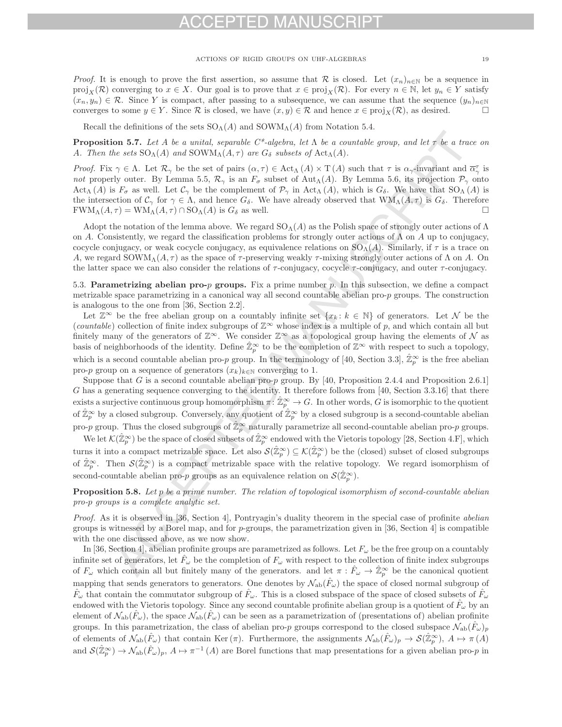*Proof.* It is enough to prove the first assertion, so assume that $\mathcal{R}$ is closed. Let $(x_n)_{n\in\mathbb{N}}$ be a sequence in $\mathrm{proj}_X(\mathcal{R})$ converging to $x \in X$. Our goal is to prove that $x \in \mathrm{proj}_X(\mathcal{R})$. For every $n \in \mathbb{N}$, let $y_n \in Y$ satisfy $(x_n, y_n) \in \mathcal{R}$. Since $Y$ is compact, after passing to a subsequence, we can assume that the sequence $(y_n)_{n\in\mathbb{N}}$ converges to some $y \in Y$. Since $\mathcal{R}$ is closed, we have $(x, y) \in \mathcal{R}$ and hence $x \in \mathrm{proj}_X(\mathcal{R})$, as desired. □

Recall the definitions of the sets $\mathrm{SO}_\Lambda(A)$ and $\mathrm{SOWM}_\Lambda(A)$ from Notation 5.4.

**Proposition 5.7.** *Let $A$ be a unital, separable C\*-algebra, let $\Lambda$ be a countable group, and let $\tau$ be a trace on $A$. Then the sets $\mathrm{SO}_\Lambda(A)$ and $\mathrm{SOWM}_\Lambda(A,\tau)$ are $G_\delta$ subsets of $\mathrm{Act}_\Lambda(A)$.*

*Proof.* Fix $\gamma \in \Lambda$. Let $\mathcal{R}_\gamma$ be the set of pairs $(\alpha, \tau) \in \mathrm{Act}_\Lambda(A) \times \mathrm{T}(A)$ such that $\tau$ is $\alpha_\gamma$-invariant and $\overline{\alpha}^\tau_\gamma$ is *not* properly outer. By Lemma 5.5, $\mathcal{R}_\gamma$ is an $F_\sigma$ subset of $\mathrm{Aut}_\Lambda(A)$. By Lemma 5.6, its projection $\mathcal{P}_\gamma$ onto $\mathrm{Act}_\Lambda(A)$ is $F_\sigma$ as well. Let $\mathcal{C}_\gamma$ be the complement of $\mathcal{P}_\gamma$ in $\mathrm{Act}_\Lambda(A)$, which is $G_\delta$. We have that $\mathrm{SO}_\Lambda(A)$ is the intersection of $\mathcal{C}_\gamma$ for $\gamma \in \Lambda$, and hence $G_\delta$. We have already observed that $\mathrm{WM}_\Lambda(A,\tau)$ is $G_\delta$. Therefore $\mathrm{FWM}_\Lambda(A,\tau) = \mathrm{WM}_\Lambda(A,\tau) \cap \mathrm{SO}_\Lambda(A)$ is $G_\delta$ as well. □

Adopt the notation of the lemma above. We regard $\mathrm{SO}_\Lambda(A)$ as the Polish space of strongly outer actions of $\Lambda$ on $A$. Consistently, we regard the classification problems for strongly outer actions of $\Lambda$ on $A$ up to conjugacy, cocycle conjugacy, or weak cocycle conjugacy, as equivalence relations on $\mathrm{SO}_\Lambda(A)$. Similarly, if $\tau$ is a trace on $A$, we regard $\mathrm{SOWM}_\Lambda(A,\tau)$ as the space of $\tau$-preserving weakly $\tau$-mixing strongly outer actions of $\Lambda$ on $A$. On the latter space we can also consider the relations of $\tau$-conjugacy, cocycle $\tau$-conjugacy, and outer $\tau$-conjugacy.

### 5.3. Parametrizing abelian pro-$p$ groups.

Fix a prime number $p$. In this subsection, we define a compact metrizable space parametrizing in a canonical way all second countable abelian pro-$p$ groups. The construction is analogous to the one from [36, Section 2.2].

Let $\mathbb{Z}^\infty$ be the free abelian group on a countably infinite set $\{x_k : k \in \mathbb{N}\}$ of generators. Let $\mathcal{N}$ be the (*countable*) collection of finite index subgroups of $\mathbb{Z}^\infty$ whose index is a multiple of $p$, and which contain all but finitely many of the generators of $\mathbb{Z}^\infty$. We consider $\mathbb{Z}^\infty$ as a topological group having the elements of $\mathcal{N}$ as basis of neighborhoods of the identity. Define $\hat{\mathbb{Z}}^\infty_p$ to be the completion of $\mathbb{Z}^\infty$ with respect to such a topology, which is a second countable abelian pro-$p$ group. In the terminology of [40, Section 3.3], $\hat{\mathbb{Z}}^\infty_p$ is the free abelian pro-$p$ group on a sequence of generators $(x_k)_{k\in\mathbb{N}}$ converging to 1.

Suppose that $G$ is a second countable abelian pro-$p$ group. By [40, Proposition 2.4.4 and Proposition 2.6.1] $G$ has a generating sequence converging to the identity. It therefore follows from [40, Section 3.3.16] that there exists a surjective continuous group homomorphism $\pi\colon \hat{\mathbb{Z}}^\infty_p \to G$. In other words, $G$ is isomorphic to the quotient of $\hat{\mathbb{Z}}^\infty_p$ by a closed subgroup. Conversely, any quotient of $\hat{\mathbb{Z}}^\infty_p$ by a closed subgroup is a second-countable abelian pro-$p$ group. Thus the closed subgroups of $\hat{\mathbb{Z}}^\infty_p$ naturally parametrize all second-countable abelian pro-$p$ groups.

We let $\mathcal{K}(\hat{\mathbb{Z}}^\infty_p)$ be the space of closed subsets of $\hat{\mathbb{Z}}^\infty_p$ endowed with the Vietoris topology [28, Section 4.F], which turns it into a compact metrizable space. Let also $\mathcal{S}(\hat{\mathbb{Z}}^\infty_p) \subseteq \mathcal{K}(\hat{\mathbb{Z}}^\infty_p)$ be the (closed) subset of closed subgroups of $\hat{\mathbb{Z}}^\infty_p$. Then $\mathcal{S}(\hat{\mathbb{Z}}^\infty_p)$ is a compact metrizable space with the relative topology. We regard isomorphism of second-countable abelian pro-$p$ groups as an equivalence relation on $\mathcal{S}(\hat{\mathbb{Z}}^\infty_p)$.

**Proposition 5.8.** *Let $p$ be a prime number. The relation of topological isomorphism of second-countable abelian pro-$p$ groups is a complete analytic set.*

*Proof.* As it is observed in [36, Section 4], Pontryagin's duality theorem in the special case of profinite *abelian* groups is witnessed by a Borel map, and for $p$-groups, the parametrization given in [36, Section 4] is compatible with the one discussed above, as we now show.

In [36, Section 4], abelian profinite groups are parametrized as follows. Let $F_\omega$ be the free group on a countably infinite set of generators, let $\hat{F}_\omega$ be the completion of $F_\omega$ with respect to the collection of finite index subgroups of $F_\omega$ which contain all but finitely many of the generators. and let $\pi : \hat{F}_\omega \to \hat{\mathbb{Z}}^\infty_p$ be the canonical quotient mapping that sends generators to generators. One denotes by $\mathcal{N}_{\mathrm{ab}}(\hat{F}_\omega)$ the space of closed normal subgroup of $\hat{F}_\omega$ that contain the commutator subgroup of $\hat{F}_\omega$. This is a closed subspace of the space of closed subsets of $\hat{F}_\omega$ endowed with the Vietoris topology. Since any second countable profinite abelian group is a quotient of $\hat{F}_\omega$ by an element of $\mathcal{N}_{\mathrm{ab}}(\hat{F}_\omega)$, the space $\mathcal{N}_{\mathrm{ab}}(\hat{F}_\omega)$ can be seen as a parametrization of (presentations of) abelian profinite groups. In this parametrization, the class of abelian pro-$p$ groups correspond to the closed subspace $\mathcal{N}_{\mathrm{ab}}(\hat{F}_\omega)_p$ of elements of $\mathcal{N}_{\mathrm{ab}}(\hat{F}_\omega)$ that contain $\mathrm{Ker}(\pi)$. Furthermore, the assignments $\mathcal{N}_{\mathrm{ab}}(\hat{F}_\omega)_p \to \mathcal{S}(\hat{\mathbb{Z}}^\infty_p)$, $A \mapsto \pi(A)$ and $\mathcal{S}(\hat{\mathbb{Z}}^\infty_p) \to \mathcal{N}_{\mathrm{ab}}(\hat{F}_\omega)_p$, $A \mapsto \pi^{-1}(A)$ are Borel functions that map presentations for a given abelian pro-$p$ in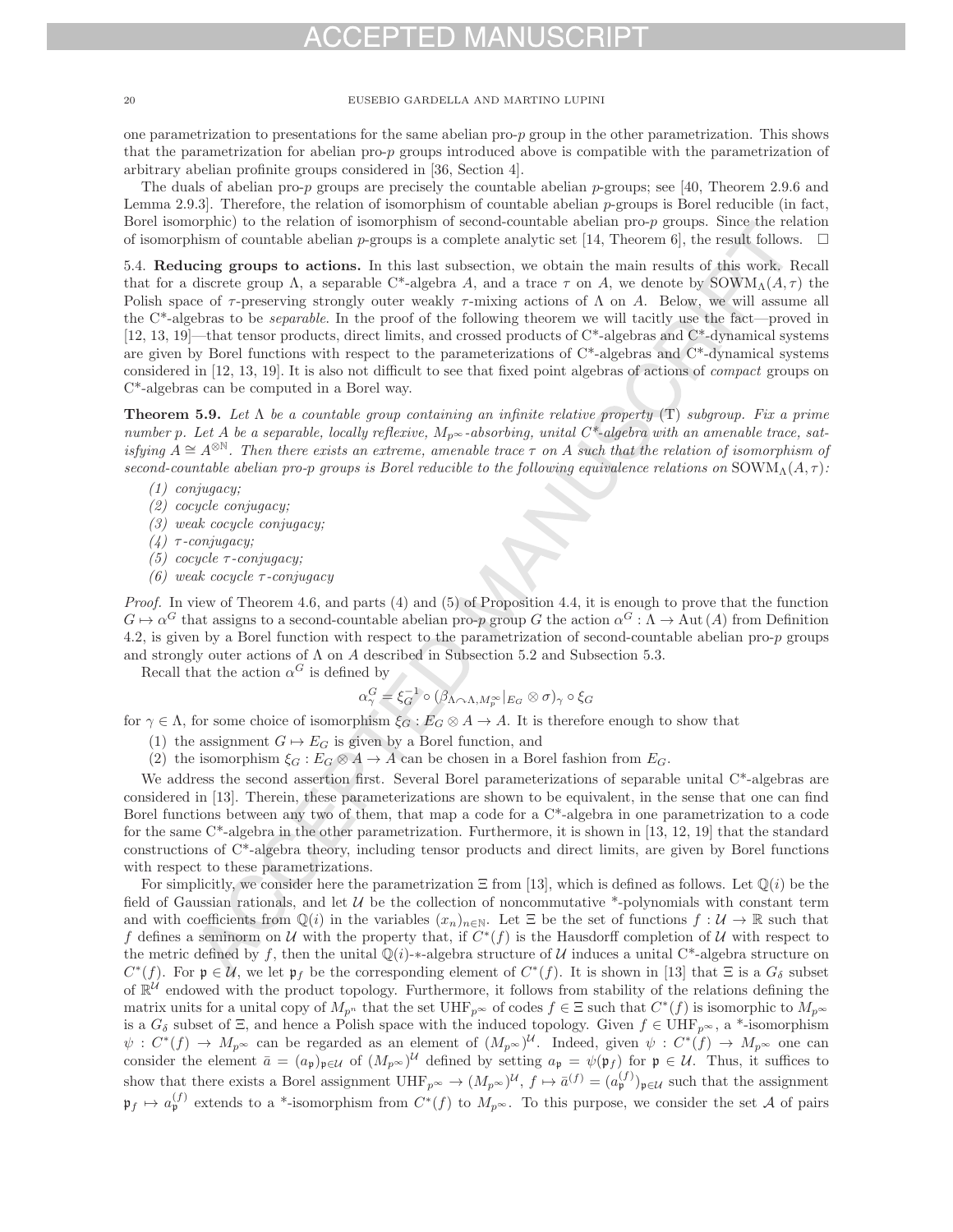one parametrization to presentations for the same abelian pro-$p$ group in the other parametrization. This shows that the parametrization for abelian pro-$p$ groups introduced above is compatible with the parametrization of arbitrary abelian profinite groups considered in [36, Section 4].

The duals of abelian pro-$p$ groups are precisely the countable abelian $p$-groups; see [40, Theorem 2.9.6 and Lemma 2.9.3]. Therefore, the relation of isomorphism of countable abelian $p$-groups is Borel reducible (in fact, Borel isomorphic) to the relation of isomorphism of second-countable abelian pro-$p$ groups. Since the relation of isomorphism of countable abelian $p$-groups is a complete analytic set [14, Theorem 6], the result follows. $\square$

5.4. **Reducing groups to actions.** In this last subsection, we obtain the main results of this work. Recall that for a discrete group $\Lambda$, a separable C*-algebra $A$, and a trace $\tau$ on $A$, we denote by $\mathrm{SOWM}_\Lambda(A,\tau)$ the Polish space of $\tau$-preserving strongly outer weakly $\tau$-mixing actions of $\Lambda$ on $A$. Below, we will assume all the C*-algebras to be *separable*. In the proof of the following theorem we will tacitly use the fact—proved in [12, 13, 19]—that tensor products, direct limits, and crossed products of C*-algebras and C*-dynamical systems are given by Borel functions with respect to the parameterizations of C*-algebras and C*-dynamical systems considered in [12, 13, 19]. It is also not difficult to see that fixed point algebras of actions of *compact* groups on C*-algebras can be computed in a Borel way.

**Theorem 5.9.** *Let $\Lambda$ be a countable group containing an infinite relative property* (T) *subgroup. Fix a prime number $p$. Let $A$ be a separable, locally reflexive, $M_{p^\infty}$-absorbing, unital C*-algebra with an amenable trace, satisfying $A\cong A^{\otimes\mathbb{N}}$. Then there exists an extreme, amenable trace $\tau$ on $A$ such that the relation of isomorphism of second-countable abelian pro-$p$ groups is Borel reducible to the following equivalence relations on* $\mathrm{SOWM}_\Lambda(A,\tau)$*:*

1. *conjugacy;*
2. *cocycle conjugacy;*
3. *weak cocycle conjugacy;*
4. *$\tau$-conjugacy;*
5. *cocycle $\tau$-conjugacy;*
6. *weak cocycle $\tau$-conjugacy*

*Proof.* In view of Theorem 4.6, and parts (4) and (5) of Proposition 4.4, it is enough to prove that the function $G\mapsto\alpha^G$ that assigns to a second-countable abelian pro-$p$ group $G$ the action $\alpha^G\colon\Lambda\to\mathrm{Aut}(A)$ from Definition 4.2, is given by a Borel function with respect to the parametrization of second-countable abelian pro-$p$ groups and strongly outer actions of $\Lambda$ on $A$ described in Subsection 5.2 and Subsection 5.3.

Recall that the action $\alpha^G$ is defined by

$$\alpha^G_\gamma=\xi_G^{-1}\circ(\beta_{\Lambda\curvearrowright\Lambda,M_p^\infty}|_{E_G}\otimes\sigma)_\gamma\circ\xi_G$$

for $\gamma\in\Lambda$, for some choice of isomorphism $\xi_G\colon E_G\otimes A\to A$. It is therefore enough to show that

1. the assignment $G\mapsto E_G$ is given by a Borel function, and
2. the isomorphism $\xi_G\colon E_G\otimes A\to A$ can be chosen in a Borel fashion from $E_G$.

We address the second assertion first. Several Borel parameterizations of separable unital C*-algebras are considered in [13]. Therein, these parameterizations are shown to be equivalent, in the sense that one can find Borel functions between any two of them, that map a code for a C*-algebra in one parametrization to a code for the same C*-algebra in the other parametrization. Furthermore, it is shown in [13, 12, 19] that the standard constructions of C*-algebra theory, including tensor products and direct limits, are given by Borel functions with respect to these parametrizations.

For simplicitly, we consider here the parametrization $\Xi$ from [13], which is defined as follows. Let $\mathbb{Q}(i)$ be the field of Gaussian rationals, and let $\mathcal{U}$ be the collection of noncommutative *-polynomials with constant term and with coefficients from $\mathbb{Q}(i)$ in the variables $(x_n)_{n\in\mathbb{N}}$. Let $\Xi$ be the set of functions $f\colon\mathcal{U}\to\mathbb{R}$ such that $f$ defines a seminorm on $\mathcal{U}$ with the property that, if $C^*(f)$ is the Hausdorff completion of $\mathcal{U}$ with respect to the metric defined by $f$, then the unital $\mathbb{Q}(i)$-*-algebra structure of $\mathcal{U}$ induces a unital C*-algebra structure on $C^*(f)$. For $\mathfrak{p}\in\mathcal{U}$, we let $\mathfrak{p}_f$ be the corresponding element of $C^*(f)$. It is shown in [13] that $\Xi$ is a $G_\delta$ subset of $\mathbb{R}^{\mathcal{U}}$ endowed with the product topology. Furthermore, it follows from stability of the relations defining the matrix units for a unital copy of $M_{p^n}$ that the set $\mathrm{UHF}_{p^\infty}$ of codes $f\in\Xi$ such that $C^*(f)$ is isomorphic to $M_{p^\infty}$ is a $G_\delta$ subset of $\Xi$, and hence a Polish space with the induced topology. Given $f\in\mathrm{UHF}_{p^\infty}$, a *-isomorphism $\psi\colon C^*(f)\to M_{p^\infty}$ can be regarded as an element of $(M_{p^\infty})^{\mathcal{U}}$. Indeed, given $\psi\colon C^*(f)\to M_{p^\infty}$ one can consider the element $\bar{a}=(a_\mathfrak{p})_{\mathfrak{p}\in\mathcal{U}}$ of $(M_{p^\infty})^{\mathcal{U}}$ defined by setting $a_\mathfrak{p}=\psi(\mathfrak{p}_f)$ for $\mathfrak{p}\in\mathcal{U}$. Thus, it suffices to show that there exists a Borel assignment $\mathrm{UHF}_{p^\infty}\to(M_{p^\infty})^{\mathcal{U}}$, $f\mapsto\bar{a}^{(f)}=(a^{(f)}_\mathfrak{p})_{\mathfrak{p}\in\mathcal{U}}$ such that the assignment $\mathfrak{p}_f\mapsto a^{(f)}_\mathfrak{p}$ extends to a *-isomorphism from $C^*(f)$ to $M_{p^\infty}$. To this purpose, we consider the set $\mathcal{A}$ of pairs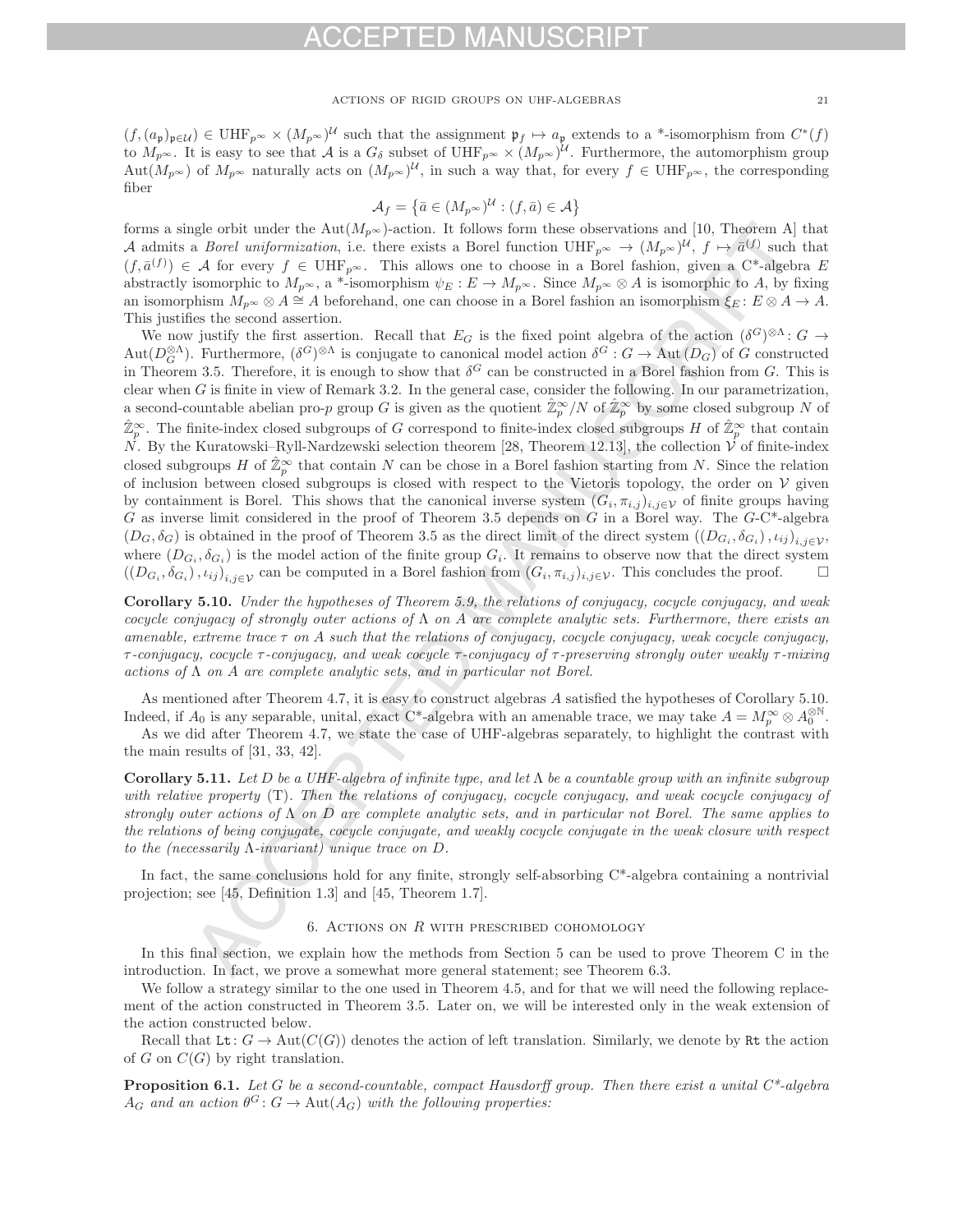$(f, (a_\mathfrak{p})_{\mathfrak{p}\in\mathcal{U}}) \in \mathrm{UHF}_{p^\infty} \times (M_{p^\infty})^\mathcal{U}$ such that the assignment $\mathfrak{p}_f \mapsto a_\mathfrak{p}$ extends to a *-isomorphism from $C^*(f)$ to $M_{p^\infty}$. It is easy to see that $\mathcal{A}$ is a $G_\delta$ subset of $\mathrm{UHF}_{p^\infty} \times (M_{p^\infty})^\mathcal{U}$. Furthermore, the automorphism group $\mathrm{Aut}(M_{p^\infty})$ of $M_{p^\infty}$ naturally acts on $(M_{p^\infty})^\mathcal{U}$, in such a way that, for every $f \in \mathrm{UHF}_{p^\infty}$, the corresponding fiber

$$\mathcal{A}_f = \left\{ \bar{a} \in (M_{p^\infty})^\mathcal{U} : (f, \bar{a}) \in \mathcal{A} \right\}$$

forms a single orbit under the $\mathrm{Aut}(M_{p^\infty})$-action. It follows form these observations and [10, Theorem A] that $\mathcal{A}$ admits a *Borel uniformization*, i.e. there exists a Borel function $\mathrm{UHF}_{p^\infty} \to (M_{p^\infty})^\mathcal{U}$, $f \mapsto \bar{a}^{(f)}$ such that $(f, \bar{a}^{(f)}) \in \mathcal{A}$ for every $f \in \mathrm{UHF}_{p^\infty}$. This allows one to choose in a Borel fashion, given a C*-algebra $E$ abstractly isomorphic to $M_{p^\infty}$, a *-isomorphism $\psi_E : E \to M_{p^\infty}$. Since $M_{p^\infty} \otimes A$ is isomorphic to $A$, by fixing an isomorphism $M_{p^\infty} \otimes A \cong A$ beforehand, one can choose in a Borel fashion an isomorphism $\xi_E : E \otimes A \to A$. This justifies the second assertion.

We now justify the first assertion. Recall that $E_G$ is the fixed point algebra of the action $(\delta^G)^{\otimes\Lambda} : G \to \mathrm{Aut}(D_G^{\otimes\Lambda})$. Furthermore, $(\delta^G)^{\otimes\Lambda}$ is conjugate to canonical model action $\delta^G : G \to \mathrm{Aut}(D_G)$ of $G$ constructed in Theorem 3.5. Therefore, it is enough to show that $\delta^G$ can be constructed in a Borel fashion from $G$. This is clear when $G$ is finite in view of Remark 3.2. In the general case, consider the following. In our parametrization, a second-countable abelian pro-$p$ group $G$ is given as the quotient $\hat{\mathbb{Z}}_p^\infty / N$ of $\hat{\mathbb{Z}}_p^\infty$ by some closed subgroup $N$ of $\hat{\mathbb{Z}}_p^\infty$. The finite-index closed subgroups of $G$ correspond to finite-index closed subgroups $H$ of $\hat{\mathbb{Z}}_p^\infty$ that contain $N$. By the Kuratowski–Ryll-Nardzewski selection theorem [28, Theorem 12.13], the collection $\mathcal{V}$ of finite-index closed subgroups $H$ of $\hat{\mathbb{Z}}_p^\infty$ that contain $N$ can be chose in a Borel fashion starting from $N$. Since the relation of inclusion between closed subgroups is closed with respect to the Vietoris topology, the order on $\mathcal{V}$ given by containment is Borel. This shows that the canonical inverse system $(G_i, \pi_{i,j})_{i,j\in\mathcal{V}}$ of finite groups having $G$ as inverse limit considered in the proof of Theorem 3.5 depends on $G$ in a Borel way. The $G$-C*-algebra $(D_G, \delta_G)$ is obtained in the proof of Theorem 3.5 as the direct limit of the direct system $((D_{G_i}, \delta_{G_i}), \iota_{ij})_{i,j\in\mathcal{V}}$, where $(D_{G_i}, \delta_{G_i})$ is the model action of the finite group $G_i$. It remains to observe now that the direct system $((D_{G_i}, \delta_{G_i}), \iota_{ij})_{i,j\in\mathcal{V}}$ can be computed in a Borel fashion from $(G_i, \pi_{i,j})_{i,j\in\mathcal{V}}$. This concludes the proof. $\square$

**Corollary 5.10.** *Under the hypotheses of Theorem 5.9, the relations of conjugacy, cocycle conjugacy, and weak cocycle conjugacy of strongly outer actions of $\Lambda$ on $A$ are complete analytic sets. Furthermore, there exists an amenable, extreme trace $\tau$ on $A$ such that the relations of conjugacy, cocycle conjugacy, weak cocycle conjugacy, $\tau$-conjugacy, cocycle $\tau$-conjugacy, and weak cocycle $\tau$-conjugacy of $\tau$-preserving strongly outer weakly $\tau$-mixing actions of $\Lambda$ on $A$ are complete analytic sets, and in particular not Borel.*

As mentioned after Theorem 4.7, it is easy to construct algebras $A$ satisfied the hypotheses of Corollary 5.10. Indeed, if $A_0$ is any separable, unital, exact C*-algebra with an amenable trace, we may take $A = M_p^\infty \otimes A_0^{\otimes\mathbb{N}}$.

As we did after Theorem 4.7, we state the case of UHF-algebras separately, to highlight the contrast with the main results of [31, 33, 42].

**Corollary 5.11.** *Let $D$ be a UHF-algebra of infinite type, and let $\Lambda$ be a countable group with an infinite subgroup with relative property* (T)*. Then the relations of conjugacy, cocycle conjugacy, and weak cocycle conjugacy of strongly outer actions of $\Lambda$ on $D$ are complete analytic sets, and in particular not Borel. The same applies to the relations of being conjugate, cocycle conjugate, and weakly cocycle conjugate in the weak closure with respect to the (necessarily $\Lambda$-invariant) unique trace on $D$.*

In fact, the same conclusions hold for any finite, strongly self-absorbing C*-algebra containing a nontrivial projection; see [45, Definition 1.3] and [45, Theorem 1.7].

## 6. Actions on $R$ with prescribed cohomology

In this final section, we explain how the methods from Section 5 can be used to prove Theorem C in the introduction. In fact, we prove a somewhat more general statement; see Theorem 6.3.

We follow a strategy similar to the one used in Theorem 4.5, and for that we will need the following replacement of the action constructed in Theorem 3.5. Later on, we will be interested only in the weak extension of the action constructed below.

Recall that $\mathtt{Lt}\colon G \to \mathrm{Aut}(C(G))$ denotes the action of left translation. Similarly, we denote by $\mathtt{Rt}$ the action of $G$ on $C(G)$ by right translation.

**Proposition 6.1.** *Let $G$ be a second-countable, compact Hausdorff group. Then there exist a unital C*-algebra $A_G$ and an action $\theta^G\colon G \to \mathrm{Aut}(A_G)$ with the following properties:*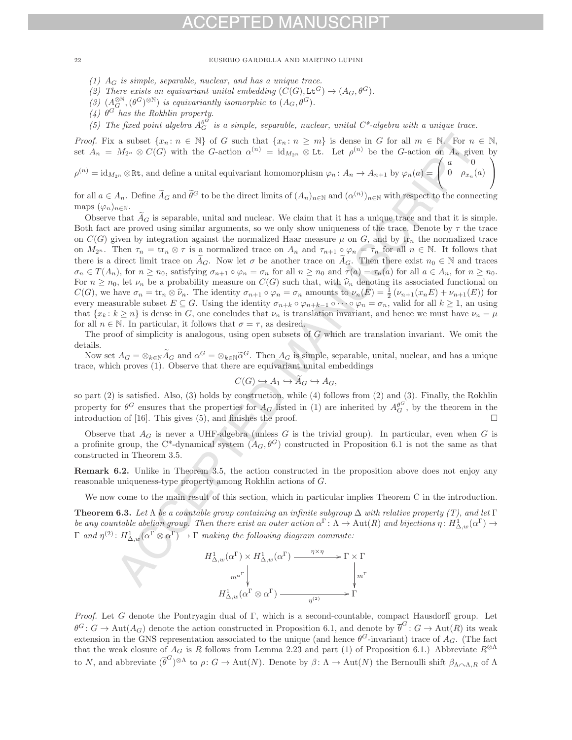(1) $A_G$ is simple, separable, nuclear, and has a unique trace.
(2) There exists an equivariant unital embedding $(C(G), \mathtt{Lt}^G) \to (A_G, \theta^G)$.
(3) $(A_G^{\otimes \mathbb{N}}, (\theta^G)^{\otimes \mathbb{N}})$ is equivariantly isomorphic to $(A_G, \theta^G)$.
(4) $\theta^G$ has the Rokhlin property.
(5) The fixed point algebra $A_G^{\theta^G}$ is a simple, separable, nuclear, unital C\*-algebra with a unique trace.

*Proof.* Fix a subset $\{x_n : n \in \mathbb{N}\}$ of $G$ such that $\{x_n : n \geq m\}$ is dense in $G$ for all $m \in \mathbb{N}$. For $n \in \mathbb{N}$, set $A_n = M_{2^n} \otimes C(G)$ with the $G$-action $\alpha^{(n)} = \mathrm{id}_{M_{2^n}} \otimes \mathtt{Lt}$. Let $\rho^{(n)}$ be the $G$-action on $A_n$ given by $\rho^{(n)} = \mathrm{id}_{M_{2^n}} \otimes \mathtt{Rt}$, and define a unital equivariant homomorphism $\varphi_n : A_n \to A_{n+1}$ by $\varphi_n(a) = \begin{pmatrix} a & 0 \\ 0 & \rho_{x_n}(a) \end{pmatrix}$ for all $a \in A_n$. Define $\widetilde{A}_G$ and $\widetilde{\theta}^G$ to be the direct limits of $(A_n)_{n \in \mathbb{N}}$ and $(\alpha^{(n)})_{n \in \mathbb{N}}$ with respect to the connecting maps $(\varphi_n)_{n \in \mathbb{N}}$.

Observe that $\widetilde{A}_G$ is separable, unital and nuclear. We claim that it has a unique trace and that it is simple. Both fact are proved using similar arguments, so we only show uniqueness of the trace. Denote by $\tau$ the trace on $C(G)$ given by integration against the normalized Haar measure $\mu$ on $G$, and by $\mathrm{tr}_n$ the normalized trace on $M_{2^n}$. Then $\tau_n = \mathrm{tr}_n \otimes \tau$ is a normalized trace on $A_n$ and $\tau_{n+1} \circ \varphi_n = \tau_n$ for all $n \in \mathbb{N}$. It follows that there is a direct limit trace on $\widetilde{A}_G$. Now let $\sigma$ be another trace on $\widetilde{A}_G$. Then there exist $n_0 \in \mathbb{N}$ and traces $\sigma_n \in T(A_n)$, for $n \geq n_0$, satisfying $\sigma_{n+1} \circ \varphi_n = \sigma_n$ for all $n \geq n_0$ and $\tau(a) = \tau_n(a)$ for all $a \in A_n$, for $n \geq n_0$. For $n \geq n_0$, let $\nu_n$ be a probability measure on $C(G)$ such that, with $\widehat{\nu}_n$ denoting its associated functional on $C(G)$, we have $\sigma_n = \mathrm{tr}_n \otimes \widehat{\nu}_n$. The identity $\sigma_{n+1} \circ \varphi_n = \sigma_n$ amounts to $\nu_n(E) = \frac{1}{2}\left(\nu_{n+1}(x_n E) + \nu_{n+1}(E)\right)$ for every measurable subset $E \subseteq G$. Using the identity $\sigma_{n+k} \circ \varphi_{n+k-1} \circ \cdots \circ \varphi_n = \sigma_n$, valid for all $k \geq 1$, an using that $\{x_k : k \geq n\}$ is dense in $G$, one concludes that $\nu_n$ is translation invariant, and hence we must have $\nu_n = \mu$ for all $n \in \mathbb{N}$. In particular, it follows that $\sigma = \tau$, as desired.

The proof of simplicity is analogous, using open subsets of $G$ which are translation invariant. We omit the details.

Now set $A_G = \otimes_{k \in \mathbb{N}} \widetilde{A}_G$ and $\alpha^G = \otimes_{k \in \mathbb{N}} \widetilde{\alpha}^G$. Then $A_G$ is simple, separable, unital, nuclear, and has a unique trace, which proves (1). Observe that there are equivariant unital embeddings

$$C(G) \hookrightarrow A_1 \hookrightarrow \widetilde{A}_G \hookrightarrow A_G,$$

so part (2) is satisfied. Also, (3) holds by construction, while (4) follows from (2) and (3). Finally, the Rokhlin property for $\theta^G$ ensures that the properties for $A_G$ listed in (1) are inherited by $A_G^{\theta^G}$, by the theorem in the introduction of [16]. This gives (5), and finishes the proof. $\square$

Observe that $A_G$ is never a UHF-algebra (unless $G$ is the trivial group). In particular, even when $G$ is a profinite group, the C\*-dynamical system $(A_G, \theta^G)$ constructed in Proposition 6.1 is not the same as that constructed in Theorem 3.5.

**Remark 6.2.** Unlike in Theorem 3.5, the action constructed in the proposition above does not enjoy any reasonable uniqueness-type property among Rokhlin actions of $G$.

We now come to the main result of this section, which in particular implies Theorem C in the introduction.

**Theorem 6.3.** *Let $\Lambda$ be a countable group containing an infinite subgroup $\Delta$ with relative property (T), and let $\Gamma$ be any countable abelian group. Then there exist an outer action $\alpha^\Gamma : \Lambda \to \mathrm{Aut}(R)$ and bijections $\eta : H^1_{\Delta,w}(\alpha^\Gamma) \to \Gamma$ and $\eta^{(2)} : H^1_{\Delta,w}(\alpha^\Gamma \otimes \alpha^\Gamma) \to \Gamma$ making the following diagram commute:*

$$\begin{array}{ccc} H^1_{\Delta,w}(\alpha^\Gamma) \times H^1_{\Delta,w}(\alpha^\Gamma) & \xrightarrow{\eta \times \eta} & \Gamma \times \Gamma \\ \Big\downarrow {\scriptstyle m^{\alpha^\Gamma}} & & \Big\downarrow {\scriptstyle m^\Gamma} \\ H^1_{\Delta,w}(\alpha^\Gamma \otimes \alpha^\Gamma) & \xrightarrow[\eta^{(2)}]{} & \Gamma \end{array}$$

*Proof.* Let $G$ denote the Pontryagin dual of $\Gamma$, which is a second-countable, compact Hausdorff group. Let $\theta^G : G \to \mathrm{Aut}(A_G)$ denote the action constructed in Proposition 6.1, and denote by $\overline{\theta}^G : G \to \mathrm{Aut}(R)$ its weak extension in the GNS representation associated to the unique (and hence $\theta^G$-invariant) trace of $A_G$. (The fact that the weak closure of $A_G$ is $R$ follows from Lemma 2.23 and part (1) of Proposition 6.1.) Abbreviate $R^{\otimes \Lambda}$ to $N$, and abbreviate $(\overline{\theta}^G)^{\otimes \Lambda}$ to $\rho : G \to \mathrm{Aut}(N)$. Denote by $\beta : \Lambda \to \mathrm{Aut}(N)$ the Bernoulli shift $\beta_{\Lambda \curvearrowright \Lambda, R}$ of $\Lambda$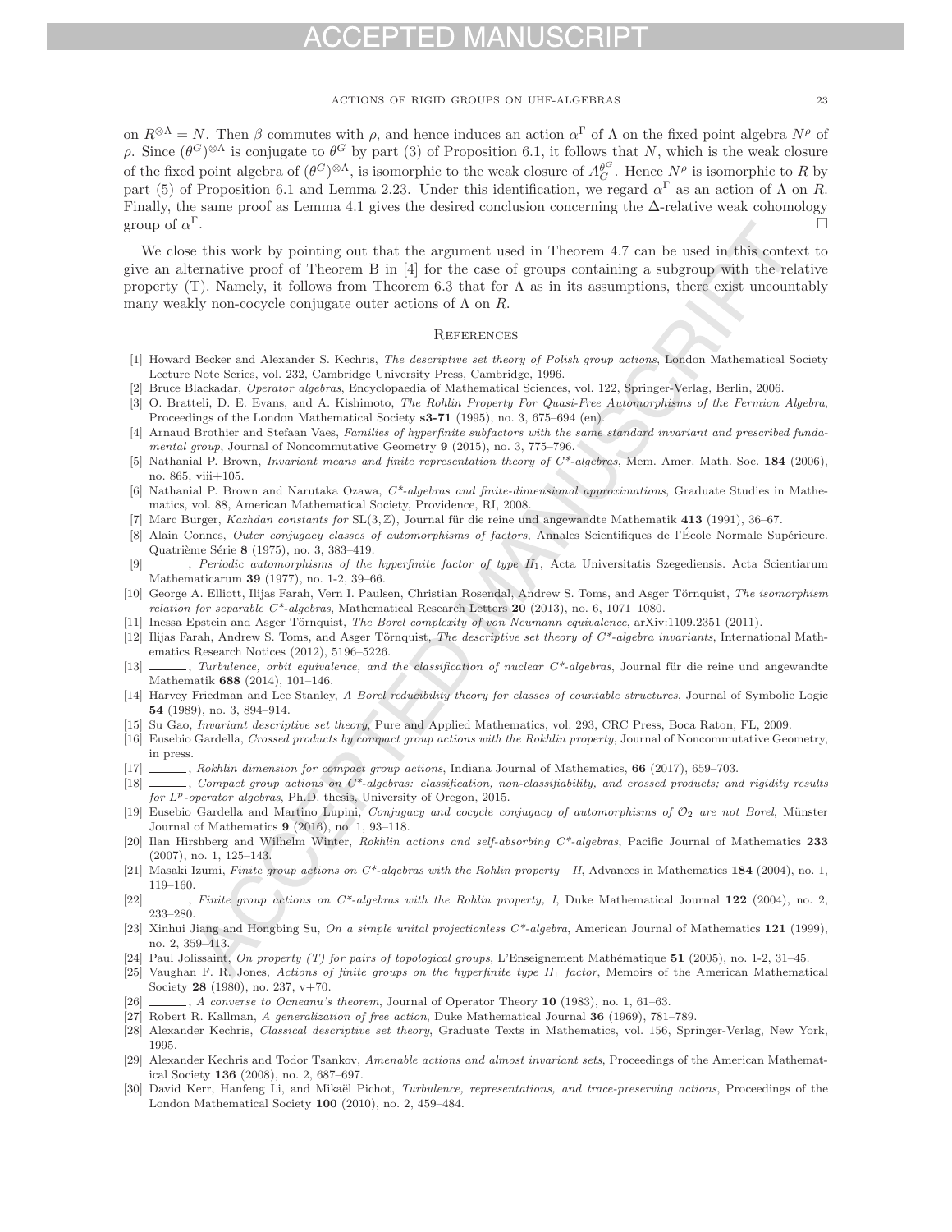on $R^{\otimes\Lambda} = N$. Then $\beta$ commutes with $\rho$, and hence induces an action $\alpha^\Gamma$ of $\Lambda$ on the fixed point algebra $N^\rho$ of $\rho$. Since $(\theta^G)^{\otimes\Lambda}$ is conjugate to $\theta^G$ by part (3) of Proposition 6.1, it follows that $N$, which is the weak closure of the fixed point algebra of $(\theta^G)^{\otimes\Lambda}$, is isomorphic to the weak closure of $A_G^{\theta^G}$. Hence $N^\rho$ is isomorphic to $R$ by part (5) of Proposition 6.1 and Lemma 2.23. Under this identification, we regard $\alpha^\Gamma$ as an action of $\Lambda$ on $R$. Finally, the same proof as Lemma 4.1 gives the desired conclusion concerning the $\Delta$-relative weak cohomology group of $\alpha^\Gamma$. □

We close this work by pointing out that the argument used in Theorem 4.7 can be used in this context to give an alternative proof of Theorem B in [4] for the case of groups containing a subgroup with the relative property (T). Namely, it follows from Theorem 6.3 that for $\Lambda$ as in its assumptions, there exist uncountably many weakly non-cocycle conjugate outer actions of $\Lambda$ on $R$.

## References

[1] Howard Becker and Alexander S. Kechris, *The descriptive set theory of Polish group actions*, London Mathematical Society Lecture Note Series, vol. 232, Cambridge University Press, Cambridge, 1996.

[2] Bruce Blackadar, *Operator algebras*, Encyclopaedia of Mathematical Sciences, vol. 122, Springer-Verlag, Berlin, 2006.

[3] O. Bratteli, D. E. Evans, and A. Kishimoto, *The Rohlin Property For Quasi-Free Automorphisms of the Fermion Algebra*, Proceedings of the London Mathematical Society **s3-71** (1995), no. 3, 675–694 (en).

[4] Arnaud Brothier and Stefaan Vaes, *Families of hyperfinite subfactors with the same standard invariant and prescribed fundamental group*, Journal of Noncommutative Geometry **9** (2015), no. 3, 775–796.

[5] Nathanial P. Brown, *Invariant means and finite representation theory of C\*-algebras*, Mem. Amer. Math. Soc. **184** (2006), no. 865, viii+105.

[6] Nathanial P. Brown and Narutaka Ozawa, *C\*-algebras and finite-dimensional approximations*, Graduate Studies in Mathematics, vol. 88, American Mathematical Society, Providence, RI, 2008.

[7] Marc Burger, *Kazhdan constants for* SL(3, ℤ), Journal für die reine und angewandte Mathematik **413** (1991), 36–67.

[8] Alain Connes, *Outer conjugacy classes of automorphisms of factors*, Annales Scientifiques de l'École Normale Supérieure. Quatrième Série **8** (1975), no. 3, 383–419.

[9] ———, *Periodic automorphisms of the hyperfinite factor of type II₁*, Acta Universitatis Szegediensis. Acta Scientiarum Mathematicarum **39** (1977), no. 1-2, 39–66.

[10] George A. Elliott, Ilijas Farah, Vern I. Paulsen, Christian Rosendal, Andrew S. Toms, and Asger Törnquist, *The isomorphism relation for separable C\*-algebras*, Mathematical Research Letters **20** (2013), no. 6, 1071–1080.

[11] Inessa Epstein and Asger Törnquist, *The Borel complexity of von Neumann equivalence*, arXiv:1109.2351 (2011).

[12] Ilijas Farah, Andrew S. Toms, and Asger Törnquist, *The descriptive set theory of C\*-algebra invariants*, International Mathematics Research Notices (2012), 5196–5226.

[13] ———, *Turbulence, orbit equivalence, and the classification of nuclear C\*-algebras*, Journal für die reine und angewandte Mathematik **688** (2014), 101–146.

[14] Harvey Friedman and Lee Stanley, *A Borel reducibility theory for classes of countable structures*, Journal of Symbolic Logic **54** (1989), no. 3, 894–914.

[15] Su Gao, *Invariant descriptive set theory*, Pure and Applied Mathematics, vol. 293, CRC Press, Boca Raton, FL, 2009.

[16] Eusebio Gardella, *Crossed products by compact group actions with the Rokhlin property*, Journal of Noncommutative Geometry, in press.

[17] ———, *Rokhlin dimension for compact group actions*, Indiana Journal of Mathematics, **66** (2017), 659–703.

[18] ———, *Compact group actions on C\*-algebras: classification, non-classifiability, and crossed products; and rigidity results for $L^p$-operator algebras*, Ph.D. thesis, University of Oregon, 2015.

[19] Eusebio Gardella and Martino Lupini, *Conjugacy and cocycle conjugacy of automorphisms of $\mathcal{O}_2$ are not Borel*, Münster Journal of Mathematics **9** (2016), no. 1, 93–118.

[20] Ilan Hirshberg and Wilhelm Winter, *Rokhlin actions and self-absorbing C\*-algebras*, Pacific Journal of Mathematics **233** (2007), no. 1, 125–143.

[21] Masaki Izumi, *Finite group actions on C\*-algebras with the Rohlin property—II*, Advances in Mathematics **184** (2004), no. 1, 119–160.

[22] ———, *Finite group actions on C\*-algebras with the Rohlin property, I*, Duke Mathematical Journal **122** (2004), no. 2, 233–280.

[23] Xinhui Jiang and Hongbing Su, *On a simple unital projectionless C\*-algebra*, American Journal of Mathematics **121** (1999), no. 2, 359–413.

[24] Paul Jolissaint, *On property (T) for pairs of topological groups*, L'Enseignement Mathématique **51** (2005), no. 1-2, 31–45.

[25] Vaughan F. R. Jones, *Actions of finite groups on the hyperfinite type II₁ factor*, Memoirs of the American Mathematical Society **28** (1980), no. 237, v+70.

[26] ———, *A converse to Ocneanu's theorem*, Journal of Operator Theory **10** (1983), no. 1, 61–63.

[27] Robert R. Kallman, *A generalization of free action*, Duke Mathematical Journal **36** (1969), 781–789.

[28] Alexander Kechris, *Classical descriptive set theory*, Graduate Texts in Mathematics, vol. 156, Springer-Verlag, New York, 1995.

[29] Alexander Kechris and Todor Tsankov, *Amenable actions and almost invariant sets*, Proceedings of the American Mathematical Society **136** (2008), no. 2, 687–697.

[30] David Kerr, Hanfeng Li, and Mikaël Pichot, *Turbulence, representations, and trace-preserving actions*, Proceedings of the London Mathematical Society **100** (2010), no. 2, 459–484.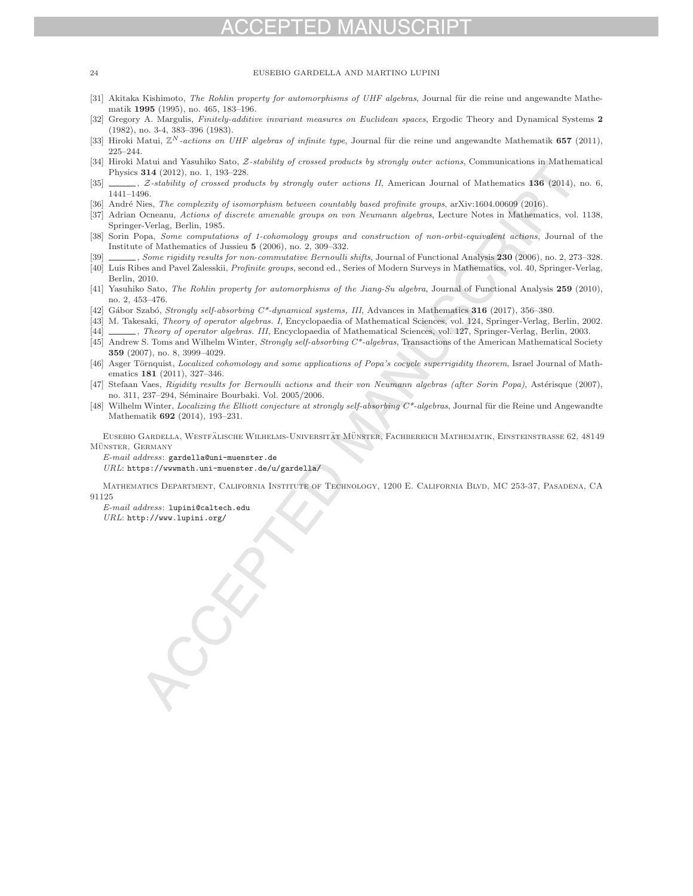[31] Akitaka Kishimoto, *The Rohlin property for automorphisms of UHF algebras*, Journal für die reine und angewandte Mathematik **1995** (1995), no. 465, 183–196.

[32] Gregory A. Margulis, *Finitely-additive invariant measures on Euclidean spaces*, Ergodic Theory and Dynamical Systems **2** (1982), no. 3-4, 383–396 (1983).

[33] Hiroki Matui, *$\mathbb{Z}^N$-actions on UHF algebras of infinite type*, Journal für die reine und angewandte Mathematik **657** (2011), 225–244.

[34] Hiroki Matui and Yasuhiko Sato, *$\mathcal{Z}$-stability of crossed products by strongly outer actions*, Communications in Mathematical Physics **314** (2012), no. 1, 193–228.

[35] ______, *$\mathcal{Z}$-stability of crossed products by strongly outer actions II*, American Journal of Mathematics **136** (2014), no. 6, 1441–1496.

[36] André Nies, *The complexity of isomorphism between countably based profinite groups*, arXiv:1604.00609 (2016).

[37] Adrian Ocneanu, *Actions of discrete amenable groups on von Neumann algebras*, Lecture Notes in Mathematics, vol. 1138, Springer-Verlag, Berlin, 1985.

[38] Sorin Popa, *Some computations of 1-cohomology groups and construction of non-orbit-equivalent actions*, Journal of the Institute of Mathematics of Jussieu **5** (2006), no. 2, 309–332.

[39] ______, *Some rigidity results for non-commutative Bernoulli shifts*, Journal of Functional Analysis **230** (2006), no. 2, 273–328.

[40] Luis Ribes and Pavel Zalesskii, *Profinite groups*, second ed., Series of Modern Surveys in Mathematics, vol. 40, Springer-Verlag, Berlin, 2010.

[41] Yasuhiko Sato, *The Rohlin property for automorphisms of the Jiang-Su algebra*, Journal of Functional Analysis **259** (2010), no. 2, 453–476.

[42] Gábor Szabó, *Strongly self-absorbing C\*-dynamical systems, III*, Advances in Mathematics **316** (2017), 356–380.

[43] M. Takesaki, *Theory of operator algebras. I*, Encyclopaedia of Mathematical Sciences, vol. 124, Springer-Verlag, Berlin, 2002.

[44] ______, *Theory of operator algebras. III*, Encyclopaedia of Mathematical Sciences, vol. 127, Springer-Verlag, Berlin, 2003.

[45] Andrew S. Toms and Wilhelm Winter, *Strongly self-absorbing C\*-algebras*, Transactions of the American Mathematical Society **359** (2007), no. 8, 3999–4029.

[46] Asger Törnquist, *Localized cohomology and some applications of Popa's cocycle superrigidity theorem*, Israel Journal of Mathematics **181** (2011), 327–346.

[47] Stefaan Vaes, *Rigidity results for Bernoulli actions and their von Neumann algebras (after Sorin Popa)*, Astérisque (2007), no. 311, 237–294, Séminaire Bourbaki. Vol. 2005/2006.

[48] Wilhelm Winter, *Localizing the Elliott conjecture at strongly self-absorbing C\*-algebras*, Journal für die Reine und Angewandte Mathematik **692** (2014), 193–231.

Eusebio Gardella, Westfälische Wilhelms-Universität Münster, Fachbereich Mathematik, Einsteinstrasse 62, 48149 Münster, Germany

*E-mail address*: gardella@uni-muenster.de

*URL*: https://wwwmath.uni-muenster.de/u/gardella/

Mathematics Department, California Institute of Technology, 1200 E. California Blvd, MC 253-37, Pasadena, CA 91125

*E-mail address*: lupini@caltech.edu

*URL*: http://www.lupini.org/